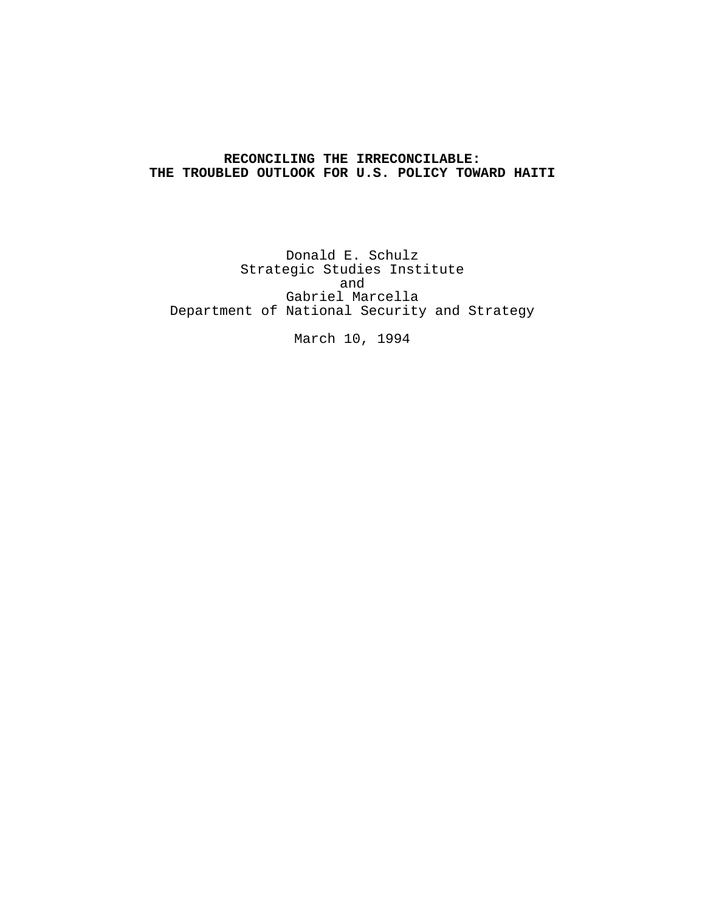# RECONCILING THE IRRECONCILABLE:
# THE TROUBLED OUTLOOK FOR U.S. POLICY TOWARD HAITI

Donald E. Schulz
Strategic Studies Institute
and
Gabriel Marcella
Department of National Security and Strategy

March 10, 1994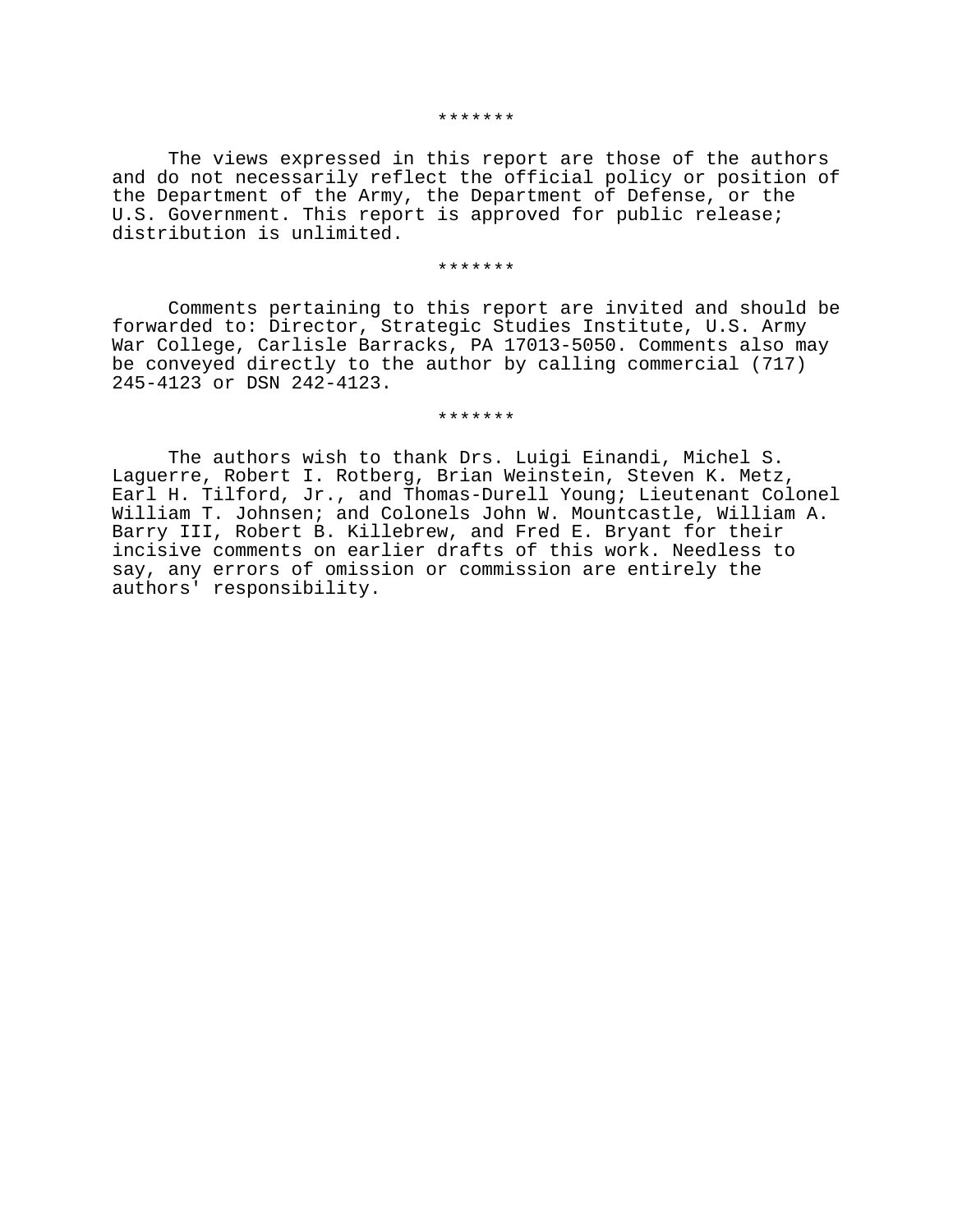*******

The views expressed in this report are those of the authors and do not necessarily reflect the official policy or position of the Department of the Army, the Department of Defense, or the U.S. Government. This report is approved for public release; distribution is unlimited.

*******

Comments pertaining to this report are invited and should be forwarded to: Director, Strategic Studies Institute, U.S. Army War College, Carlisle Barracks, PA 17013-5050. Comments also may be conveyed directly to the author by calling commercial (717) 245-4123 or DSN 242-4123.

*******

The authors wish to thank Drs. Luigi Einandi, Michel S. Laguerre, Robert I. Rotberg, Brian Weinstein, Steven K. Metz, Earl H. Tilford, Jr., and Thomas-Durell Young; Lieutenant Colonel William T. Johnsen; and Colonels John W. Mountcastle, William A. Barry III, Robert B. Killebrew, and Fred E. Bryant for their incisive comments on earlier drafts of this work. Needless to say, any errors of omission or commission are entirely the authors' responsibility.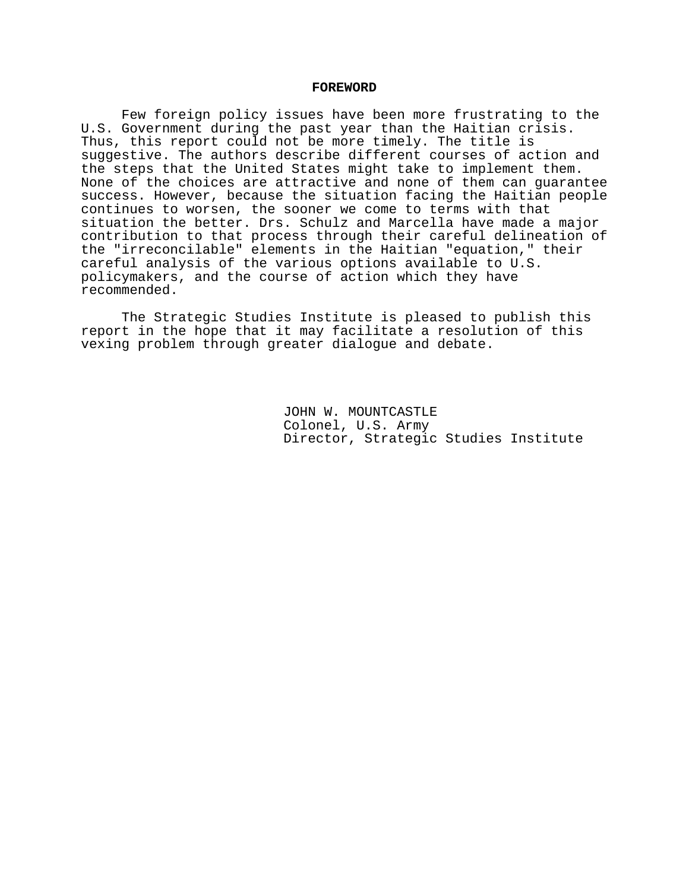## FOREWORD

Few foreign policy issues have been more frustrating to the U.S. Government during the past year than the Haitian crisis. Thus, this report could not be more timely. The title is suggestive. The authors describe different courses of action and the steps that the United States might take to implement them. None of the choices are attractive and none of them can guarantee success. However, because the situation facing the Haitian people continues to worsen, the sooner we come to terms with that situation the better. Drs. Schulz and Marcella have made a major contribution to that process through their careful delineation of the "irreconcilable" elements in the Haitian "equation," their careful analysis of the various options available to U.S. policymakers, and the course of action which they have recommended.

The Strategic Studies Institute is pleased to publish this report in the hope that it may facilitate a resolution of this vexing problem through greater dialogue and debate.

JOHN W. MOUNTCASTLE
Colonel, U.S. Army
Director, Strategic Studies Institute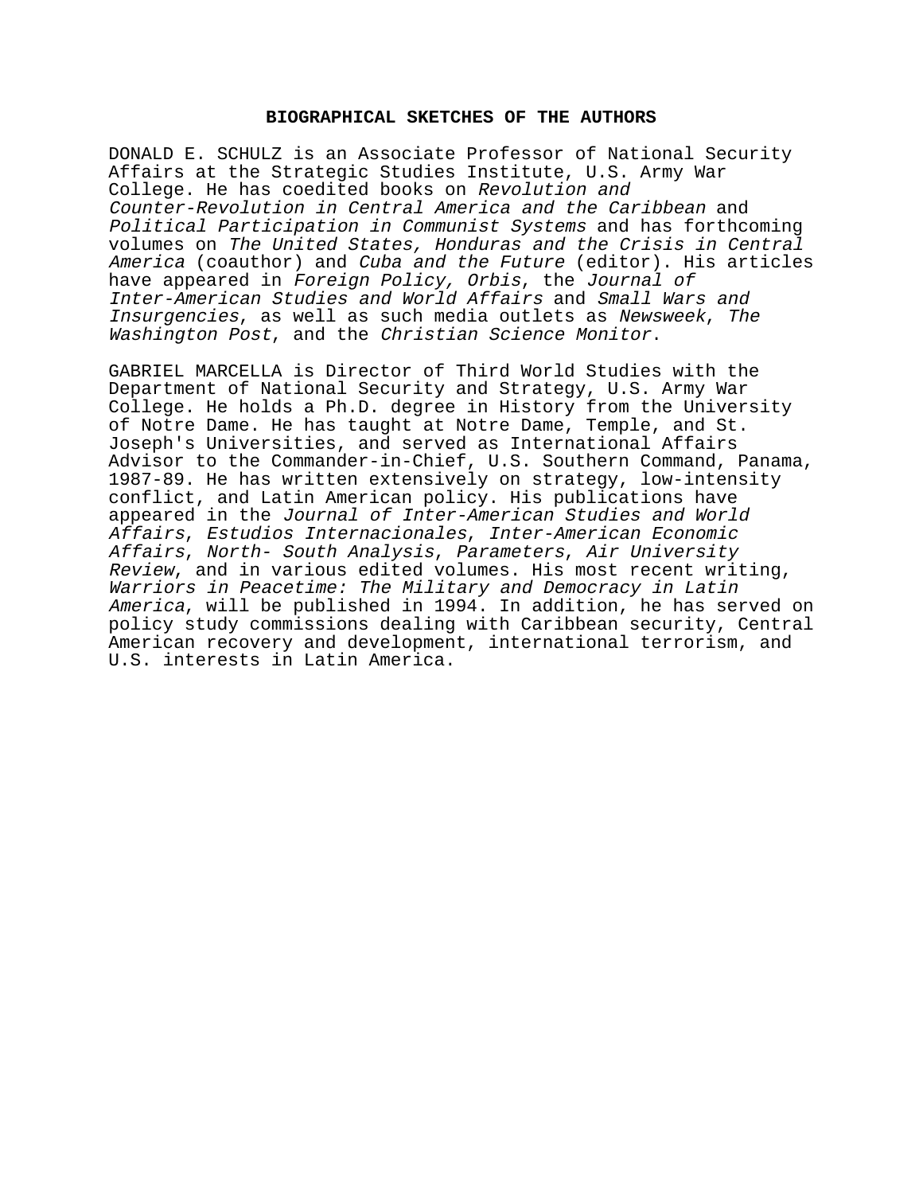## BIOGRAPHICAL SKETCHES OF THE AUTHORS

DONALD E. SCHULZ is an Associate Professor of National Security Affairs at the Strategic Studies Institute, U.S. Army War College. He has coedited books on *Revolution and Counter-Revolution in Central America and the Caribbean* and *Political Participation in Communist Systems* and has forthcoming volumes on *The United States, Honduras and the Crisis in Central America* (coauthor) and *Cuba and the Future* (editor). His articles have appeared in *Foreign Policy, Orbis*, the *Journal of Inter-American Studies and World Affairs* and *Small Wars and Insurgencies*, as well as such media outlets as *Newsweek*, *The Washington Post*, and the *Christian Science Monitor*.

GABRIEL MARCELLA is Director of Third World Studies with the Department of National Security and Strategy, U.S. Army War College. He holds a Ph.D. degree in History from the University of Notre Dame. He has taught at Notre Dame, Temple, and St. Joseph's Universities, and served as International Affairs Advisor to the Commander-in-Chief, U.S. Southern Command, Panama, 1987-89. He has written extensively on strategy, low-intensity conflict, and Latin American policy. His publications have appeared in the *Journal of Inter-American Studies and World Affairs*, *Estudios Internacionales*, *Inter-American Economic Affairs*, *North- South Analysis*, *Parameters*, *Air University Review*, and in various edited volumes. His most recent writing, *Warriors in Peacetime: The Military and Democracy in Latin America*, will be published in 1994. In addition, he has served on policy study commissions dealing with Caribbean security, Central American recovery and development, international terrorism, and U.S. interests in Latin America.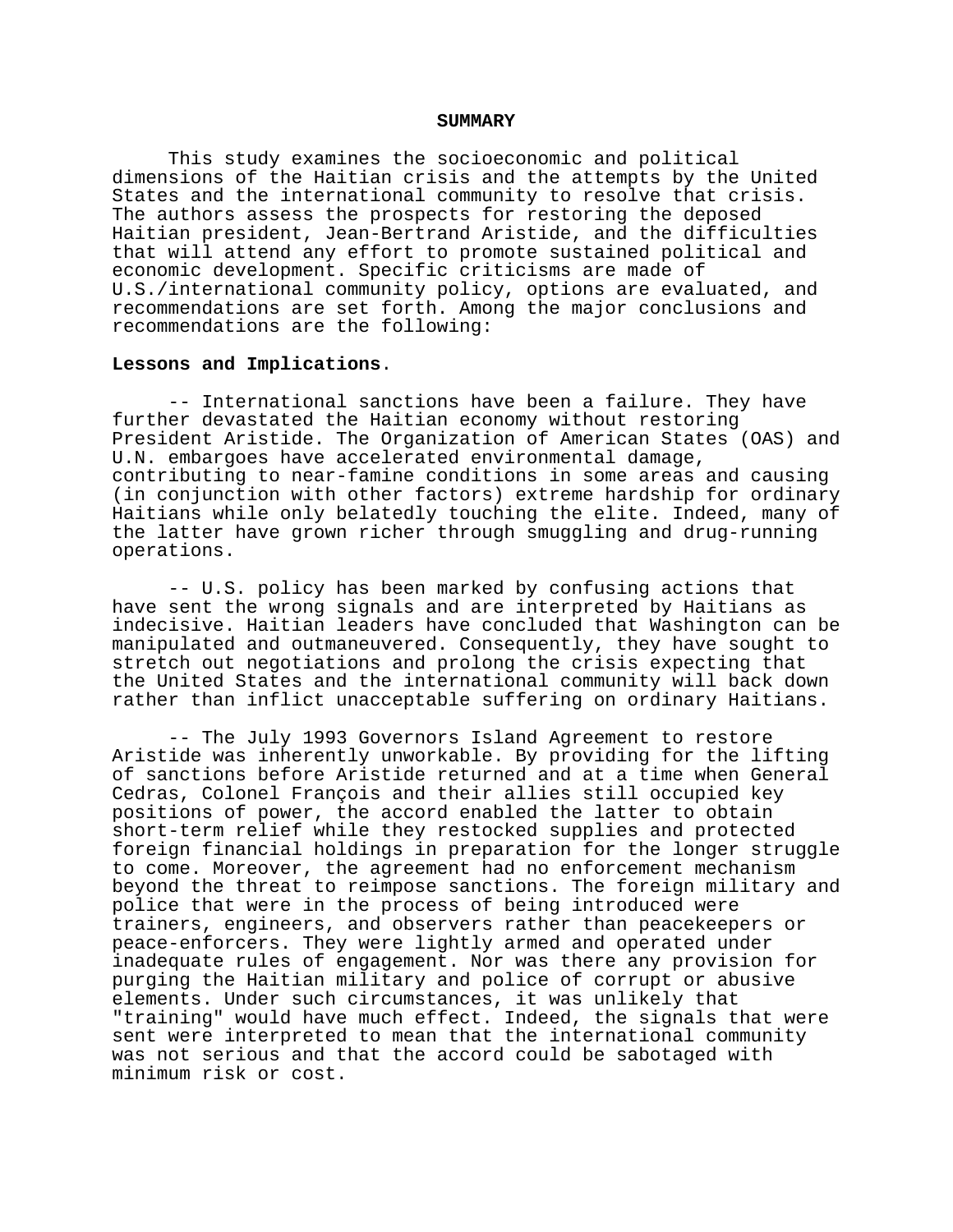## SUMMARY

This study examines the socioeconomic and political dimensions of the Haitian crisis and the attempts by the United States and the international community to resolve that crisis. The authors assess the prospects for restoring the deposed Haitian president, Jean-Bertrand Aristide, and the difficulties that will attend any effort to promote sustained political and economic development. Specific criticisms are made of U.S./international community policy, options are evaluated, and recommendations are set forth. Among the major conclusions and recommendations are the following:

**Lessons and Implications**.

-- International sanctions have been a failure. They have further devastated the Haitian economy without restoring President Aristide. The Organization of American States (OAS) and U.N. embargoes have accelerated environmental damage, contributing to near-famine conditions in some areas and causing (in conjunction with other factors) extreme hardship for ordinary Haitians while only belatedly touching the elite. Indeed, many of the latter have grown richer through smuggling and drug-running operations.

-- U.S. policy has been marked by confusing actions that have sent the wrong signals and are interpreted by Haitians as indecisive. Haitian leaders have concluded that Washington can be manipulated and outmaneuvered. Consequently, they have sought to stretch out negotiations and prolong the crisis expecting that the United States and the international community will back down rather than inflict unacceptable suffering on ordinary Haitians.

-- The July 1993 Governors Island Agreement to restore Aristide was inherently unworkable. By providing for the lifting of sanctions before Aristide returned and at a time when General Cedras, Colonel François and their allies still occupied key positions of power, the accord enabled the latter to obtain short-term relief while they restocked supplies and protected foreign financial holdings in preparation for the longer struggle to come. Moreover, the agreement had no enforcement mechanism beyond the threat to reimpose sanctions. The foreign military and police that were in the process of being introduced were trainers, engineers, and observers rather than peacekeepers or peace-enforcers. They were lightly armed and operated under inadequate rules of engagement. Nor was there any provision for purging the Haitian military and police of corrupt or abusive elements. Under such circumstances, it was unlikely that "training" would have much effect. Indeed, the signals that were sent were interpreted to mean that the international community was not serious and that the accord could be sabotaged with minimum risk or cost.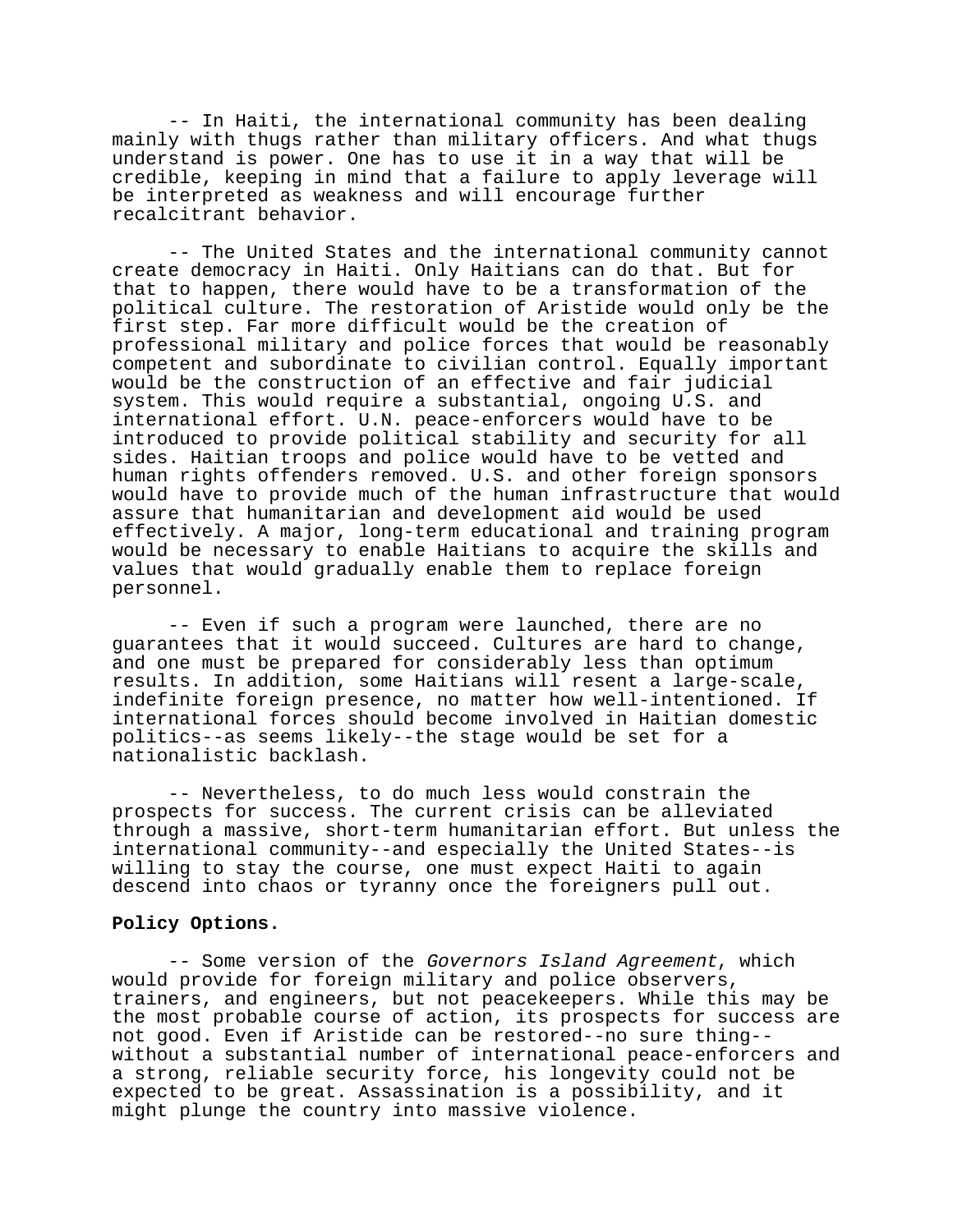-- In Haiti, the international community has been dealing mainly with thugs rather than military officers. And what thugs understand is power. One has to use it in a way that will be credible, keeping in mind that a failure to apply leverage will be interpreted as weakness and will encourage further recalcitrant behavior.

-- The United States and the international community cannot create democracy in Haiti. Only Haitians can do that. But for that to happen, there would have to be a transformation of the political culture. The restoration of Aristide would only be the first step. Far more difficult would be the creation of professional military and police forces that would be reasonably competent and subordinate to civilian control. Equally important would be the construction of an effective and fair judicial system. This would require a substantial, ongoing U.S. and international effort. U.N. peace-enforcers would have to be introduced to provide political stability and security for all sides. Haitian troops and police would have to be vetted and human rights offenders removed. U.S. and other foreign sponsors would have to provide much of the human infrastructure that would assure that humanitarian and development aid would be used effectively. A major, long-term educational and training program would be necessary to enable Haitians to acquire the skills and values that would gradually enable them to replace foreign personnel.

-- Even if such a program were launched, there are no guarantees that it would succeed. Cultures are hard to change, and one must be prepared for considerably less than optimum results. In addition, some Haitians will resent a large-scale, indefinite foreign presence, no matter how well-intentioned. If international forces should become involved in Haitian domestic politics--as seems likely--the stage would be set for a nationalistic backlash.

-- Nevertheless, to do much less would constrain the prospects for success. The current crisis can be alleviated through a massive, short-term humanitarian effort. But unless the international community--and especially the United States--is willing to stay the course, one must expect Haiti to again descend into chaos or tyranny once the foreigners pull out.

**Policy Options.**

-- Some version of the *Governors Island Agreement*, which would provide for foreign military and police observers, trainers, and engineers, but not peacekeepers. While this may be the most probable course of action, its prospects for success are not good. Even if Aristide can be restored--no sure thing--without a substantial number of international peace-enforcers and a strong, reliable security force, his longevity could not be expected to be great. Assassination is a possibility, and it might plunge the country into massive violence.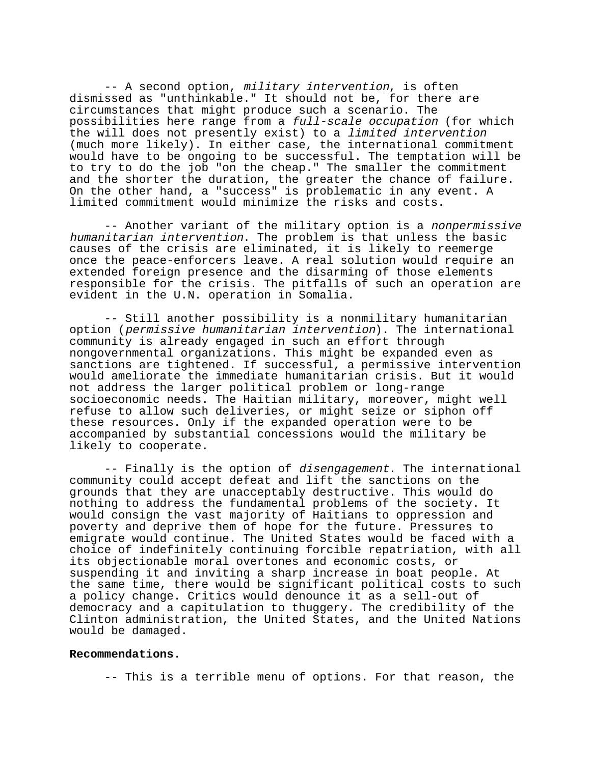-- A second option, *military intervention*, is often dismissed as "unthinkable." It should not be, for there are circumstances that might produce such a scenario. The possibilities here range from a *full-scale occupation* (for which the will does not presently exist) to a *limited intervention* (much more likely). In either case, the international commitment would have to be ongoing to be successful. The temptation will be to try to do the job "on the cheap." The smaller the commitment and the shorter the duration, the greater the chance of failure. On the other hand, a "success" is problematic in any event. A limited commitment would minimize the risks and costs.

-- Another variant of the military option is a *nonpermissive humanitarian intervention*. The problem is that unless the basic causes of the crisis are eliminated, it is likely to reemerge once the peace-enforcers leave. A real solution would require an extended foreign presence and the disarming of those elements responsible for the crisis. The pitfalls of such an operation are evident in the U.N. operation in Somalia.

-- Still another possibility is a nonmilitary humanitarian option (*permissive humanitarian intervention*). The international community is already engaged in such an effort through nongovernmental organizations. This might be expanded even as sanctions are tightened. If successful, a permissive intervention would ameliorate the immediate humanitarian crisis. But it would not address the larger political problem or long-range socioeconomic needs. The Haitian military, moreover, might well refuse to allow such deliveries, or might seize or siphon off these resources. Only if the expanded operation were to be accompanied by substantial concessions would the military be likely to cooperate.

-- Finally is the option of *disengagement*. The international community could accept defeat and lift the sanctions on the grounds that they are unacceptably destructive. This would do nothing to address the fundamental problems of the society. It would consign the vast majority of Haitians to oppression and poverty and deprive them of hope for the future. Pressures to emigrate would continue. The United States would be faced with a choice of indefinitely continuing forcible repatriation, with all its objectionable moral overtones and economic costs, or suspending it and inviting a sharp increase in boat people. At the same time, there would be significant political costs to such a policy change. Critics would denounce it as a sell-out of democracy and a capitulation to thuggery. The credibility of the Clinton administration, the United States, and the United Nations would be damaged.

**Recommendations**.

-- This is a terrible menu of options. For that reason, the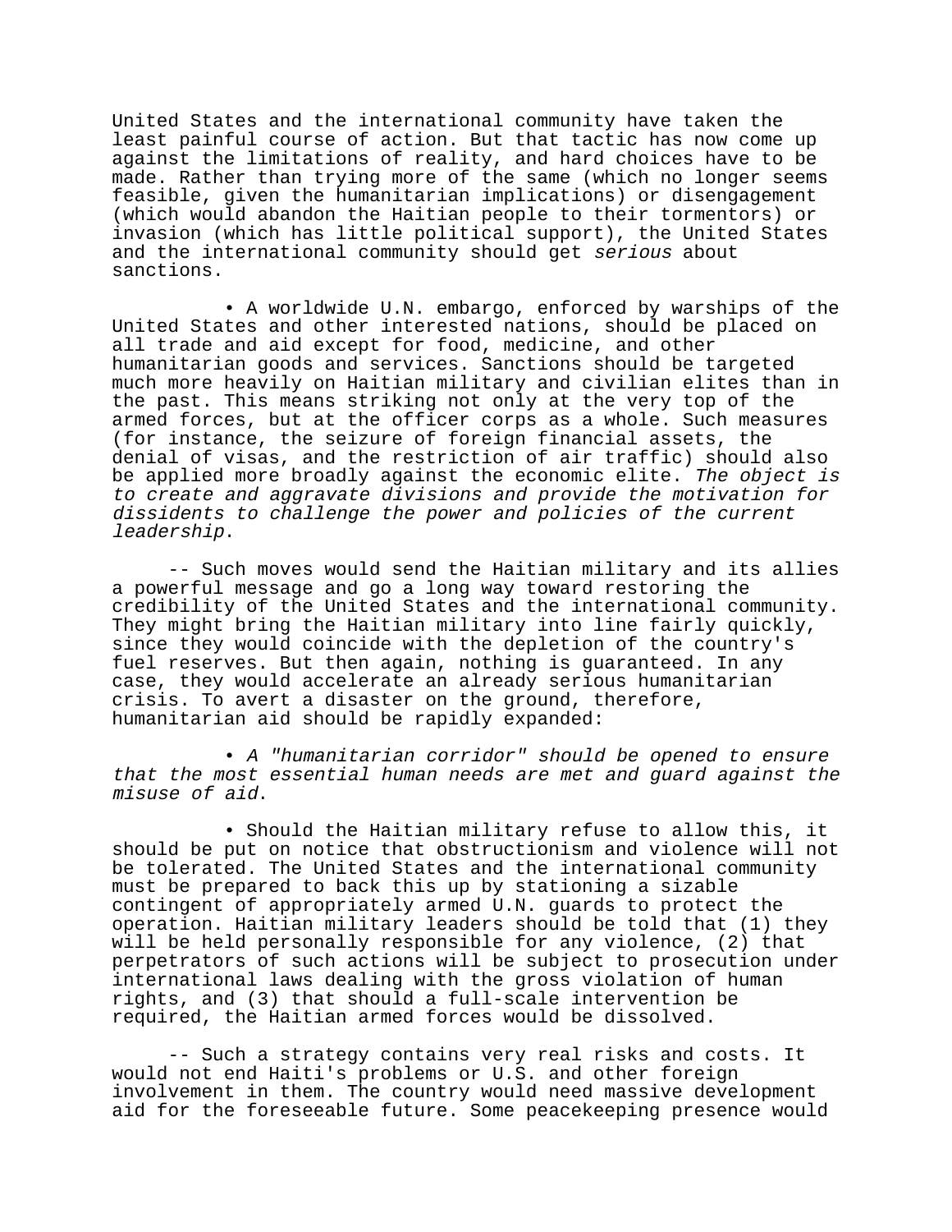United States and the international community have taken the least painful course of action. But that tactic has now come up against the limitations of reality, and hard choices have to be made. Rather than trying more of the same (which no longer seems feasible, given the humanitarian implications) or disengagement (which would abandon the Haitian people to their tormentors) or invasion (which has little political support), the United States and the international community should get *serious* about sanctions.

- A worldwide U.N. embargo, enforced by warships of the United States and other interested nations, should be placed on all trade and aid except for food, medicine, and other humanitarian goods and services. Sanctions should be targeted much more heavily on Haitian military and civilian elites than in the past. This means striking not only at the very top of the armed forces, but at the officer corps as a whole. Such measures (for instance, the seizure of foreign financial assets, the denial of visas, and the restriction of air traffic) should also be applied more broadly against the economic elite. *The object is to create and aggravate divisions and provide the motivation for dissidents to challenge the power and policies of the current leadership*.

-- Such moves would send the Haitian military and its allies a powerful message and go a long way toward restoring the credibility of the United States and the international community. They might bring the Haitian military into line fairly quickly, since they would coincide with the depletion of the country's fuel reserves. But then again, nothing is guaranteed. In any case, they would accelerate an already serious humanitarian crisis. To avert a disaster on the ground, therefore, humanitarian aid should be rapidly expanded:

- *A "humanitarian corridor" should be opened to ensure that the most essential human needs are met and guard against the misuse of aid*.

- Should the Haitian military refuse to allow this, it should be put on notice that obstructionism and violence will not be tolerated. The United States and the international community must be prepared to back this up by stationing a sizable contingent of appropriately armed U.N. guards to protect the operation. Haitian military leaders should be told that (1) they will be held personally responsible for any violence, (2) that perpetrators of such actions will be subject to prosecution under international laws dealing with the gross violation of human rights, and (3) that should a full-scale intervention be required, the Haitian armed forces would be dissolved.

-- Such a strategy contains very real risks and costs. It would not end Haiti's problems or U.S. and other foreign involvement in them. The country would need massive development aid for the foreseeable future. Some peacekeeping presence would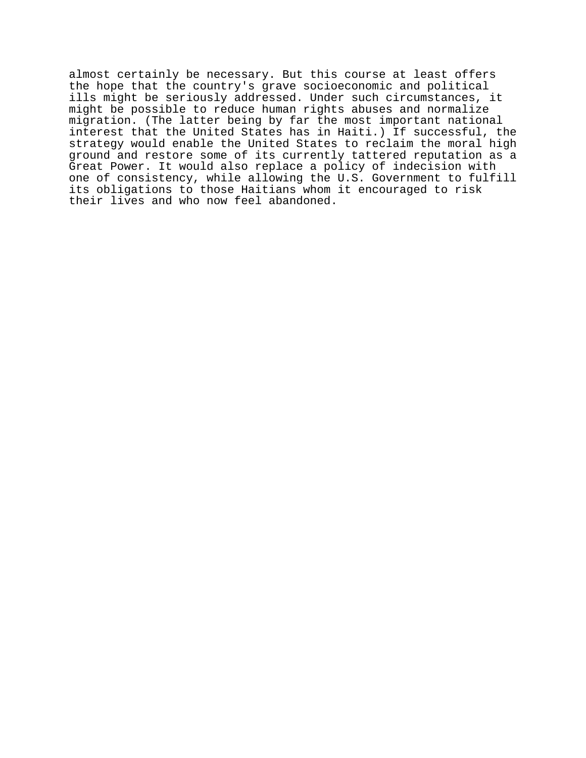almost certainly be necessary. But this course at least offers the hope that the country's grave socioeconomic and political ills might be seriously addressed. Under such circumstances, it might be possible to reduce human rights abuses and normalize migration. (The latter being by far the most important national interest that the United States has in Haiti.) If successful, the strategy would enable the United States to reclaim the moral high ground and restore some of its currently tattered reputation as a Great Power. It would also replace a policy of indecision with one of consistency, while allowing the U.S. Government to fulfill its obligations to those Haitians whom it encouraged to risk their lives and who now feel abandoned.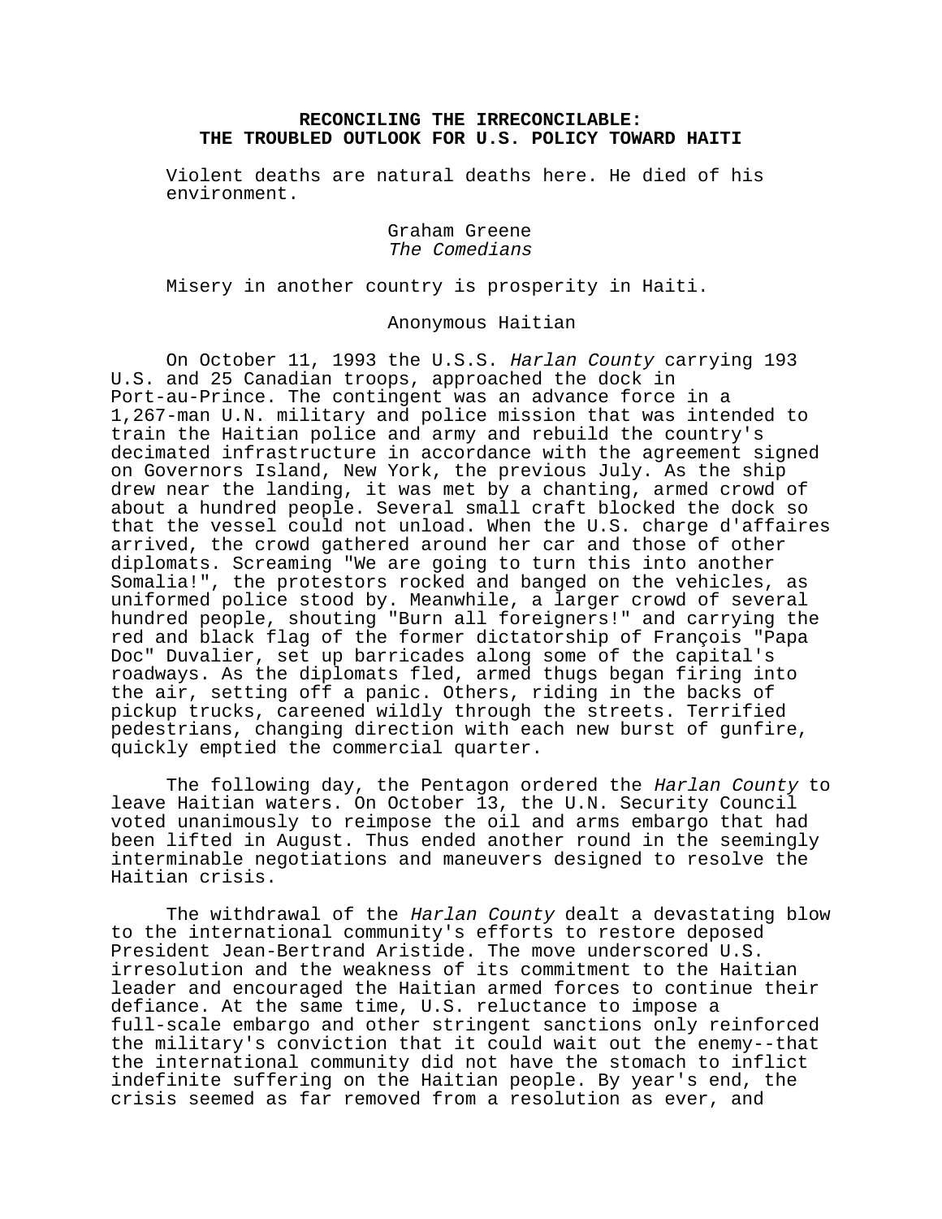# RECONCILING THE IRRECONCILABLE: THE TROUBLED OUTLOOK FOR U.S. POLICY TOWARD HAITI

> Violent deaths are natural deaths here. He died of his environment.
>
> Graham Greene
> *The Comedians*

> Misery in another country is prosperity in Haiti.
>
> Anonymous Haitian

On October 11, 1993 the U.S.S. *Harlan County* carrying 193 U.S. and 25 Canadian troops, approached the dock in Port-au-Prince. The contingent was an advance force in a 1,267-man U.N. military and police mission that was intended to train the Haitian police and army and rebuild the country's decimated infrastructure in accordance with the agreement signed on Governors Island, New York, the previous July. As the ship drew near the landing, it was met by a chanting, armed crowd of about a hundred people. Several small craft blocked the dock so that the vessel could not unload. When the U.S. charge d'affaires arrived, the crowd gathered around her car and those of other diplomats. Screaming "We are going to turn this into another Somalia!", the protestors rocked and banged on the vehicles, as uniformed police stood by. Meanwhile, a larger crowd of several hundred people, shouting "Burn all foreigners!" and carrying the red and black flag of the former dictatorship of François "Papa Doc" Duvalier, set up barricades along some of the capital's roadways. As the diplomats fled, armed thugs began firing into the air, setting off a panic. Others, riding in the backs of pickup trucks, careened wildly through the streets. Terrified pedestrians, changing direction with each new burst of gunfire, quickly emptied the commercial quarter.

The following day, the Pentagon ordered the *Harlan County* to leave Haitian waters. On October 13, the U.N. Security Council voted unanimously to reimpose the oil and arms embargo that had been lifted in August. Thus ended another round in the seemingly interminable negotiations and maneuvers designed to resolve the Haitian crisis.

The withdrawal of the *Harlan County* dealt a devastating blow to the international community's efforts to restore deposed President Jean-Bertrand Aristide. The move underscored U.S. irresolution and the weakness of its commitment to the Haitian leader and encouraged the Haitian armed forces to continue their defiance. At the same time, U.S. reluctance to impose a full-scale embargo and other stringent sanctions only reinforced the military's conviction that it could wait out the enemy--that the international community did not have the stomach to inflict indefinite suffering on the Haitian people. By year's end, the crisis seemed as far removed from a resolution as ever, and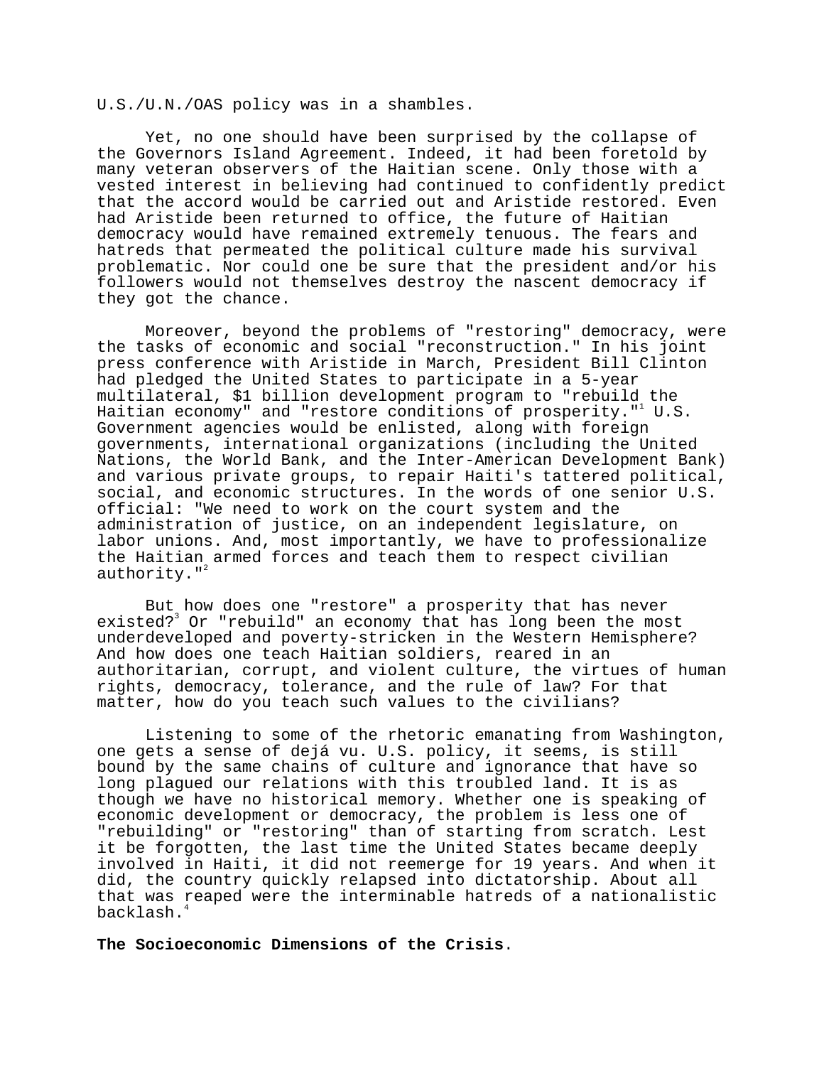U.S./U.N./OAS policy was in a shambles.

Yet, no one should have been surprised by the collapse of the Governors Island Agreement. Indeed, it had been foretold by many veteran observers of the Haitian scene. Only those with a vested interest in believing had continued to confidently predict that the accord would be carried out and Aristide restored. Even had Aristide been returned to office, the future of Haitian democracy would have remained extremely tenuous. The fears and hatreds that permeated the political culture made his survival problematic. Nor could one be sure that the president and/or his followers would not themselves destroy the nascent democracy if they got the chance.

Moreover, beyond the problems of "restoring" democracy, were the tasks of economic and social "reconstruction." In his joint press conference with Aristide in March, President Bill Clinton had pledged the United States to participate in a 5-year multilateral, $1 billion development program to "rebuild the Haitian economy" and "restore conditions of prosperity."[1] U.S. Government agencies would be enlisted, along with foreign governments, international organizations (including the United Nations, the World Bank, and the Inter-American Development Bank) and various private groups, to repair Haiti's tattered political, social, and economic structures. In the words of one senior U.S. official: "We need to work on the court system and the administration of justice, on an independent legislature, on labor unions. And, most importantly, we have to professionalize the Haitian armed forces and teach them to respect civilian authority."[2]

But how does one "restore" a prosperity that has never existed?[3] Or "rebuild" an economy that has long been the most underdeveloped and poverty-stricken in the Western Hemisphere? And how does one teach Haitian soldiers, reared in an authoritarian, corrupt, and violent culture, the virtues of human rights, democracy, tolerance, and the rule of law? For that matter, how do you teach such values to the civilians?

Listening to some of the rhetoric emanating from Washington, one gets a sense of dejá vu. U.S. policy, it seems, is still bound by the same chains of culture and ignorance that have so long plagued our relations with this troubled land. It is as though we have no historical memory. Whether one is speaking of economic development or democracy, the problem is less one of "rebuilding" or "restoring" than of starting from scratch. Lest it be forgotten, the last time the United States became deeply involved in Haiti, it did not reemerge for 19 years. And when it did, the country quickly relapsed into dictatorship. About all that was reaped were the interminable hatreds of a nationalistic backlash.[4]

**The Socioeconomic Dimensions of the Crisis**.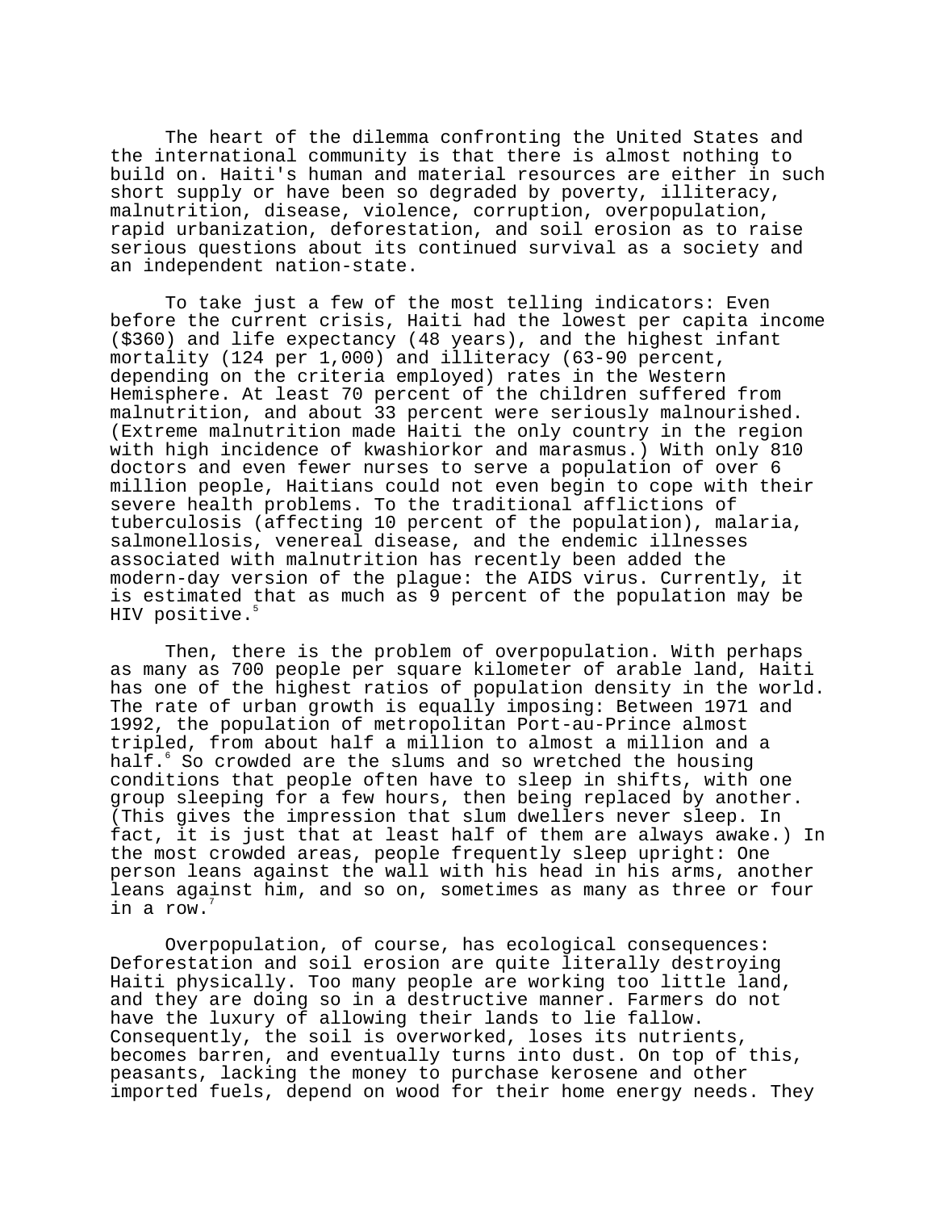The heart of the dilemma confronting the United States and the international community is that there is almost nothing to build on. Haiti's human and material resources are either in such short supply or have been so degraded by poverty, illiteracy, malnutrition, disease, violence, corruption, overpopulation, rapid urbanization, deforestation, and soil erosion as to raise serious questions about its continued survival as a society and an independent nation-state.

To take just a few of the most telling indicators: Even before the current crisis, Haiti had the lowest per capita income ($360) and life expectancy (48 years), and the highest infant mortality (124 per 1,000) and illiteracy (63-90 percent, depending on the criteria employed) rates in the Western Hemisphere. At least 70 percent of the children suffered from malnutrition, and about 33 percent were seriously malnourished. (Extreme malnutrition made Haiti the only country in the region with high incidence of kwashiorkor and marasmus.) With only 810 doctors and even fewer nurses to serve a population of over 6 million people, Haitians could not even begin to cope with their severe health problems. To the traditional afflictions of tuberculosis (affecting 10 percent of the population), malaria, salmonellosis, venereal disease, and the endemic illnesses associated with malnutrition has recently been added the modern-day version of the plague: the AIDS virus. Currently, it is estimated that as much as 9 percent of the population may be HIV positive.[5]

Then, there is the problem of overpopulation. With perhaps as many as 700 people per square kilometer of arable land, Haiti has one of the highest ratios of population density in the world. The rate of urban growth is equally imposing: Between 1971 and 1992, the population of metropolitan Port-au-Prince almost tripled, from about half a million to almost a million and a half.[6] So crowded are the slums and so wretched the housing conditions that people often have to sleep in shifts, with one group sleeping for a few hours, then being replaced by another. (This gives the impression that slum dwellers never sleep. In fact, it is just that at least half of them are always awake.) In the most crowded areas, people frequently sleep upright: One person leans against the wall with his head in his arms, another leans against him, and so on, sometimes as many as three or four in a row.[7]

Overpopulation, of course, has ecological consequences: Deforestation and soil erosion are quite literally destroying Haiti physically. Too many people are working too little land, and they are doing so in a destructive manner. Farmers do not have the luxury of allowing their lands to lie fallow. Consequently, the soil is overworked, loses its nutrients, becomes barren, and eventually turns into dust. On top of this, peasants, lacking the money to purchase kerosene and other imported fuels, depend on wood for their home energy needs. They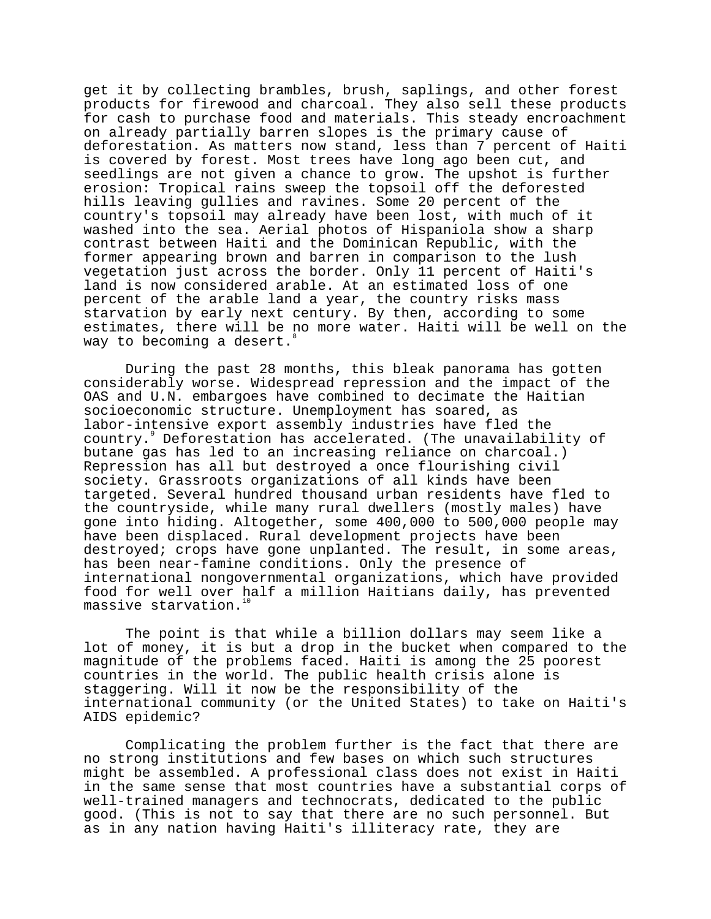get it by collecting brambles, brush, saplings, and other forest products for firewood and charcoal. They also sell these products for cash to purchase food and materials. This steady encroachment on already partially barren slopes is the primary cause of deforestation. As matters now stand, less than 7 percent of Haiti is covered by forest. Most trees have long ago been cut, and seedlings are not given a chance to grow. The upshot is further erosion: Tropical rains sweep the topsoil off the deforested hills leaving gullies and ravines. Some 20 percent of the country's topsoil may already have been lost, with much of it washed into the sea. Aerial photos of Hispaniola show a sharp contrast between Haiti and the Dominican Republic, with the former appearing brown and barren in comparison to the lush vegetation just across the border. Only 11 percent of Haiti's land is now considered arable. At an estimated loss of one percent of the arable land a year, the country risks mass starvation by early next century. By then, according to some estimates, there will be no more water. Haiti will be well on the way to becoming a desert.[8]

During the past 28 months, this bleak panorama has gotten considerably worse. Widespread repression and the impact of the OAS and U.N. embargoes have combined to decimate the Haitian socioeconomic structure. Unemployment has soared, as labor-intensive export assembly industries have fled the country.[9] Deforestation has accelerated. (The unavailability of butane gas has led to an increasing reliance on charcoal.) Repression has all but destroyed a once flourishing civil society. Grassroots organizations of all kinds have been targeted. Several hundred thousand urban residents have fled to the countryside, while many rural dwellers (mostly males) have gone into hiding. Altogether, some 400,000 to 500,000 people may have been displaced. Rural development projects have been destroyed; crops have gone unplanted. The result, in some areas, has been near-famine conditions. Only the presence of international nongovernmental organizations, which have provided food for well over half a million Haitians daily, has prevented massive starvation.[10]

The point is that while a billion dollars may seem like a lot of money, it is but a drop in the bucket when compared to the magnitude of the problems faced. Haiti is among the 25 poorest countries in the world. The public health crisis alone is staggering. Will it now be the responsibility of the international community (or the United States) to take on Haiti's AIDS epidemic?

Complicating the problem further is the fact that there are no strong institutions and few bases on which such structures might be assembled. A professional class does not exist in Haiti in the same sense that most countries have a substantial corps of well-trained managers and technocrats, dedicated to the public good. (This is not to say that there are no such personnel. But as in any nation having Haiti's illiteracy rate, they are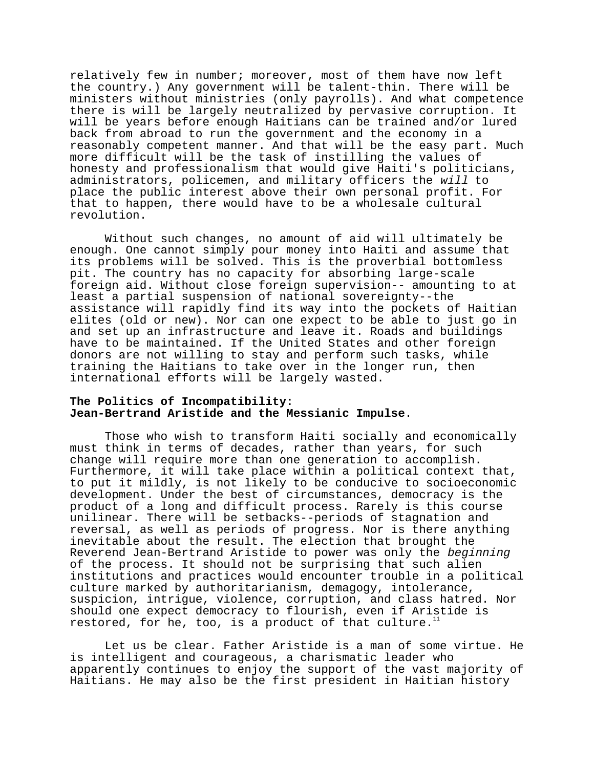relatively few in number; moreover, most of them have now left the country.) Any government will be talent-thin. There will be ministers without ministries (only payrolls). And what competence there is will be largely neutralized by pervasive corruption. It will be years before enough Haitians can be trained and/or lured back from abroad to run the government and the economy in a reasonably competent manner. And that will be the easy part. Much more difficult will be the task of instilling the values of honesty and professionalism that would give Haiti's politicians, administrators, policemen, and military officers the *will* to place the public interest above their own personal profit. For that to happen, there would have to be a wholesale cultural revolution.

Without such changes, no amount of aid will ultimately be enough. One cannot simply pour money into Haiti and assume that its problems will be solved. This is the proverbial bottomless pit. The country has no capacity for absorbing large-scale foreign aid. Without close foreign supervision-- amounting to at least a partial suspension of national sovereignty--the assistance will rapidly find its way into the pockets of Haitian elites (old or new). Nor can one expect to be able to just go in and set up an infrastructure and leave it. Roads and buildings have to be maintained. If the United States and other foreign donors are not willing to stay and perform such tasks, while training the Haitians to take over in the longer run, then international efforts will be largely wasted.

**The Politics of Incompatibility:**
**Jean-Bertrand Aristide and the Messianic Impulse**.

Those who wish to transform Haiti socially and economically must think in terms of decades, rather than years, for such change will require more than one generation to accomplish. Furthermore, it will take place within a political context that, to put it mildly, is not likely to be conducive to socioeconomic development. Under the best of circumstances, democracy is the product of a long and difficult process. Rarely is this course unilinear. There will be setbacks--periods of stagnation and reversal, as well as periods of progress. Nor is there anything inevitable about the result. The election that brought the Reverend Jean-Bertrand Aristide to power was only the *beginning* of the process. It should not be surprising that such alien institutions and practices would encounter trouble in a political culture marked by authoritarianism, demagogy, intolerance, suspicion, intrigue, violence, corruption, and class hatred. Nor should one expect democracy to flourish, even if Aristide is restored, for he, too, is a product of that culture.[11]

Let us be clear. Father Aristide is a man of some virtue. He is intelligent and courageous, a charismatic leader who apparently continues to enjoy the support of the vast majority of Haitians. He may also be the first president in Haitian history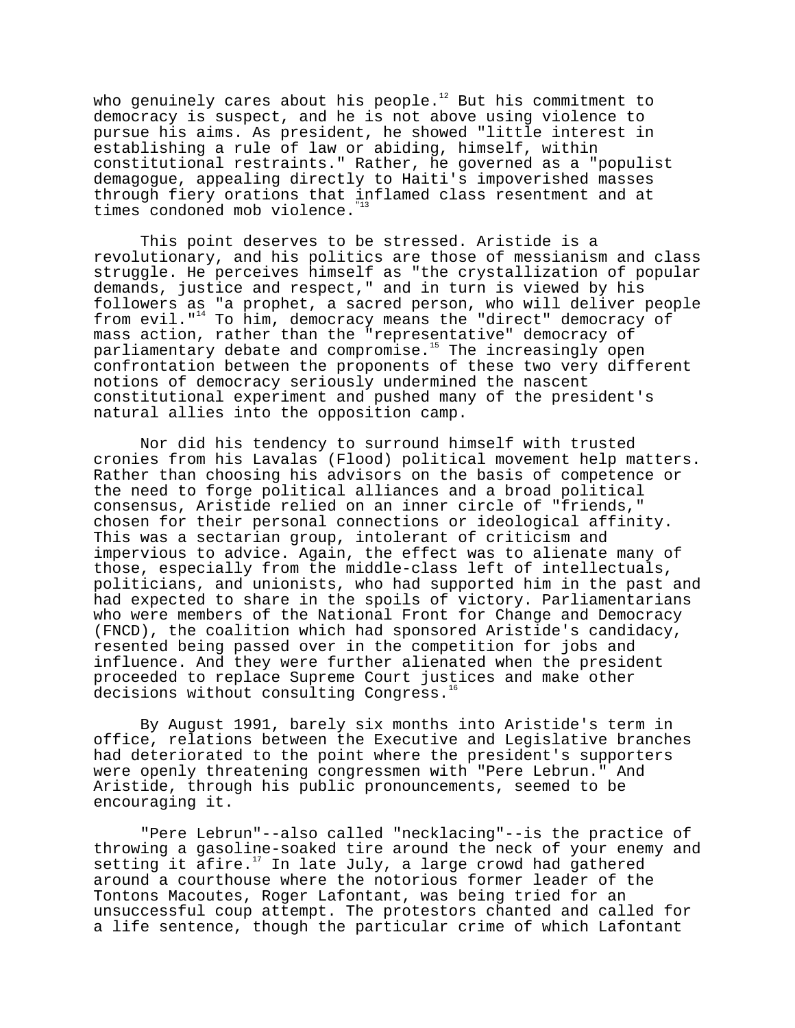who genuinely cares about his people.[12] But his commitment to democracy is suspect, and he is not above using violence to pursue his aims. As president, he showed "little interest in establishing a rule of law or abiding, himself, within constitutional restraints." Rather, he governed as a "populist demagogue, appealing directly to Haiti's impoverished masses through fiery orations that inflamed class resentment and at times condoned mob violence."[13]

This point deserves to be stressed. Aristide is a revolutionary, and his politics are those of messianism and class struggle. He perceives himself as "the crystallization of popular demands, justice and respect," and in turn is viewed by his followers as "a prophet, a sacred person, who will deliver people from evil."[14] To him, democracy means the "direct" democracy of mass action, rather than the "representative" democracy of parliamentary debate and compromise.[15] The increasingly open confrontation between the proponents of these two very different notions of democracy seriously undermined the nascent constitutional experiment and pushed many of the president's natural allies into the opposition camp.

Nor did his tendency to surround himself with trusted cronies from his Lavalas (Flood) political movement help matters. Rather than choosing his advisors on the basis of competence or the need to forge political alliances and a broad political consensus, Aristide relied on an inner circle of "friends," chosen for their personal connections or ideological affinity. This was a sectarian group, intolerant of criticism and impervious to advice. Again, the effect was to alienate many of those, especially from the middle-class left of intellectuals, politicians, and unionists, who had supported him in the past and had expected to share in the spoils of victory. Parliamentarians who were members of the National Front for Change and Democracy (FNCD), the coalition which had sponsored Aristide's candidacy, resented being passed over in the competition for jobs and influence. And they were further alienated when the president proceeded to replace Supreme Court justices and make other decisions without consulting Congress.[16]

By August 1991, barely six months into Aristide's term in office, relations between the Executive and Legislative branches had deteriorated to the point where the president's supporters were openly threatening congressmen with "Pere Lebrun." And Aristide, through his public pronouncements, seemed to be encouraging it.

"Pere Lebrun"--also called "necklacing"--is the practice of throwing a gasoline-soaked tire around the neck of your enemy and setting it afire.[17] In late July, a large crowd had gathered around a courthouse where the notorious former leader of the Tontons Macoutes, Roger Lafontant, was being tried for an unsuccessful coup attempt. The protestors chanted and called for a life sentence, though the particular crime of which Lafontant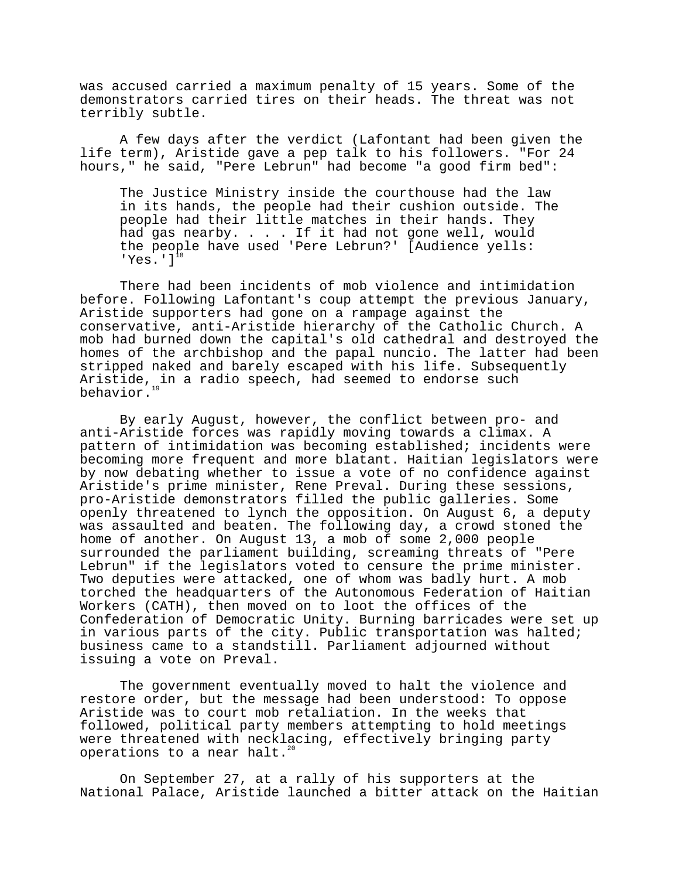was accused carried a maximum penalty of 15 years. Some of the demonstrators carried tires on their heads. The threat was not terribly subtle.

A few days after the verdict (Lafontant had been given the life term), Aristide gave a pep talk to his followers. "For 24 hours," he said, "Pere Lebrun" had become "a good firm bed":

> The Justice Ministry inside the courthouse had the law in its hands, the people had their cushion outside. The people had their little matches in their hands. They had gas nearby. . . . If it had not gone well, would the people have used 'Pere Lebrun?' [Audience yells: 'Yes.'][18]

There had been incidents of mob violence and intimidation before. Following Lafontant's coup attempt the previous January, Aristide supporters had gone on a rampage against the conservative, anti-Aristide hierarchy of the Catholic Church. A mob had burned down the capital's old cathedral and destroyed the homes of the archbishop and the papal nuncio. The latter had been stripped naked and barely escaped with his life. Subsequently Aristide, in a radio speech, had seemed to endorse such behavior.[19]

By early August, however, the conflict between pro- and anti-Aristide forces was rapidly moving towards a climax. A pattern of intimidation was becoming established; incidents were becoming more frequent and more blatant. Haitian legislators were by now debating whether to issue a vote of no confidence against Aristide's prime minister, Rene Preval. During these sessions, pro-Aristide demonstrators filled the public galleries. Some openly threatened to lynch the opposition. On August 6, a deputy was assaulted and beaten. The following day, a crowd stoned the home of another. On August 13, a mob of some 2,000 people surrounded the parliament building, screaming threats of "Pere Lebrun" if the legislators voted to censure the prime minister. Two deputies were attacked, one of whom was badly hurt. A mob torched the headquarters of the Autonomous Federation of Haitian Workers (CATH), then moved on to loot the offices of the Confederation of Democratic Unity. Burning barricades were set up in various parts of the city. Public transportation was halted; business came to a standstill. Parliament adjourned without issuing a vote on Preval.

The government eventually moved to halt the violence and restore order, but the message had been understood: To oppose Aristide was to court mob retaliation. In the weeks that followed, political party members attempting to hold meetings were threatened with necklacing, effectively bringing party operations to a near halt.[20]

On September 27, at a rally of his supporters at the National Palace, Aristide launched a bitter attack on the Haitian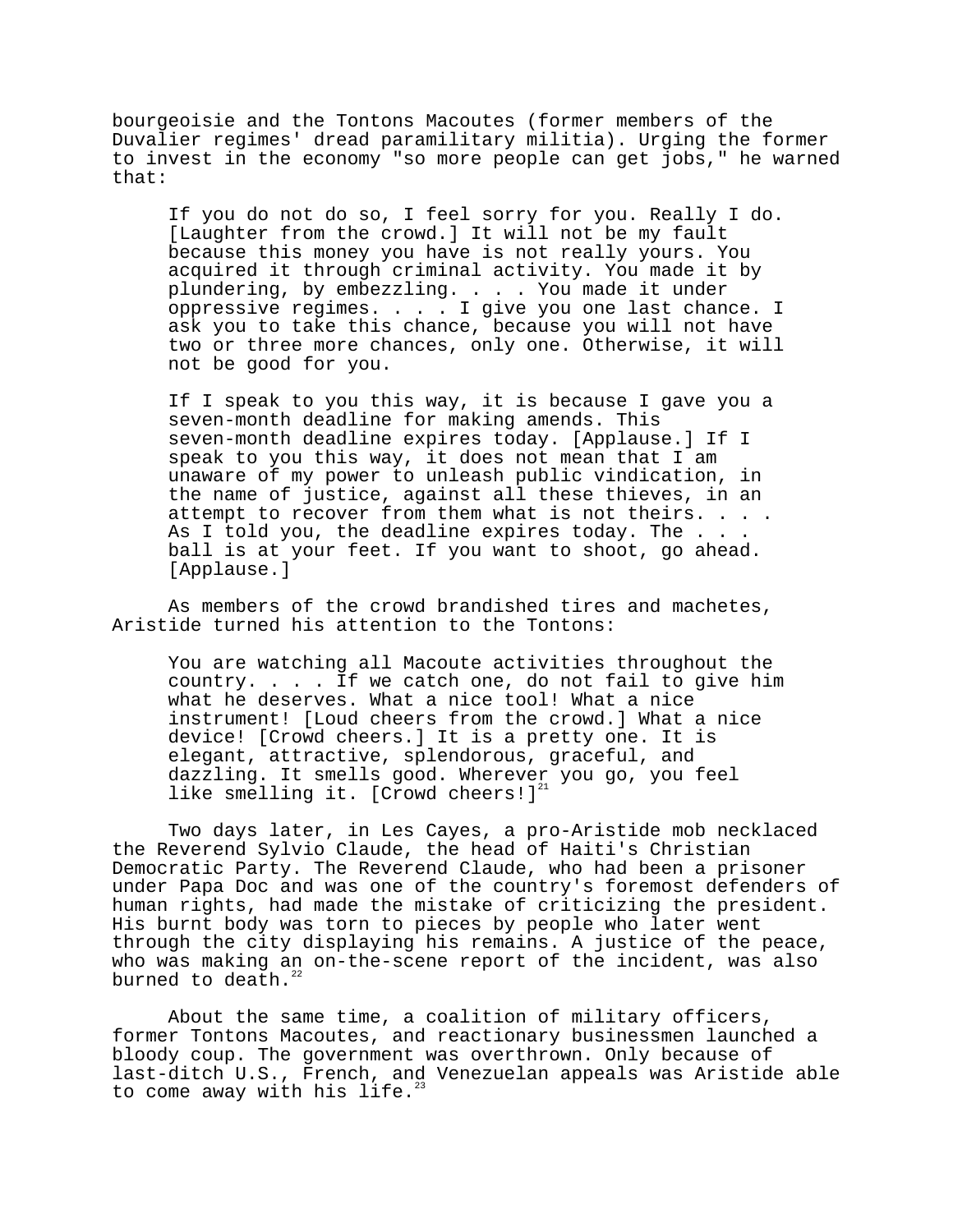bourgeoisie and the Tontons Macoutes (former members of the Duvalier regimes' dread paramilitary militia). Urging the former to invest in the economy "so more people can get jobs," he warned that:

> If you do not do so, I feel sorry for you. Really I do. [Laughter from the crowd.] It will not be my fault because this money you have is not really yours. You acquired it through criminal activity. You made it by plundering, by embezzling. . . . You made it under oppressive regimes. . . . I give you one last chance. I ask you to take this chance, because you will not have two or three more chances, only one. Otherwise, it will not be good for you.
>
> If I speak to you this way, it is because I gave you a seven-month deadline for making amends. This seven-month deadline expires today. [Applause.] If I speak to you this way, it does not mean that I am unaware of my power to unleash public vindication, in the name of justice, against all these thieves, in an attempt to recover from them what is not theirs. . . . As I told you, the deadline expires today. The . . . ball is at your feet. If you want to shoot, go ahead. [Applause.]

As members of the crowd brandished tires and machetes, Aristide turned his attention to the Tontons:

> You are watching all Macoute activities throughout the country. . . . If we catch one, do not fail to give him what he deserves. What a nice tool! What a nice instrument! [Loud cheers from the crowd.] What a nice device! [Crowd cheers.] It is a pretty one. It is elegant, attractive, splendorous, graceful, and dazzling. It smells good. Wherever you go, you feel like smelling it. [Crowd cheers!][21]

Two days later, in Les Cayes, a pro-Aristide mob necklaced the Reverend Sylvio Claude, the head of Haiti's Christian Democratic Party. The Reverend Claude, who had been a prisoner under Papa Doc and was one of the country's foremost defenders of human rights, had made the mistake of criticizing the president. His burnt body was torn to pieces by people who later went through the city displaying his remains. A justice of the peace, who was making an on-the-scene report of the incident, was also burned to death.[22]

About the same time, a coalition of military officers, former Tontons Macoutes, and reactionary businessmen launched a bloody coup. The government was overthrown. Only because of last-ditch U.S., French, and Venezuelan appeals was Aristide able to come away with his life.[23]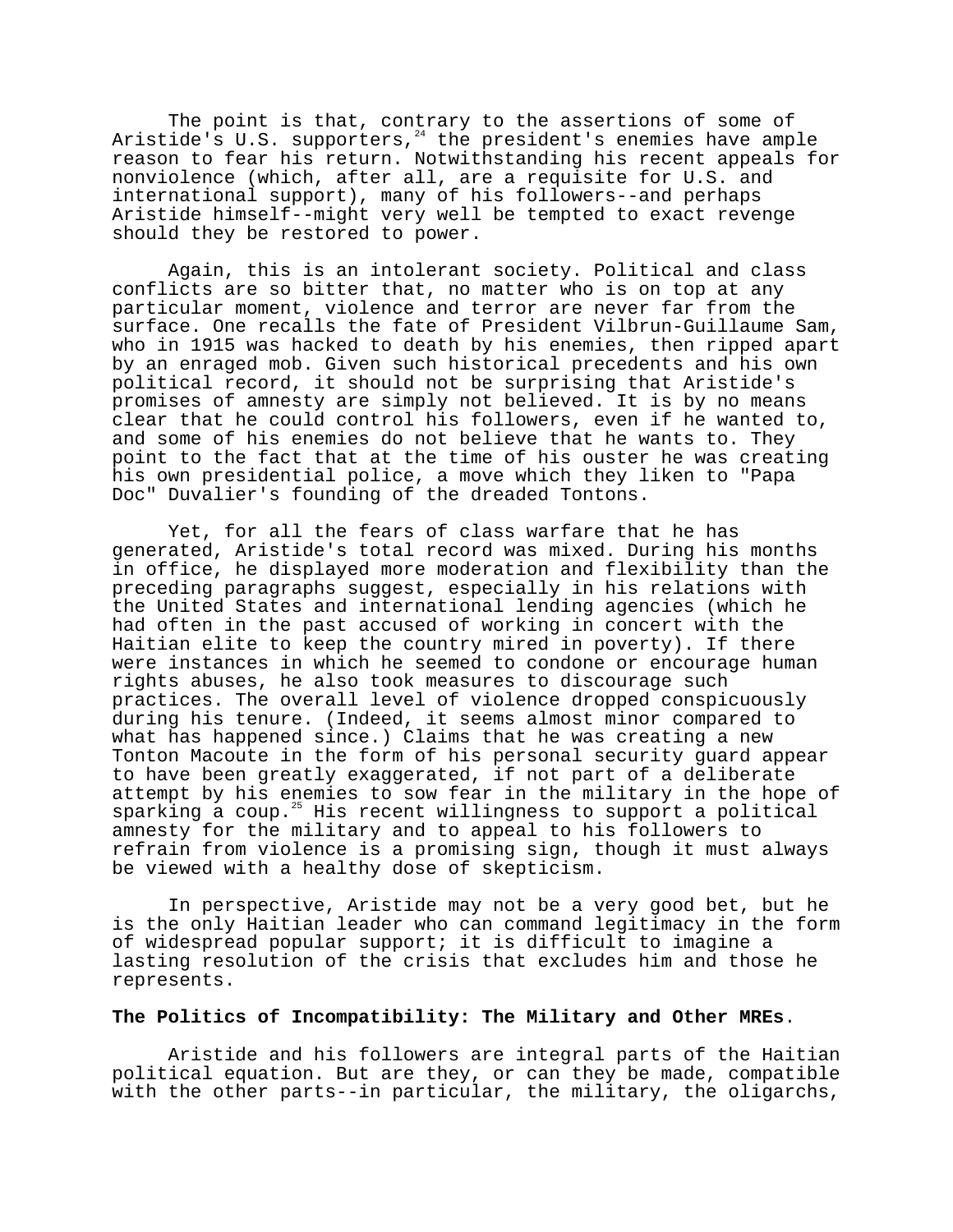The point is that, contrary to the assertions of some of Aristide's U.S. supporters,[24] the president's enemies have ample reason to fear his return. Notwithstanding his recent appeals for nonviolence (which, after all, are a requisite for U.S. and international support), many of his followers--and perhaps Aristide himself--might very well be tempted to exact revenge should they be restored to power.

Again, this is an intolerant society. Political and class conflicts are so bitter that, no matter who is on top at any particular moment, violence and terror are never far from the surface. One recalls the fate of President Vilbrun-Guillaume Sam, who in 1915 was hacked to death by his enemies, then ripped apart by an enraged mob. Given such historical precedents and his own political record, it should not be surprising that Aristide's promises of amnesty are simply not believed. It is by no means clear that he could control his followers, even if he wanted to, and some of his enemies do not believe that he wants to. They point to the fact that at the time of his ouster he was creating his own presidential police, a move which they liken to "Papa Doc" Duvalier's founding of the dreaded Tontons.

Yet, for all the fears of class warfare that he has generated, Aristide's total record was mixed. During his months in office, he displayed more moderation and flexibility than the preceding paragraphs suggest, especially in his relations with the United States and international lending agencies (which he had often in the past accused of working in concert with the Haitian elite to keep the country mired in poverty). If there were instances in which he seemed to condone or encourage human rights abuses, he also took measures to discourage such practices. The overall level of violence dropped conspicuously during his tenure. (Indeed, it seems almost minor compared to what has happened since.) Claims that he was creating a new Tonton Macoute in the form of his personal security guard appear to have been greatly exaggerated, if not part of a deliberate attempt by his enemies to sow fear in the military in the hope of sparking a coup.[25] His recent willingness to support a political amnesty for the military and to appeal to his followers to refrain from violence is a promising sign, though it must always be viewed with a healthy dose of skepticism.

In perspective, Aristide may not be a very good bet, but he is the only Haitian leader who can command legitimacy in the form of widespread popular support; it is difficult to imagine a lasting resolution of the crisis that excludes him and those he represents.

**The Politics of Incompatibility: The Military and Other MREs**.

Aristide and his followers are integral parts of the Haitian political equation. But are they, or can they be made, compatible with the other parts--in particular, the military, the oligarchs,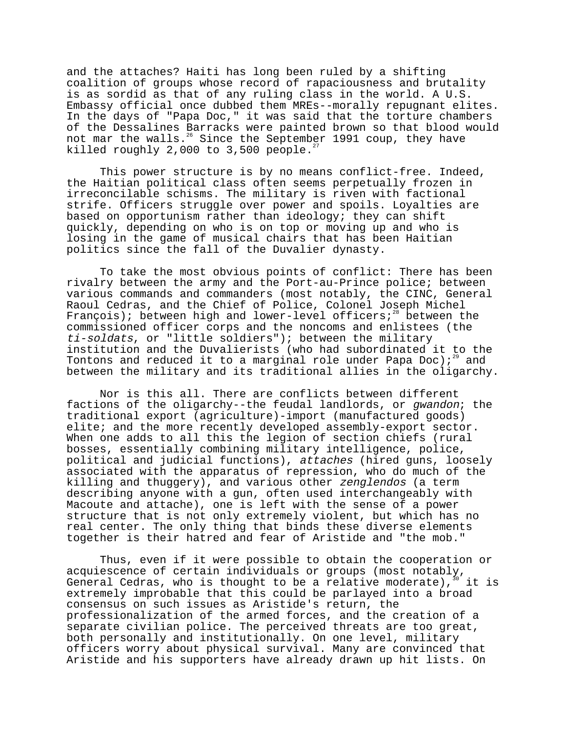and the attaches? Haiti has long been ruled by a shifting coalition of groups whose record of rapaciousness and brutality is as sordid as that of any ruling class in the world. A U.S. Embassy official once dubbed them MREs--morally repugnant elites. In the days of "Papa Doc," it was said that the torture chambers of the Dessalines Barracks were painted brown so that blood would not mar the walls.[26] Since the September 1991 coup, they have killed roughly 2,000 to 3,500 people.[27]

This power structure is by no means conflict-free. Indeed, the Haitian political class often seems perpetually frozen in irreconcilable schisms. The military is riven with factional strife. Officers struggle over power and spoils. Loyalties are based on opportunism rather than ideology; they can shift quickly, depending on who is on top or moving up and who is losing in the game of musical chairs that has been Haitian politics since the fall of the Duvalier dynasty.

To take the most obvious points of conflict: There has been rivalry between the army and the Port-au-Prince police; between various commands and commanders (most notably, the CINC, General Raoul Cedras, and the Chief of Police, Colonel Joseph Michel François); between high and lower-level officers;[28] between the commissioned officer corps and the noncoms and enlistees (the *ti-soldats*, or "little soldiers"); between the military institution and the Duvalierists (who had subordinated it to the Tontons and reduced it to a marginal role under Papa Doc);[29] and between the military and its traditional allies in the oligarchy.

Nor is this all. There are conflicts between different factions of the oligarchy--the feudal landlords, or *gwandon*; the traditional export (agriculture)-import (manufactured goods) elite; and the more recently developed assembly-export sector. When one adds to all this the legion of section chiefs (rural bosses, essentially combining military intelligence, police, political and judicial functions), *attaches* (hired guns, loosely associated with the apparatus of repression, who do much of the killing and thuggery), and various other *zenglendos* (a term describing anyone with a gun, often used interchangeably with Macoute and attache), one is left with the sense of a power structure that is not only extremely violent, but which has no real center. The only thing that binds these diverse elements together is their hatred and fear of Aristide and "the mob."

Thus, even if it were possible to obtain the cooperation or acquiescence of certain individuals or groups (most notably, General Cedras, who is thought to be a relative moderate),[30] it is extremely improbable that this could be parlayed into a broad consensus on such issues as Aristide's return, the professionalization of the armed forces, and the creation of a separate civilian police. The perceived threats are too great, both personally and institutionally. On one level, military officers worry about physical survival. Many are convinced that Aristide and his supporters have already drawn up hit lists. On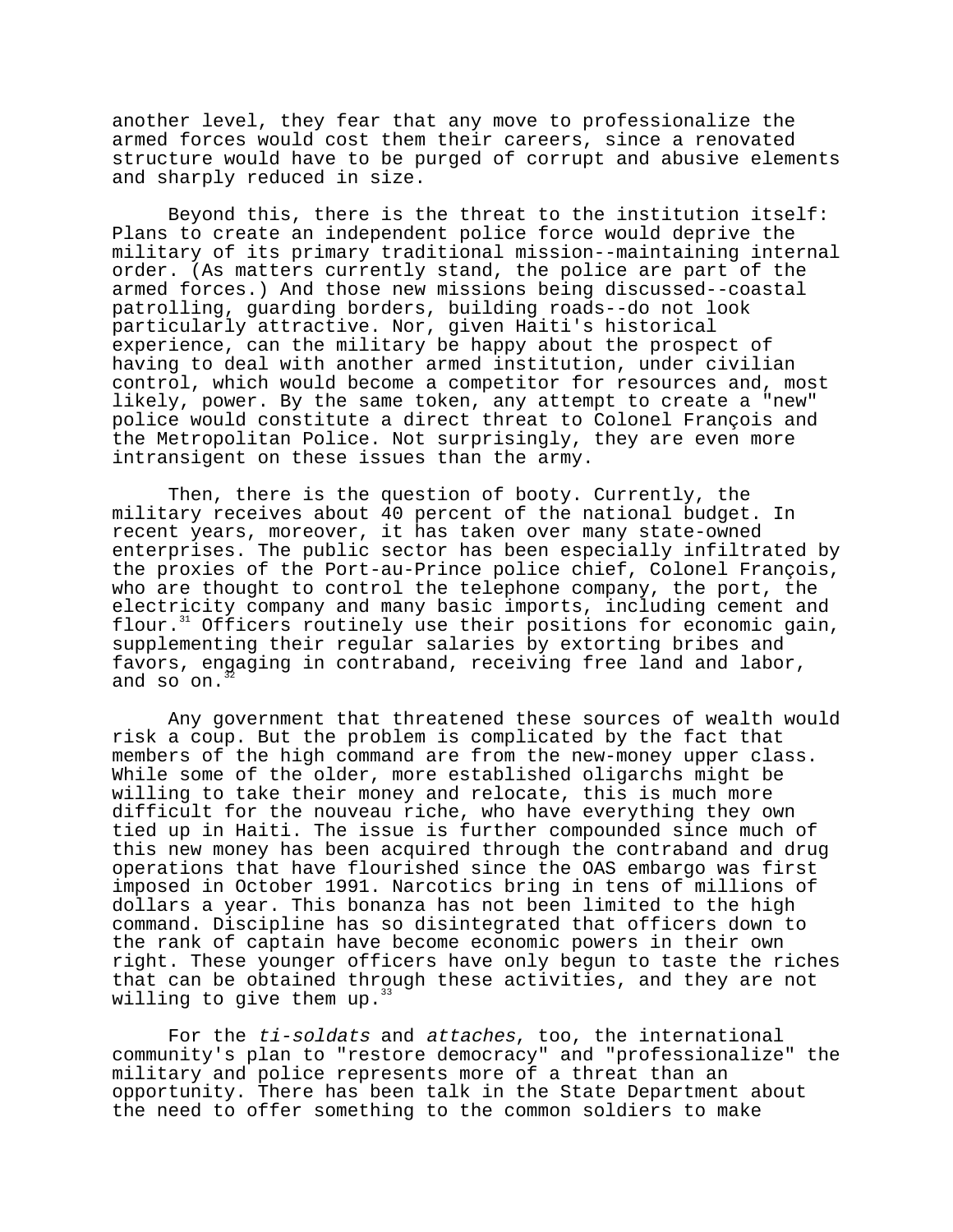another level, they fear that any move to professionalize the armed forces would cost them their careers, since a renovated structure would have to be purged of corrupt and abusive elements and sharply reduced in size.

Beyond this, there is the threat to the institution itself: Plans to create an independent police force would deprive the military of its primary traditional mission--maintaining internal order. (As matters currently stand, the police are part of the armed forces.) And those new missions being discussed--coastal patrolling, guarding borders, building roads--do not look particularly attractive. Nor, given Haiti's historical experience, can the military be happy about the prospect of having to deal with another armed institution, under civilian control, which would become a competitor for resources and, most likely, power. By the same token, any attempt to create a "new" police would constitute a direct threat to Colonel François and the Metropolitan Police. Not surprisingly, they are even more intransigent on these issues than the army.

Then, there is the question of booty. Currently, the military receives about 40 percent of the national budget. In recent years, moreover, it has taken over many state-owned enterprises. The public sector has been especially infiltrated by the proxies of the Port-au-Prince police chief, Colonel François, who are thought to control the telephone company, the port, the electricity company and many basic imports, including cement and flour.[31] Officers routinely use their positions for economic gain, supplementing their regular salaries by extorting bribes and favors, engaging in contraband, receiving free land and labor, and so on.[32]

Any government that threatened these sources of wealth would risk a coup. But the problem is complicated by the fact that members of the high command are from the new-money upper class. While some of the older, more established oligarchs might be willing to take their money and relocate, this is much more difficult for the nouveau riche, who have everything they own tied up in Haiti. The issue is further compounded since much of this new money has been acquired through the contraband and drug operations that have flourished since the OAS embargo was first imposed in October 1991. Narcotics bring in tens of millions of dollars a year. This bonanza has not been limited to the high command. Discipline has so disintegrated that officers down to the rank of captain have become economic powers in their own right. These younger officers have only begun to taste the riches that can be obtained through these activities, and they are not willing to give them up.[33]

For the *ti-soldats* and *attaches*, too, the international community's plan to "restore democracy" and "professionalize" the military and police represents more of a threat than an opportunity. There has been talk in the State Department about the need to offer something to the common soldiers to make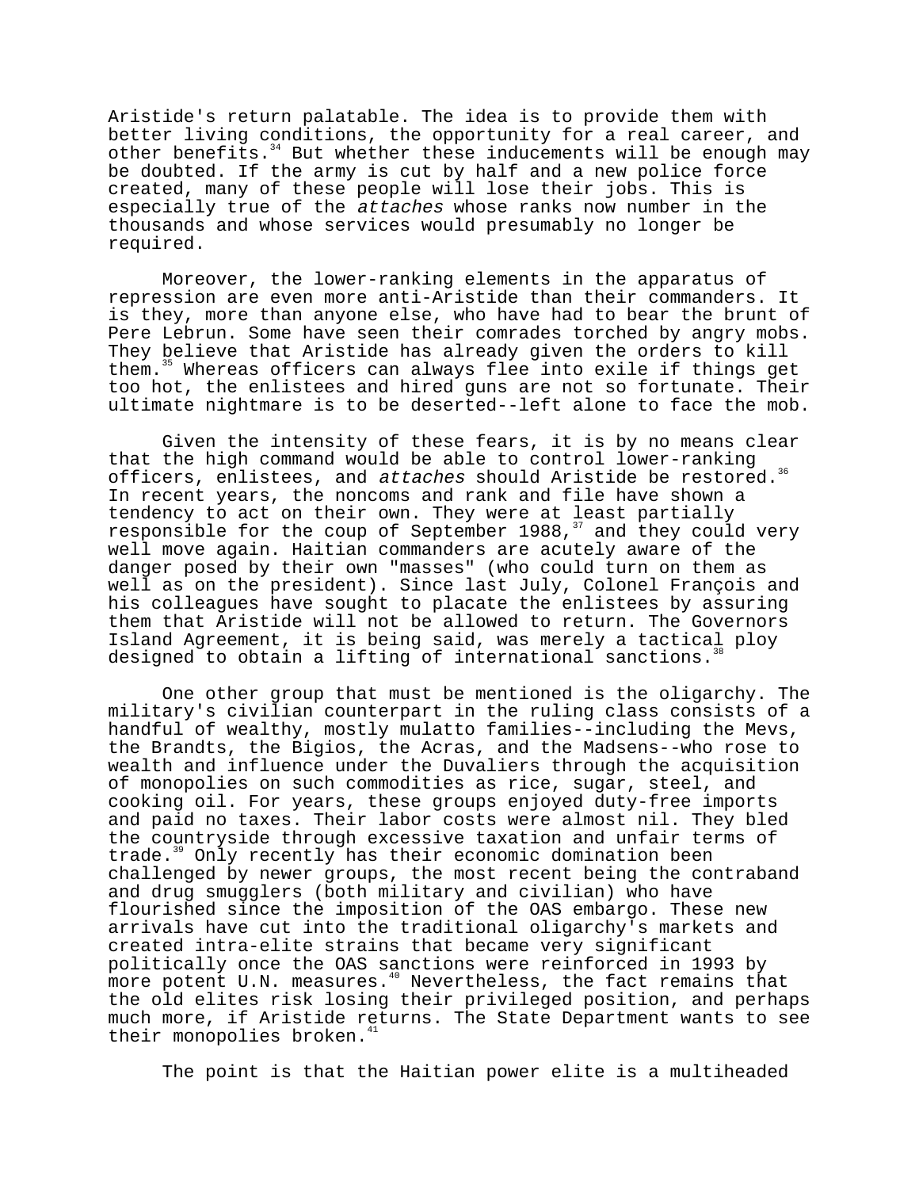Aristide's return palatable. The idea is to provide them with better living conditions, the opportunity for a real career, and other benefits.[34] But whether these inducements will be enough may be doubted. If the army is cut by half and a new police force created, many of these people will lose their jobs. This is especially true of the *attaches* whose ranks now number in the thousands and whose services would presumably no longer be required.

Moreover, the lower-ranking elements in the apparatus of repression are even more anti-Aristide than their commanders. It is they, more than anyone else, who have had to bear the brunt of Pere Lebrun. Some have seen their comrades torched by angry mobs. They believe that Aristide has already given the orders to kill them.[35] Whereas officers can always flee into exile if things get too hot, the enlistees and hired guns are not so fortunate. Their ultimate nightmare is to be deserted--left alone to face the mob.

Given the intensity of these fears, it is by no means clear that the high command would be able to control lower-ranking officers, enlistees, and *attaches* should Aristide be restored.[36] In recent years, the noncoms and rank and file have shown a tendency to act on their own. They were at least partially responsible for the coup of September 1988,[37] and they could very well move again. Haitian commanders are acutely aware of the danger posed by their own "masses" (who could turn on them as well as on the president). Since last July, Colonel François and his colleagues have sought to placate the enlistees by assuring them that Aristide will not be allowed to return. The Governors Island Agreement, it is being said, was merely a tactical ploy designed to obtain a lifting of international sanctions.[38]

One other group that must be mentioned is the oligarchy. The military's civilian counterpart in the ruling class consists of a handful of wealthy, mostly mulatto families--including the Mevs, the Brandts, the Bigios, the Acras, and the Madsens--who rose to wealth and influence under the Duvaliers through the acquisition of monopolies on such commodities as rice, sugar, steel, and cooking oil. For years, these groups enjoyed duty-free imports and paid no taxes. Their labor costs were almost nil. They bled the countryside through excessive taxation and unfair terms of trade.[39] Only recently has their economic domination been challenged by newer groups, the most recent being the contraband and drug smugglers (both military and civilian) who have flourished since the imposition of the OAS embargo. These new arrivals have cut into the traditional oligarchy's markets and created intra-elite strains that became very significant politically once the OAS sanctions were reinforced in 1993 by more potent U.N. measures.[40] Nevertheless, the fact remains that the old elites risk losing their privileged position, and perhaps much more, if Aristide returns. The State Department wants to see their monopolies broken.[41]

The point is that the Haitian power elite is a multiheaded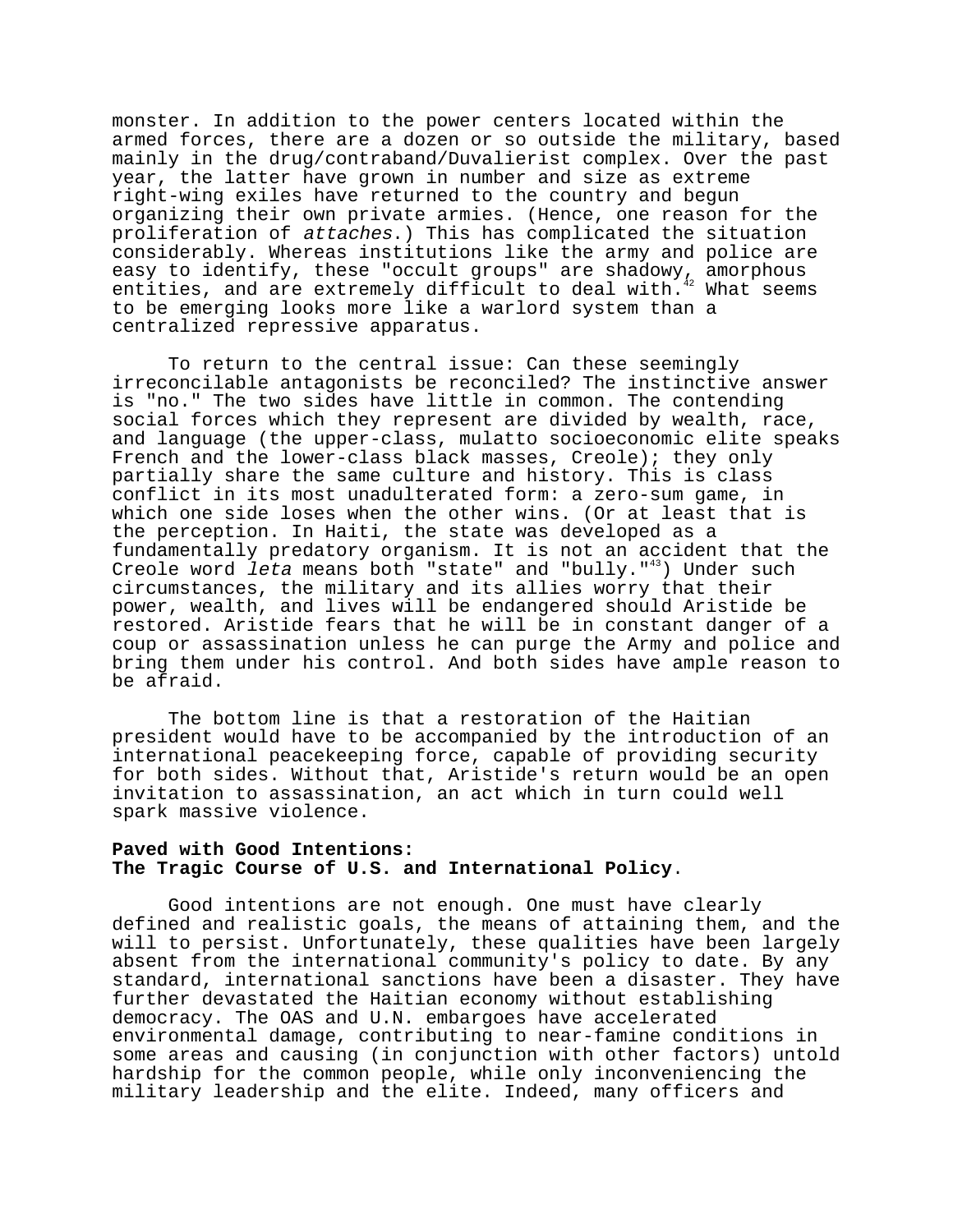monster. In addition to the power centers located within the armed forces, there are a dozen or so outside the military, based mainly in the drug/contraband/Duvalierist complex. Over the past year, the latter have grown in number and size as extreme right-wing exiles have returned to the country and begun organizing their own private armies. (Hence, one reason for the proliferation of *attaches*.) This has complicated the situation considerably. Whereas institutions like the army and police are easy to identify, these "occult groups" are shadowy, amorphous entities, and are extremely difficult to deal with.[42] What seems to be emerging looks more like a warlord system than a centralized repressive apparatus.

To return to the central issue: Can these seemingly irreconcilable antagonists be reconciled? The instinctive answer is "no." The two sides have little in common. The contending social forces which they represent are divided by wealth, race, and language (the upper-class, mulatto socioeconomic elite speaks French and the lower-class black masses, Creole); they only partially share the same culture and history. This is class conflict in its most unadulterated form: a zero-sum game, in which one side loses when the other wins. (Or at least that is the perception. In Haiti, the state was developed as a fundamentally predatory organism. It is not an accident that the Creole word *leta* means both "state" and "bully."[43]) Under such circumstances, the military and its allies worry that their power, wealth, and lives will be endangered should Aristide be restored. Aristide fears that he will be in constant danger of a coup or assassination unless he can purge the Army and police and bring them under his control. And both sides have ample reason to be afraid.

The bottom line is that a restoration of the Haitian president would have to be accompanied by the introduction of an international peacekeeping force, capable of providing security for both sides. Without that, Aristide's return would be an open invitation to assassination, an act which in turn could well spark massive violence.

**Paved with Good Intentions:**
**The Tragic Course of U.S. and International Policy.**

Good intentions are not enough. One must have clearly defined and realistic goals, the means of attaining them, and the will to persist. Unfortunately, these qualities have been largely absent from the international community's policy to date. By any standard, international sanctions have been a disaster. They have further devastated the Haitian economy without establishing democracy. The OAS and U.N. embargoes have accelerated environmental damage, contributing to near-famine conditions in some areas and causing (in conjunction with other factors) untold hardship for the common people, while only inconveniencing the military leadership and the elite. Indeed, many officers and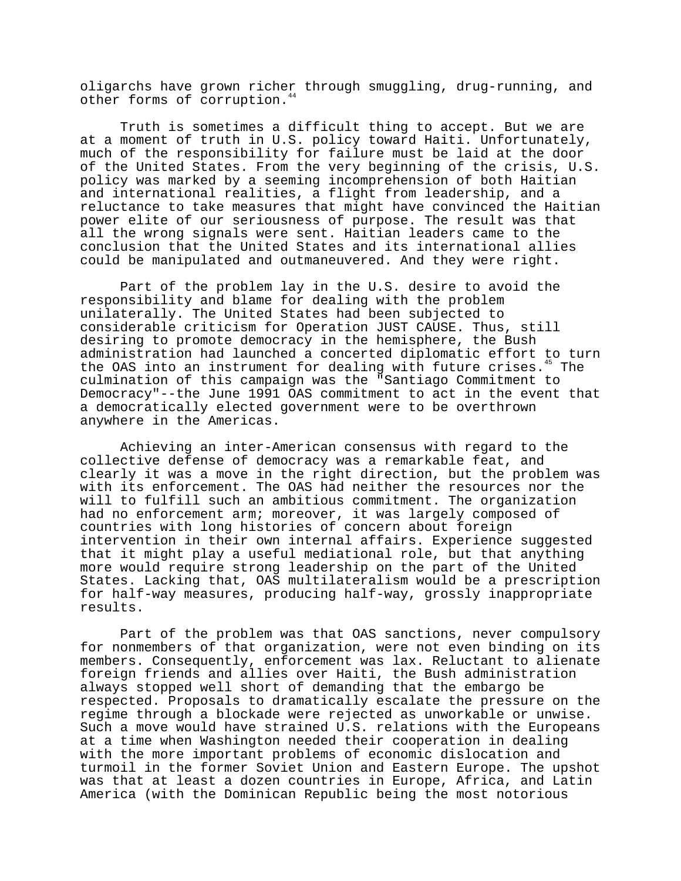oligarchs have grown richer through smuggling, drug-running, and other forms of corruption.[44]

Truth is sometimes a difficult thing to accept. But we are at a moment of truth in U.S. policy toward Haiti. Unfortunately, much of the responsibility for failure must be laid at the door of the United States. From the very beginning of the crisis, U.S. policy was marked by a seeming incomprehension of both Haitian and international realities, a flight from leadership, and a reluctance to take measures that might have convinced the Haitian power elite of our seriousness of purpose. The result was that all the wrong signals were sent. Haitian leaders came to the conclusion that the United States and its international allies could be manipulated and outmaneuvered. And they were right.

Part of the problem lay in the U.S. desire to avoid the responsibility and blame for dealing with the problem unilaterally. The United States had been subjected to considerable criticism for Operation JUST CAUSE. Thus, still desiring to promote democracy in the hemisphere, the Bush administration had launched a concerted diplomatic effort to turn the OAS into an instrument for dealing with future crises.[45] The culmination of this campaign was the "Santiago Commitment to Democracy"--the June 1991 OAS commitment to act in the event that a democratically elected government were to be overthrown anywhere in the Americas.

Achieving an inter-American consensus with regard to the collective defense of democracy was a remarkable feat, and clearly it was a move in the right direction, but the problem was with its enforcement. The OAS had neither the resources nor the will to fulfill such an ambitious commitment. The organization had no enforcement arm; moreover, it was largely composed of countries with long histories of concern about foreign intervention in their own internal affairs. Experience suggested that it might play a useful mediational role, but that anything more would require strong leadership on the part of the United States. Lacking that, OAS multilateralism would be a prescription for half-way measures, producing half-way, grossly inappropriate results.

Part of the problem was that OAS sanctions, never compulsory for nonmembers of that organization, were not even binding on its members. Consequently, enforcement was lax. Reluctant to alienate foreign friends and allies over Haiti, the Bush administration always stopped well short of demanding that the embargo be respected. Proposals to dramatically escalate the pressure on the regime through a blockade were rejected as unworkable or unwise. Such a move would have strained U.S. relations with the Europeans at a time when Washington needed their cooperation in dealing with the more important problems of economic dislocation and turmoil in the former Soviet Union and Eastern Europe. The upshot was that at least a dozen countries in Europe, Africa, and Latin America (with the Dominican Republic being the most notorious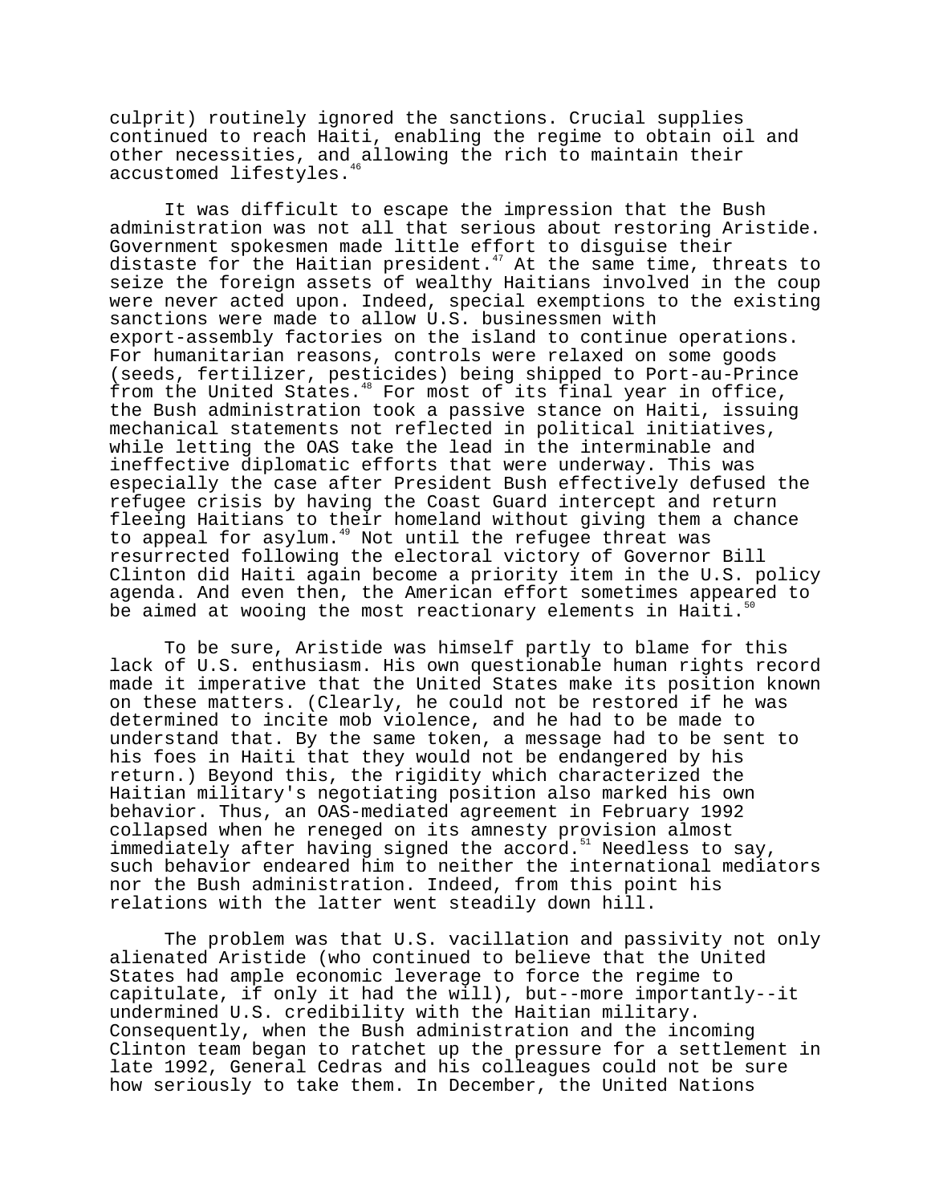culprit) routinely ignored the sanctions. Crucial supplies continued to reach Haiti, enabling the regime to obtain oil and other necessities, and allowing the rich to maintain their accustomed lifestyles.[46]

It was difficult to escape the impression that the Bush administration was not all that serious about restoring Aristide. Government spokesmen made little effort to disguise their distaste for the Haitian president.[47] At the same time, threats to seize the foreign assets of wealthy Haitians involved in the coup were never acted upon. Indeed, special exemptions to the existing sanctions were made to allow U.S. businessmen with export-assembly factories on the island to continue operations. For humanitarian reasons, controls were relaxed on some goods (seeds, fertilizer, pesticides) being shipped to Port-au-Prince from the United States.[48] For most of its final year in office, the Bush administration took a passive stance on Haiti, issuing mechanical statements not reflected in political initiatives, while letting the OAS take the lead in the interminable and ineffective diplomatic efforts that were underway. This was especially the case after President Bush effectively defused the refugee crisis by having the Coast Guard intercept and return fleeing Haitians to their homeland without giving them a chance to appeal for asylum.[49] Not until the refugee threat was resurrected following the electoral victory of Governor Bill Clinton did Haiti again become a priority item in the U.S. policy agenda. And even then, the American effort sometimes appeared to be aimed at wooing the most reactionary elements in Haiti.[50]

To be sure, Aristide was himself partly to blame for this lack of U.S. enthusiasm. His own questionable human rights record made it imperative that the United States make its position known on these matters. (Clearly, he could not be restored if he was determined to incite mob violence, and he had to be made to understand that. By the same token, a message had to be sent to his foes in Haiti that they would not be endangered by his return.) Beyond this, the rigidity which characterized the Haitian military's negotiating position also marked his own behavior. Thus, an OAS-mediated agreement in February 1992 collapsed when he reneged on its amnesty provision almost immediately after having signed the accord.[51] Needless to say, such behavior endeared him to neither the international mediators nor the Bush administration. Indeed, from this point his relations with the latter went steadily down hill.

The problem was that U.S. vacillation and passivity not only alienated Aristide (who continued to believe that the United States had ample economic leverage to force the regime to capitulate, if only it had the will), but--more importantly--it undermined U.S. credibility with the Haitian military. Consequently, when the Bush administration and the incoming Clinton team began to ratchet up the pressure for a settlement in late 1992, General Cedras and his colleagues could not be sure how seriously to take them. In December, the United Nations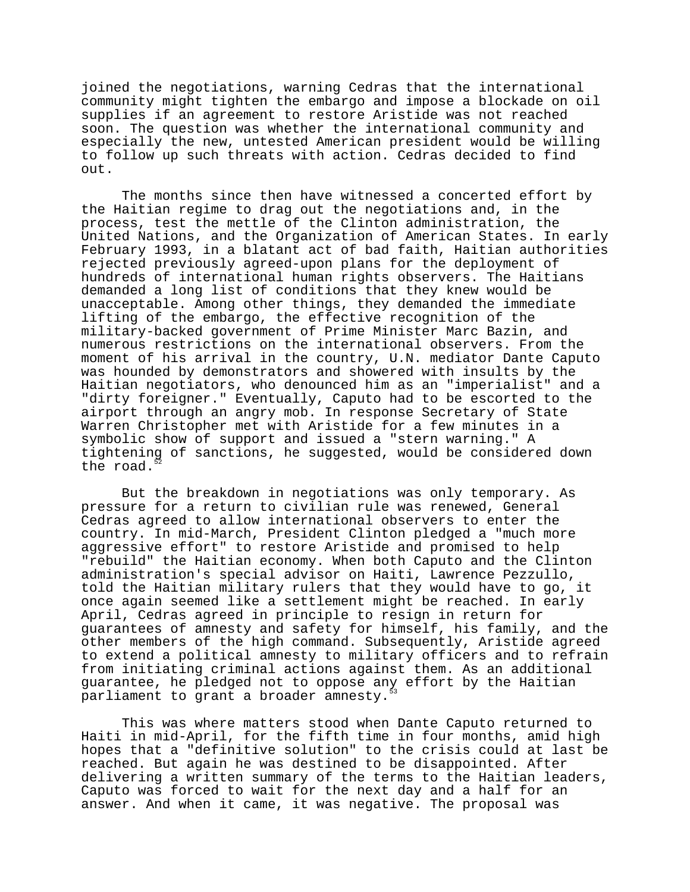joined the negotiations, warning Cedras that the international community might tighten the embargo and impose a blockade on oil supplies if an agreement to restore Aristide was not reached soon. The question was whether the international community and especially the new, untested American president would be willing to follow up such threats with action. Cedras decided to find out.

The months since then have witnessed a concerted effort by the Haitian regime to drag out the negotiations and, in the process, test the mettle of the Clinton administration, the United Nations, and the Organization of American States. In early February 1993, in a blatant act of bad faith, Haitian authorities rejected previously agreed-upon plans for the deployment of hundreds of international human rights observers. The Haitians demanded a long list of conditions that they knew would be unacceptable. Among other things, they demanded the immediate lifting of the embargo, the effective recognition of the military-backed government of Prime Minister Marc Bazin, and numerous restrictions on the international observers. From the moment of his arrival in the country, U.N. mediator Dante Caputo was hounded by demonstrators and showered with insults by the Haitian negotiators, who denounced him as an "imperialist" and a "dirty foreigner." Eventually, Caputo had to be escorted to the airport through an angry mob. In response Secretary of State Warren Christopher met with Aristide for a few minutes in a symbolic show of support and issued a "stern warning." A tightening of sanctions, he suggested, would be considered down the road.[52]

But the breakdown in negotiations was only temporary. As pressure for a return to civilian rule was renewed, General Cedras agreed to allow international observers to enter the country. In mid-March, President Clinton pledged a "much more aggressive effort" to restore Aristide and promised to help "rebuild" the Haitian economy. When both Caputo and the Clinton administration's special advisor on Haiti, Lawrence Pezzullo, told the Haitian military rulers that they would have to go, it once again seemed like a settlement might be reached. In early April, Cedras agreed in principle to resign in return for guarantees of amnesty and safety for himself, his family, and the other members of the high command. Subsequently, Aristide agreed to extend a political amnesty to military officers and to refrain from initiating criminal actions against them. As an additional guarantee, he pledged not to oppose any effort by the Haitian parliament to grant a broader amnesty.[53]

This was where matters stood when Dante Caputo returned to Haiti in mid-April, for the fifth time in four months, amid high hopes that a "definitive solution" to the crisis could at last be reached. But again he was destined to be disappointed. After delivering a written summary of the terms to the Haitian leaders, Caputo was forced to wait for the next day and a half for an answer. And when it came, it was negative. The proposal was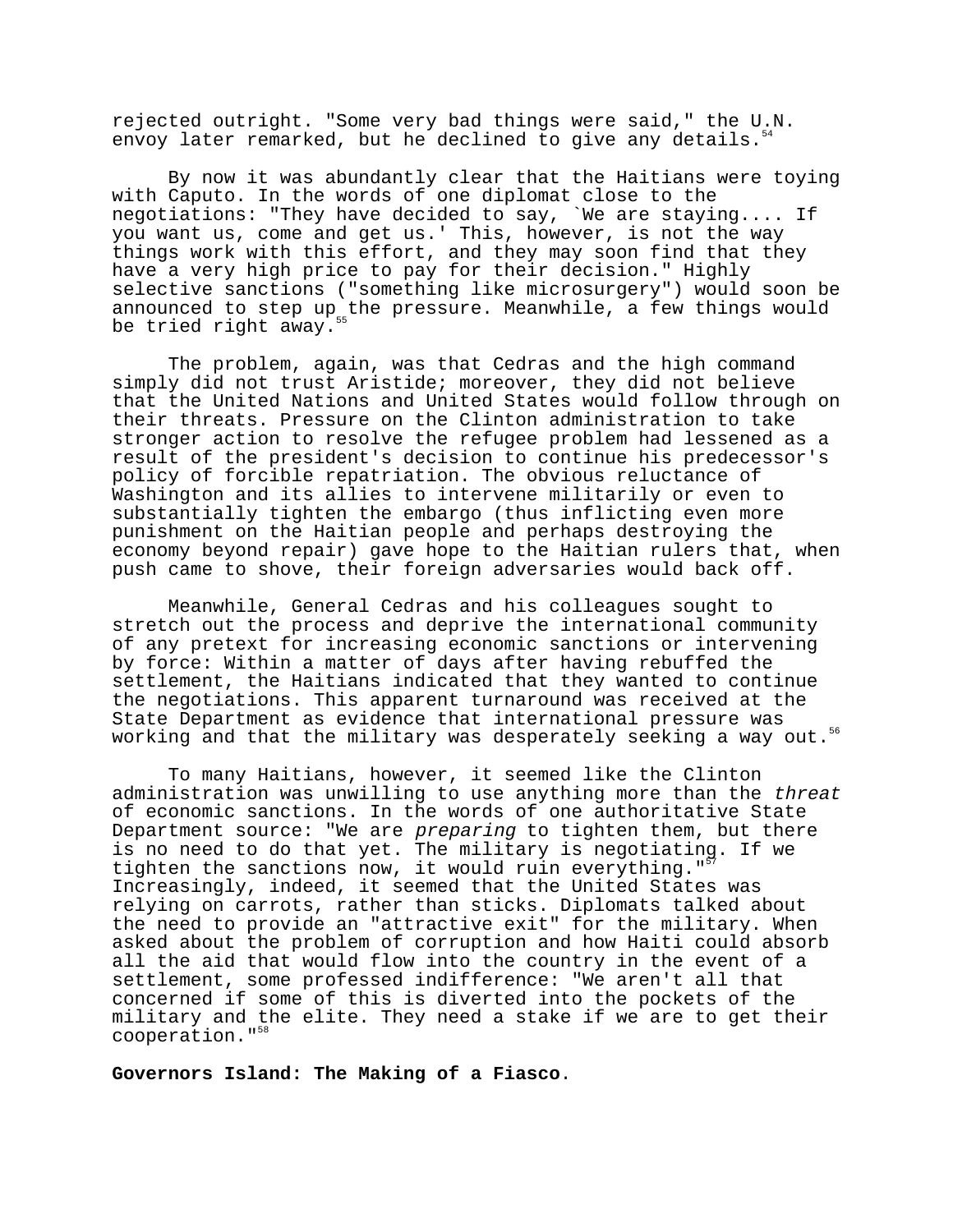rejected outright. "Some very bad things were said," the U.N. envoy later remarked, but he declined to give any details.[54]

By now it was abundantly clear that the Haitians were toying with Caputo. In the words of one diplomat close to the negotiations: "They have decided to say, `We are staying.... If you want us, come and get us.' This, however, is not the way things work with this effort, and they may soon find that they have a very high price to pay for their decision." Highly selective sanctions ("something like microsurgery") would soon be announced to step up the pressure. Meanwhile, a few things would be tried right away.[55]

The problem, again, was that Cedras and the high command simply did not trust Aristide; moreover, they did not believe that the United Nations and United States would follow through on their threats. Pressure on the Clinton administration to take stronger action to resolve the refugee problem had lessened as a result of the president's decision to continue his predecessor's policy of forcible repatriation. The obvious reluctance of Washington and its allies to intervene militarily or even to substantially tighten the embargo (thus inflicting even more punishment on the Haitian people and perhaps destroying the economy beyond repair) gave hope to the Haitian rulers that, when push came to shove, their foreign adversaries would back off.

Meanwhile, General Cedras and his colleagues sought to stretch out the process and deprive the international community of any pretext for increasing economic sanctions or intervening by force: Within a matter of days after having rebuffed the settlement, the Haitians indicated that they wanted to continue the negotiations. This apparent turnaround was received at the State Department as evidence that international pressure was working and that the military was desperately seeking a way out.[56]

To many Haitians, however, it seemed like the Clinton administration was unwilling to use anything more than the *threat* of economic sanctions. In the words of one authoritative State Department source: "We are *preparing* to tighten them, but there is no need to do that yet. The military is negotiating. If we tighten the sanctions now, it would ruin everything."[57] Increasingly, indeed, it seemed that the United States was relying on carrots, rather than sticks. Diplomats talked about the need to provide an "attractive exit" for the military. When asked about the problem of corruption and how Haiti could absorb all the aid that would flow into the country in the event of a settlement, some professed indifference: "We aren't all that concerned if some of this is diverted into the pockets of the military and the elite. They need a stake if we are to get their cooperation."[58]

**Governors Island: The Making of a Fiasco**.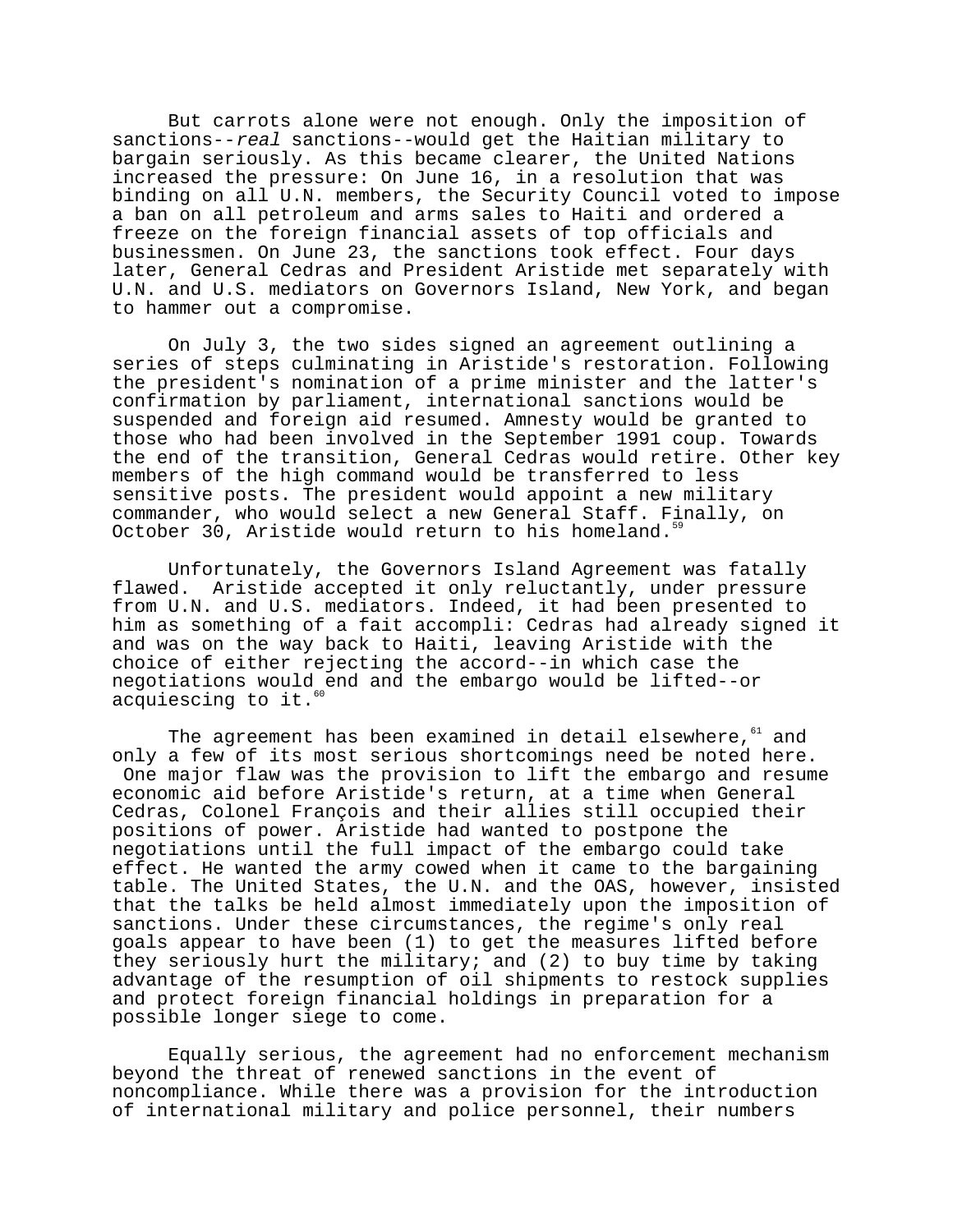But carrots alone were not enough. Only the imposition of sanctions--*real* sanctions--would get the Haitian military to bargain seriously. As this became clearer, the United Nations increased the pressure: On June 16, in a resolution that was binding on all U.N. members, the Security Council voted to impose a ban on all petroleum and arms sales to Haiti and ordered a freeze on the foreign financial assets of top officials and businessmen. On June 23, the sanctions took effect. Four days later, General Cedras and President Aristide met separately with U.N. and U.S. mediators on Governors Island, New York, and began to hammer out a compromise.

On July 3, the two sides signed an agreement outlining a series of steps culminating in Aristide's restoration. Following the president's nomination of a prime minister and the latter's confirmation by parliament, international sanctions would be suspended and foreign aid resumed. Amnesty would be granted to those who had been involved in the September 1991 coup. Towards the end of the transition, General Cedras would retire. Other key members of the high command would be transferred to less sensitive posts. The president would appoint a new military commander, who would select a new General Staff. Finally, on October 30, Aristide would return to his homeland.[59]

Unfortunately, the Governors Island Agreement was fatally flawed. Aristide accepted it only reluctantly, under pressure from U.N. and U.S. mediators. Indeed, it had been presented to him as something of a fait accompli: Cedras had already signed it and was on the way back to Haiti, leaving Aristide with the choice of either rejecting the accord--in which case the negotiations would end and the embargo would be lifted--or acquiescing to it.[60]

The agreement has been examined in detail elsewhere,[61] and only a few of its most serious shortcomings need be noted here. One major flaw was the provision to lift the embargo and resume economic aid before Aristide's return, at a time when General Cedras, Colonel François and their allies still occupied their positions of power. Aristide had wanted to postpone the negotiations until the full impact of the embargo could take effect. He wanted the army cowed when it came to the bargaining table. The United States, the U.N. and the OAS, however, insisted that the talks be held almost immediately upon the imposition of sanctions. Under these circumstances, the regime's only real goals appear to have been (1) to get the measures lifted before they seriously hurt the military; and (2) to buy time by taking advantage of the resumption of oil shipments to restock supplies and protect foreign financial holdings in preparation for a possible longer siege to come.

Equally serious, the agreement had no enforcement mechanism beyond the threat of renewed sanctions in the event of noncompliance. While there was a provision for the introduction of international military and police personnel, their numbers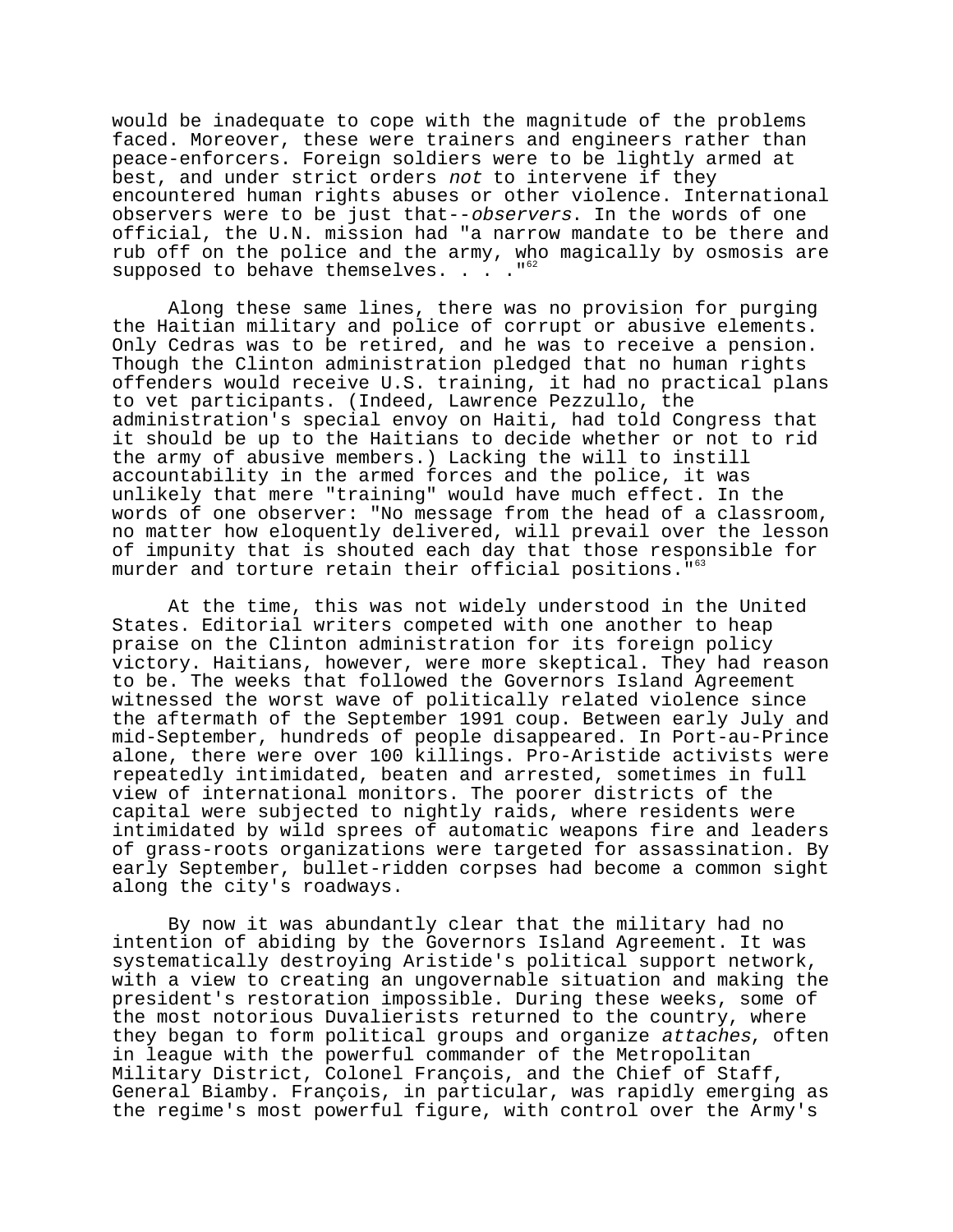would be inadequate to cope with the magnitude of the problems faced. Moreover, these were trainers and engineers rather than peace-enforcers. Foreign soldiers were to be lightly armed at best, and under strict orders *not* to intervene if they encountered human rights abuses or other violence. International observers were to be just that--*observers*. In the words of one official, the U.N. mission had "a narrow mandate to be there and rub off on the police and the army, who magically by osmosis are supposed to behave themselves. . . ."[62]

Along these same lines, there was no provision for purging the Haitian military and police of corrupt or abusive elements. Only Cedras was to be retired, and he was to receive a pension. Though the Clinton administration pledged that no human rights offenders would receive U.S. training, it had no practical plans to vet participants. (Indeed, Lawrence Pezzullo, the administration's special envoy on Haiti, had told Congress that it should be up to the Haitians to decide whether or not to rid the army of abusive members.) Lacking the will to instill accountability in the armed forces and the police, it was unlikely that mere "training" would have much effect. In the words of one observer: "No message from the head of a classroom, no matter how eloquently delivered, will prevail over the lesson of impunity that is shouted each day that those responsible for murder and torture retain their official positions."[63]

At the time, this was not widely understood in the United States. Editorial writers competed with one another to heap praise on the Clinton administration for its foreign policy victory. Haitians, however, were more skeptical. They had reason to be. The weeks that followed the Governors Island Agreement witnessed the worst wave of politically related violence since the aftermath of the September 1991 coup. Between early July and mid-September, hundreds of people disappeared. In Port-au-Prince alone, there were over 100 killings. Pro-Aristide activists were repeatedly intimidated, beaten and arrested, sometimes in full view of international monitors. The poorer districts of the capital were subjected to nightly raids, where residents were intimidated by wild sprees of automatic weapons fire and leaders of grass-roots organizations were targeted for assassination. By early September, bullet-ridden corpses had become a common sight along the city's roadways.

By now it was abundantly clear that the military had no intention of abiding by the Governors Island Agreement. It was systematically destroying Aristide's political support network, with a view to creating an ungovernable situation and making the president's restoration impossible. During these weeks, some of the most notorious Duvalierists returned to the country, where they began to form political groups and organize *attaches*, often in league with the powerful commander of the Metropolitan Military District, Colonel François, and the Chief of Staff, General Biamby. François, in particular, was rapidly emerging as the regime's most powerful figure, with control over the Army's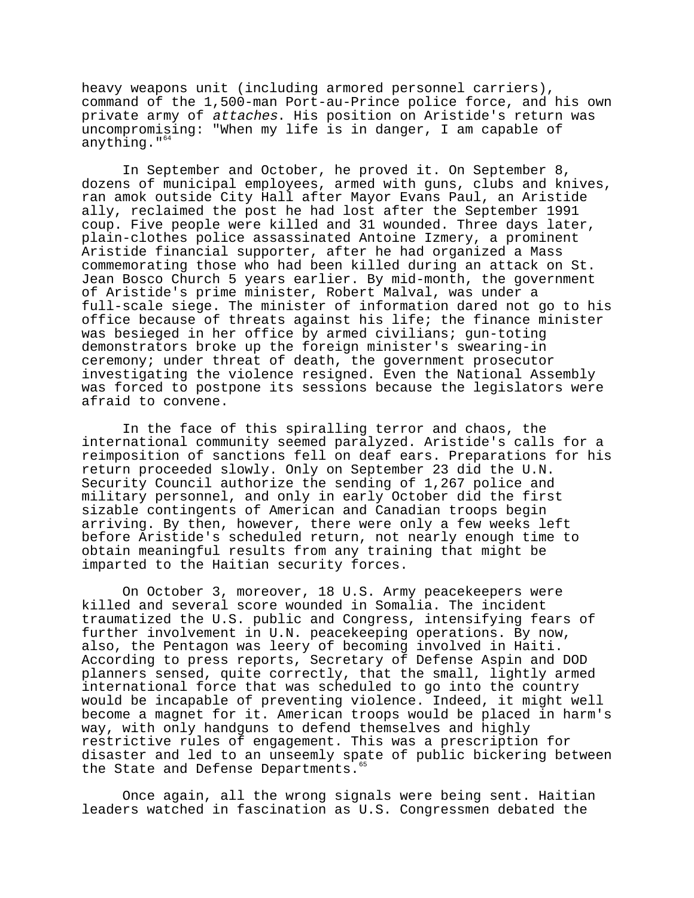heavy weapons unit (including armored personnel carriers), command of the 1,500-man Port-au-Prince police force, and his own private army of *attaches*. His position on Aristide's return was uncompromising: "When my life is in danger, I am capable of anything."[64]

In September and October, he proved it. On September 8, dozens of municipal employees, armed with guns, clubs and knives, ran amok outside City Hall after Mayor Evans Paul, an Aristide ally, reclaimed the post he had lost after the September 1991 coup. Five people were killed and 31 wounded. Three days later, plain-clothes police assassinated Antoine Izmery, a prominent Aristide financial supporter, after he had organized a Mass commemorating those who had been killed during an attack on St. Jean Bosco Church 5 years earlier. By mid-month, the government of Aristide's prime minister, Robert Malval, was under a full-scale siege. The minister of information dared not go to his office because of threats against his life; the finance minister was besieged in her office by armed civilians; gun-toting demonstrators broke up the foreign minister's swearing-in ceremony; under threat of death, the government prosecutor investigating the violence resigned. Even the National Assembly was forced to postpone its sessions because the legislators were afraid to convene.

In the face of this spiralling terror and chaos, the international community seemed paralyzed. Aristide's calls for a reimposition of sanctions fell on deaf ears. Preparations for his return proceeded slowly. Only on September 23 did the U.N. Security Council authorize the sending of 1,267 police and military personnel, and only in early October did the first sizable contingents of American and Canadian troops begin arriving. By then, however, there were only a few weeks left before Aristide's scheduled return, not nearly enough time to obtain meaningful results from any training that might be imparted to the Haitian security forces.

On October 3, moreover, 18 U.S. Army peacekeepers were killed and several score wounded in Somalia. The incident traumatized the U.S. public and Congress, intensifying fears of further involvement in U.N. peacekeeping operations. By now, also, the Pentagon was leery of becoming involved in Haiti. According to press reports, Secretary of Defense Aspin and DOD planners sensed, quite correctly, that the small, lightly armed international force that was scheduled to go into the country would be incapable of preventing violence. Indeed, it might well become a magnet for it. American troops would be placed in harm's way, with only handguns to defend themselves and highly restrictive rules of engagement. This was a prescription for disaster and led to an unseemly spate of public bickering between the State and Defense Departments.[65]

Once again, all the wrong signals were being sent. Haitian leaders watched in fascination as U.S. Congressmen debated the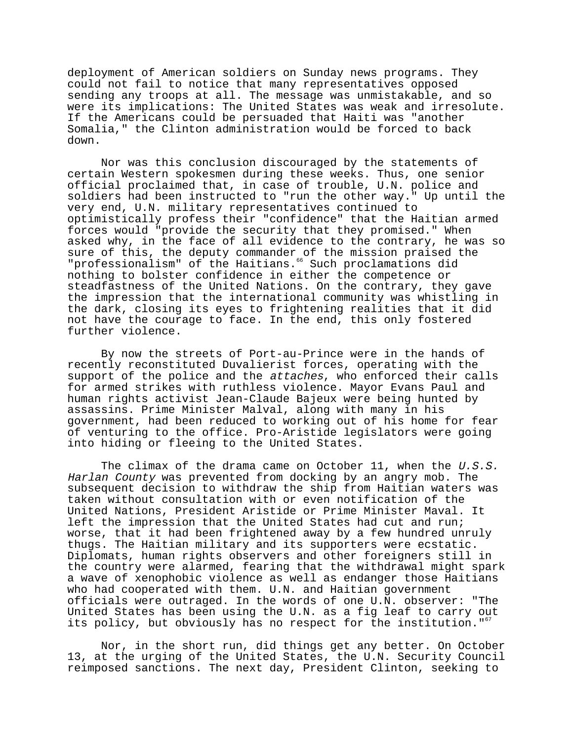deployment of American soldiers on Sunday news programs. They could not fail to notice that many representatives opposed sending any troops at all. The message was unmistakable, and so were its implications: The United States was weak and irresolute. If the Americans could be persuaded that Haiti was "another Somalia," the Clinton administration would be forced to back down.

Nor was this conclusion discouraged by the statements of certain Western spokesmen during these weeks. Thus, one senior official proclaimed that, in case of trouble, U.N. police and soldiers had been instructed to "run the other way." Up until the very end, U.N. military representatives continued to optimistically profess their "confidence" that the Haitian armed forces would "provide the security that they promised." When asked why, in the face of all evidence to the contrary, he was so sure of this, the deputy commander of the mission praised the "professionalism" of the Haitians.[66] Such proclamations did nothing to bolster confidence in either the competence or steadfastness of the United Nations. On the contrary, they gave the impression that the international community was whistling in the dark, closing its eyes to frightening realities that it did not have the courage to face. In the end, this only fostered further violence.

By now the streets of Port-au-Prince were in the hands of recently reconstituted Duvalierist forces, operating with the support of the police and the *attaches*, who enforced their calls for armed strikes with ruthless violence. Mayor Evans Paul and human rights activist Jean-Claude Bajeux were being hunted by assassins. Prime Minister Malval, along with many in his government, had been reduced to working out of his home for fear of venturing to the office. Pro-Aristide legislators were going into hiding or fleeing to the United States.

The climax of the drama came on October 11, when the *U.S.S. Harlan County* was prevented from docking by an angry mob. The subsequent decision to withdraw the ship from Haitian waters was taken without consultation with or even notification of the United Nations, President Aristide or Prime Minister Maval. It left the impression that the United States had cut and run; worse, that it had been frightened away by a few hundred unruly thugs. The Haitian military and its supporters were ecstatic. Diplomats, human rights observers and other foreigners still in the country were alarmed, fearing that the withdrawal might spark a wave of xenophobic violence as well as endanger those Haitians who had cooperated with them. U.N. and Haitian government officials were outraged. In the words of one U.N. observer: "The United States has been using the U.N. as a fig leaf to carry out its policy, but obviously has no respect for the institution."[67]

Nor, in the short run, did things get any better. On October 13, at the urging of the United States, the U.N. Security Council reimposed sanctions. The next day, President Clinton, seeking to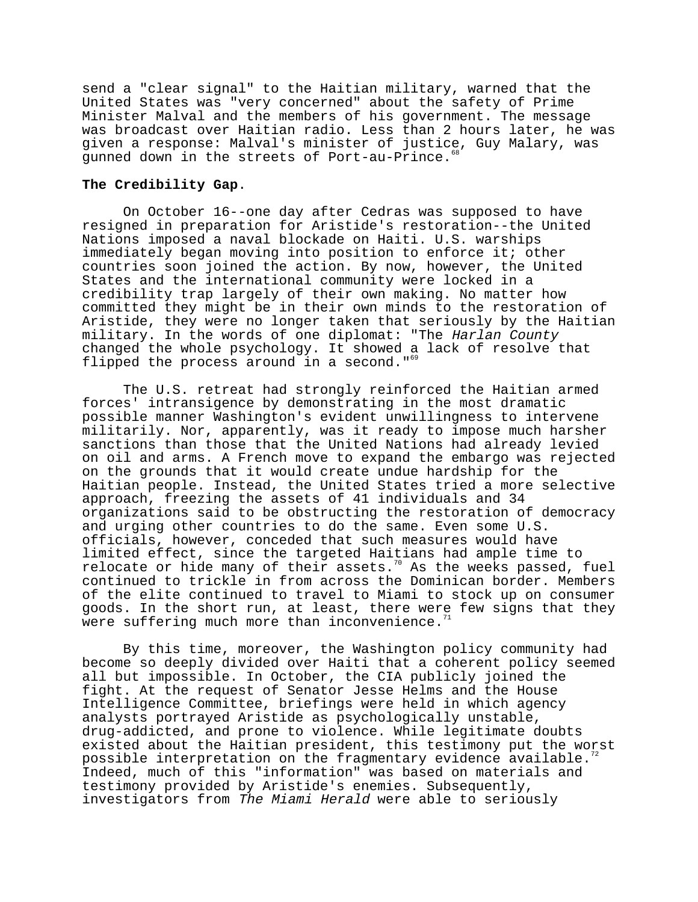send a "clear signal" to the Haitian military, warned that the United States was "very concerned" about the safety of Prime Minister Malval and the members of his government. The message was broadcast over Haitian radio. Less than 2 hours later, he was given a response: Malval's minister of justice, Guy Malary, was gunned down in the streets of Port-au-Prince.[68]

**The Credibility Gap**.

On October 16--one day after Cedras was supposed to have resigned in preparation for Aristide's restoration--the United Nations imposed a naval blockade on Haiti. U.S. warships immediately began moving into position to enforce it; other countries soon joined the action. By now, however, the United States and the international community were locked in a credibility trap largely of their own making. No matter how committed they might be in their own minds to the restoration of Aristide, they were no longer taken that seriously by the Haitian military. In the words of one diplomat: "The *Harlan County* changed the whole psychology. It showed a lack of resolve that flipped the process around in a second."[69]

The U.S. retreat had strongly reinforced the Haitian armed forces' intransigence by demonstrating in the most dramatic possible manner Washington's evident unwillingness to intervene militarily. Nor, apparently, was it ready to impose much harsher sanctions than those that the United Nations had already levied on oil and arms. A French move to expand the embargo was rejected on the grounds that it would create undue hardship for the Haitian people. Instead, the United States tried a more selective approach, freezing the assets of 41 individuals and 34 organizations said to be obstructing the restoration of democracy and urging other countries to do the same. Even some U.S. officials, however, conceded that such measures would have limited effect, since the targeted Haitians had ample time to relocate or hide many of their assets.[70] As the weeks passed, fuel continued to trickle in from across the Dominican border. Members of the elite continued to travel to Miami to stock up on consumer goods. In the short run, at least, there were few signs that they were suffering much more than inconvenience.[71]

By this time, moreover, the Washington policy community had become so deeply divided over Haiti that a coherent policy seemed all but impossible. In October, the CIA publicly joined the fight. At the request of Senator Jesse Helms and the House Intelligence Committee, briefings were held in which agency analysts portrayed Aristide as psychologically unstable, drug-addicted, and prone to violence. While legitimate doubts existed about the Haitian president, this testimony put the worst possible interpretation on the fragmentary evidence available.[72] Indeed, much of this "information" was based on materials and testimony provided by Aristide's enemies. Subsequently, investigators from *The Miami Herald* were able to seriously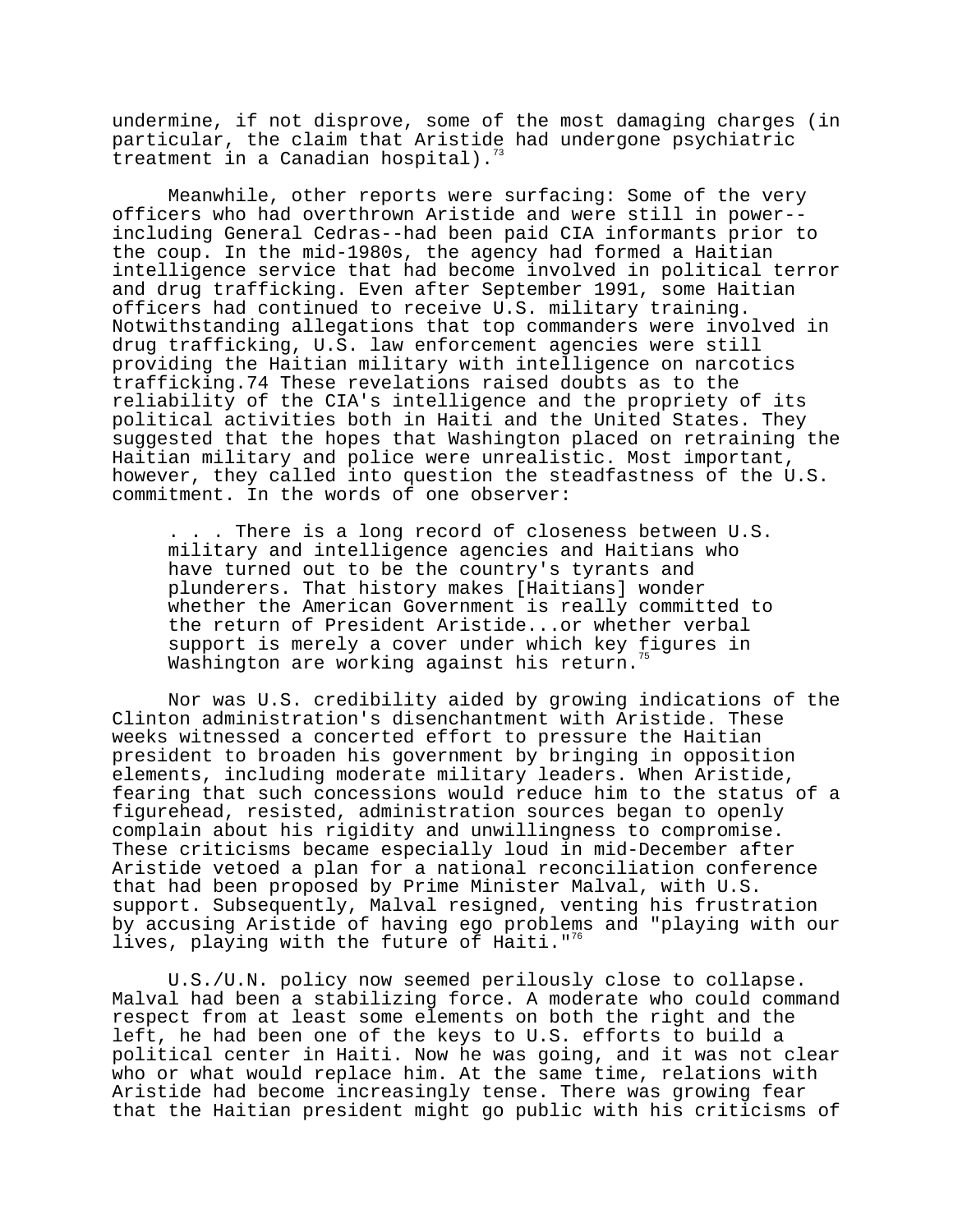undermine, if not disprove, some of the most damaging charges (in particular, the claim that Aristide had undergone psychiatric treatment in a Canadian hospital).[73]

Meanwhile, other reports were surfacing: Some of the very officers who had overthrown Aristide and were still in power--including General Cedras--had been paid CIA informants prior to the coup. In the mid-1980s, the agency had formed a Haitian intelligence service that had become involved in political terror and drug trafficking. Even after September 1991, some Haitian officers had continued to receive U.S. military training. Notwithstanding allegations that top commanders were involved in drug trafficking, U.S. law enforcement agencies were still providing the Haitian military with intelligence on narcotics trafficking.74 These revelations raised doubts as to the reliability of the CIA's intelligence and the propriety of its political activities both in Haiti and the United States. They suggested that the hopes that Washington placed on retraining the Haitian military and police were unrealistic. Most important, however, they called into question the steadfastness of the U.S. commitment. In the words of one observer:

> . . . There is a long record of closeness between U.S. military and intelligence agencies and Haitians who have turned out to be the country's tyrants and plunderers. That history makes [Haitians] wonder whether the American Government is really committed to the return of President Aristide...or whether verbal support is merely a cover under which key figures in Washington are working against his return.[75]

Nor was U.S. credibility aided by growing indications of the Clinton administration's disenchantment with Aristide. These weeks witnessed a concerted effort to pressure the Haitian president to broaden his government by bringing in opposition elements, including moderate military leaders. When Aristide, fearing that such concessions would reduce him to the status of a figurehead, resisted, administration sources began to openly complain about his rigidity and unwillingness to compromise. These criticisms became especially loud in mid-December after Aristide vetoed a plan for a national reconciliation conference that had been proposed by Prime Minister Malval, with U.S. support. Subsequently, Malval resigned, venting his frustration by accusing Aristide of having ego problems and "playing with our lives, playing with the future of Haiti."[76]

U.S./U.N. policy now seemed perilously close to collapse. Malval had been a stabilizing force. A moderate who could command respect from at least some elements on both the right and the left, he had been one of the keys to U.S. efforts to build a political center in Haiti. Now he was going, and it was not clear who or what would replace him. At the same time, relations with Aristide had become increasingly tense. There was growing fear that the Haitian president might go public with his criticisms of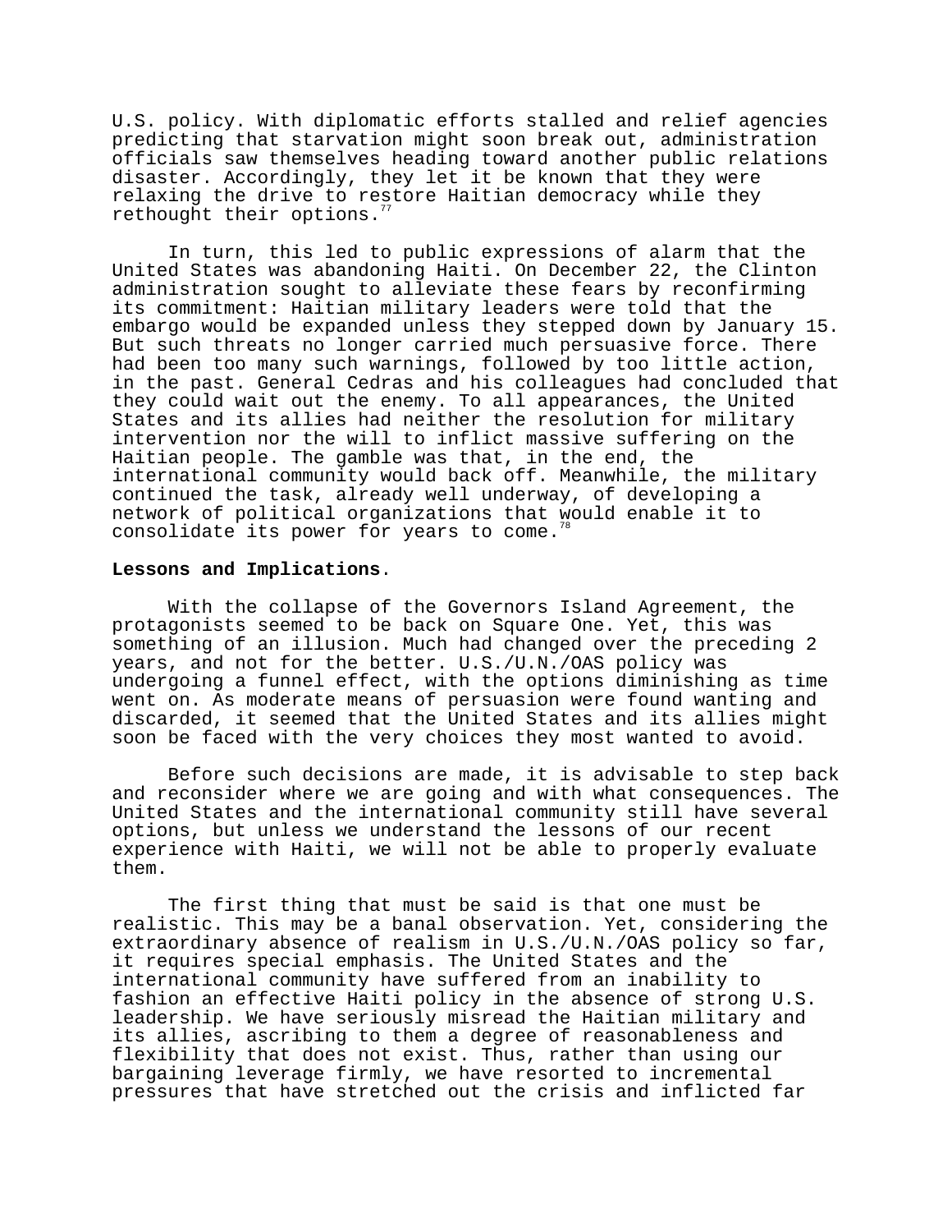U.S. policy. With diplomatic efforts stalled and relief agencies predicting that starvation might soon break out, administration officials saw themselves heading toward another public relations disaster. Accordingly, they let it be known that they were relaxing the drive to restore Haitian democracy while they rethought their options.[77]

In turn, this led to public expressions of alarm that the United States was abandoning Haiti. On December 22, the Clinton administration sought to alleviate these fears by reconfirming its commitment: Haitian military leaders were told that the embargo would be expanded unless they stepped down by January 15. But such threats no longer carried much persuasive force. There had been too many such warnings, followed by too little action, in the past. General Cedras and his colleagues had concluded that they could wait out the enemy. To all appearances, the United States and its allies had neither the resolution for military intervention nor the will to inflict massive suffering on the Haitian people. The gamble was that, in the end, the international community would back off. Meanwhile, the military continued the task, already well underway, of developing a network of political organizations that would enable it to consolidate its power for years to come.[78]

**Lessons and Implications**.

With the collapse of the Governors Island Agreement, the protagonists seemed to be back on Square One. Yet, this was something of an illusion. Much had changed over the preceding 2 years, and not for the better. U.S./U.N./OAS policy was undergoing a funnel effect, with the options diminishing as time went on. As moderate means of persuasion were found wanting and discarded, it seemed that the United States and its allies might soon be faced with the very choices they most wanted to avoid.

Before such decisions are made, it is advisable to step back and reconsider where we are going and with what consequences. The United States and the international community still have several options, but unless we understand the lessons of our recent experience with Haiti, we will not be able to properly evaluate them.

The first thing that must be said is that one must be realistic. This may be a banal observation. Yet, considering the extraordinary absence of realism in U.S./U.N./OAS policy so far, it requires special emphasis. The United States and the international community have suffered from an inability to fashion an effective Haiti policy in the absence of strong U.S. leadership. We have seriously misread the Haitian military and its allies, ascribing to them a degree of reasonableness and flexibility that does not exist. Thus, rather than using our bargaining leverage firmly, we have resorted to incremental pressures that have stretched out the crisis and inflicted far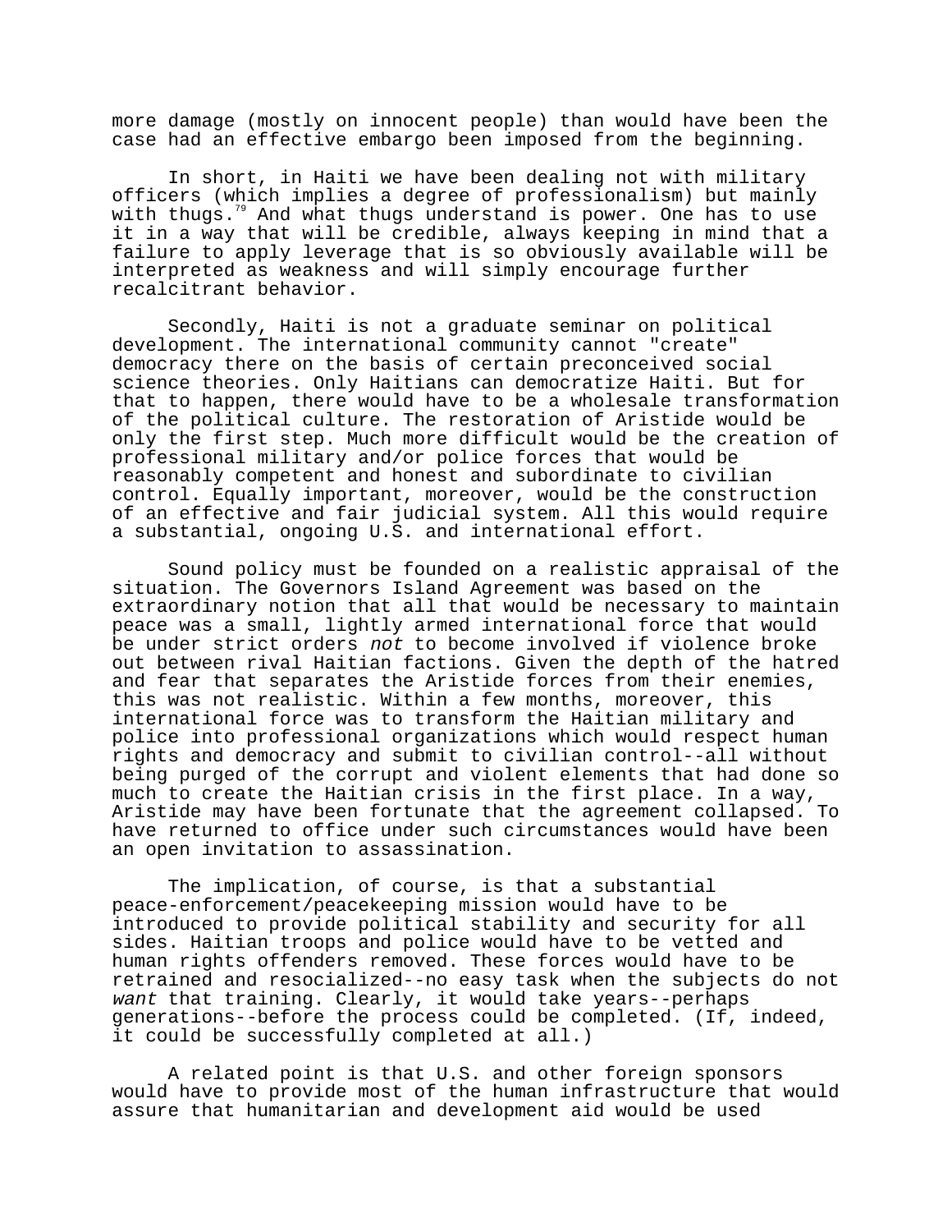more damage (mostly on innocent people) than would have been the case had an effective embargo been imposed from the beginning.

In short, in Haiti we have been dealing not with military officers (which implies a degree of professionalism) but mainly with thugs.[79] And what thugs understand is power. One has to use it in a way that will be credible, always keeping in mind that a failure to apply leverage that is so obviously available will be interpreted as weakness and will simply encourage further recalcitrant behavior.

Secondly, Haiti is not a graduate seminar on political development. The international community cannot "create" democracy there on the basis of certain preconceived social science theories. Only Haitians can democratize Haiti. But for that to happen, there would have to be a wholesale transformation of the political culture. The restoration of Aristide would be only the first step. Much more difficult would be the creation of professional military and/or police forces that would be reasonably competent and honest and subordinate to civilian control. Equally important, moreover, would be the construction of an effective and fair judicial system. All this would require a substantial, ongoing U.S. and international effort.

Sound policy must be founded on a realistic appraisal of the situation. The Governors Island Agreement was based on the extraordinary notion that all that would be necessary to maintain peace was a small, lightly armed international force that would be under strict orders *not* to become involved if violence broke out between rival Haitian factions. Given the depth of the hatred and fear that separates the Aristide forces from their enemies, this was not realistic. Within a few months, moreover, this international force was to transform the Haitian military and police into professional organizations which would respect human rights and democracy and submit to civilian control--all without being purged of the corrupt and violent elements that had done so much to create the Haitian crisis in the first place. In a way, Aristide may have been fortunate that the agreement collapsed. To have returned to office under such circumstances would have been an open invitation to assassination.

The implication, of course, is that a substantial peace-enforcement/peacekeeping mission would have to be introduced to provide political stability and security for all sides. Haitian troops and police would have to be vetted and human rights offenders removed. These forces would have to be retrained and resocialized--no easy task when the subjects do not *want* that training. Clearly, it would take years--perhaps generations--before the process could be completed. (If, indeed, it could be successfully completed at all.)

A related point is that U.S. and other foreign sponsors would have to provide most of the human infrastructure that would assure that humanitarian and development aid would be used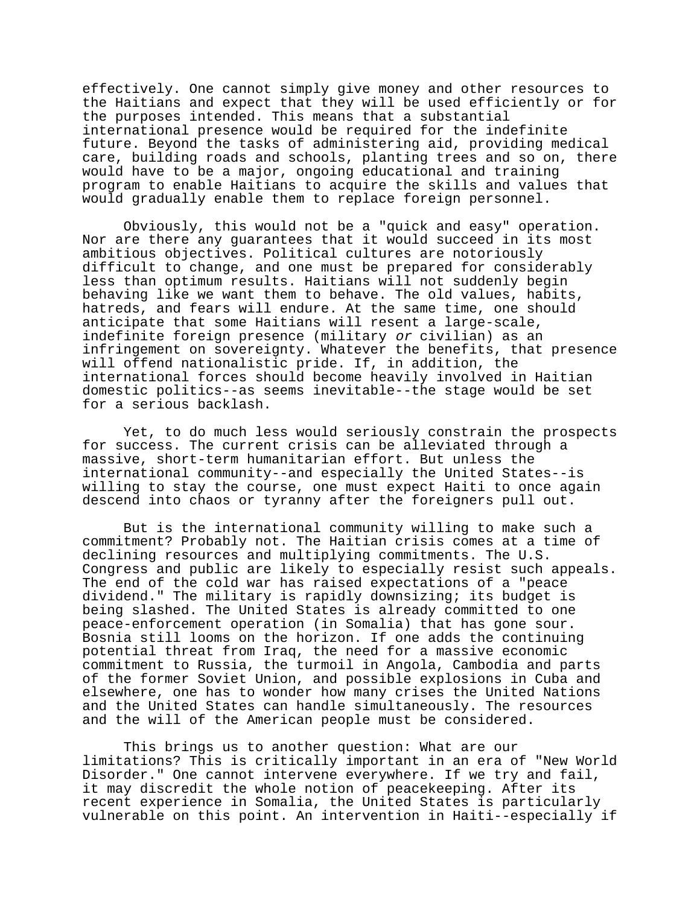effectively. One cannot simply give money and other resources to the Haitians and expect that they will be used efficiently or for the purposes intended. This means that a substantial international presence would be required for the indefinite future. Beyond the tasks of administering aid, providing medical care, building roads and schools, planting trees and so on, there would have to be a major, ongoing educational and training program to enable Haitians to acquire the skills and values that would gradually enable them to replace foreign personnel.

Obviously, this would not be a "quick and easy" operation. Nor are there any guarantees that it would succeed in its most ambitious objectives. Political cultures are notoriously difficult to change, and one must be prepared for considerably less than optimum results. Haitians will not suddenly begin behaving like we want them to behave. The old values, habits, hatreds, and fears will endure. At the same time, one should anticipate that some Haitians will resent a large-scale, indefinite foreign presence (military *or* civilian) as an infringement on sovereignty. Whatever the benefits, that presence will offend nationalistic pride. If, in addition, the international forces should become heavily involved in Haitian domestic politics--as seems inevitable--the stage would be set for a serious backlash.

Yet, to do much less would seriously constrain the prospects for success. The current crisis can be alleviated through a massive, short-term humanitarian effort. But unless the international community--and especially the United States--is willing to stay the course, one must expect Haiti to once again descend into chaos or tyranny after the foreigners pull out.

But is the international community willing to make such a commitment? Probably not. The Haitian crisis comes at a time of declining resources and multiplying commitments. The U.S. Congress and public are likely to especially resist such appeals. The end of the cold war has raised expectations of a "peace dividend." The military is rapidly downsizing; its budget is being slashed. The United States is already committed to one peace-enforcement operation (in Somalia) that has gone sour. Bosnia still looms on the horizon. If one adds the continuing potential threat from Iraq, the need for a massive economic commitment to Russia, the turmoil in Angola, Cambodia and parts of the former Soviet Union, and possible explosions in Cuba and elsewhere, one has to wonder how many crises the United Nations and the United States can handle simultaneously. The resources and the will of the American people must be considered.

This brings us to another question: What are our limitations? This is critically important in an era of "New World Disorder." One cannot intervene everywhere. If we try and fail, it may discredit the whole notion of peacekeeping. After its recent experience in Somalia, the United States is particularly vulnerable on this point. An intervention in Haiti--especially if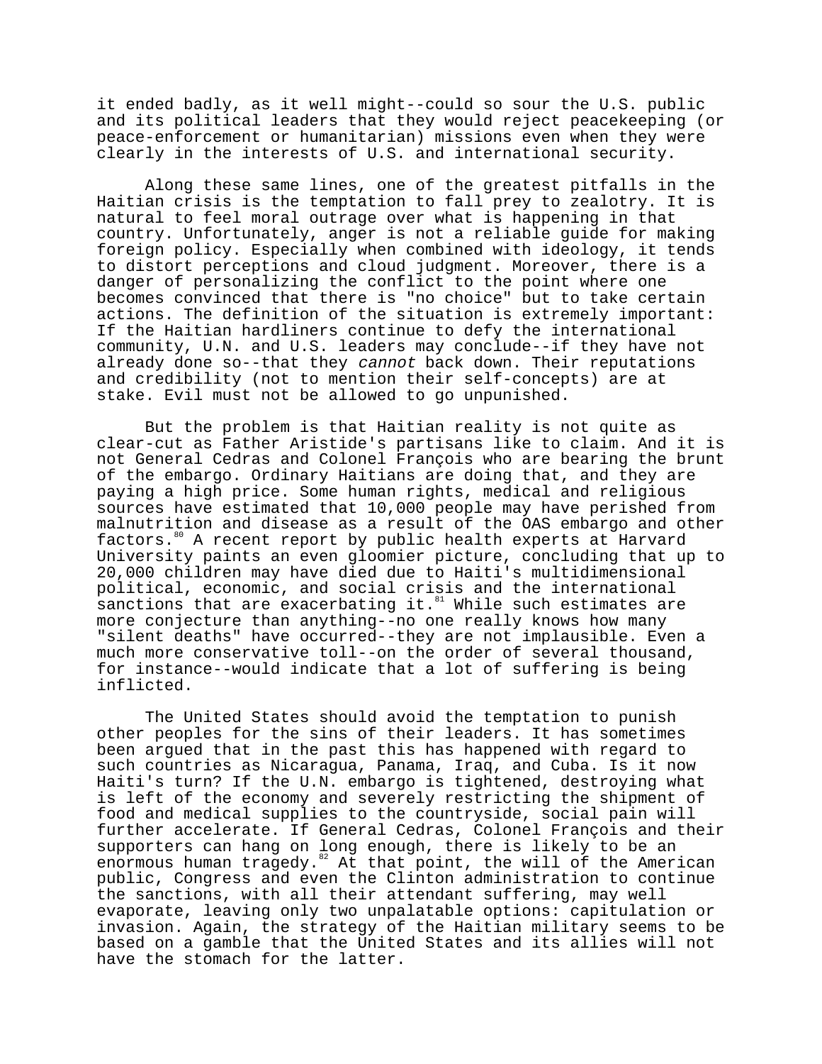it ended badly, as it well might--could so sour the U.S. public and its political leaders that they would reject peacekeeping (or peace-enforcement or humanitarian) missions even when they were clearly in the interests of U.S. and international security.

Along these same lines, one of the greatest pitfalls in the Haitian crisis is the temptation to fall prey to zealotry. It is natural to feel moral outrage over what is happening in that country. Unfortunately, anger is not a reliable guide for making foreign policy. Especially when combined with ideology, it tends to distort perceptions and cloud judgment. Moreover, there is a danger of personalizing the conflict to the point where one becomes convinced that there is "no choice" but to take certain actions. The definition of the situation is extremely important: If the Haitian hardliners continue to defy the international community, U.N. and U.S. leaders may conclude--if they have not already done so--that they *cannot* back down. Their reputations and credibility (not to mention their self-concepts) are at stake. Evil must not be allowed to go unpunished.

But the problem is that Haitian reality is not quite as clear-cut as Father Aristide's partisans like to claim. And it is not General Cedras and Colonel François who are bearing the brunt of the embargo. Ordinary Haitians are doing that, and they are paying a high price. Some human rights, medical and religious sources have estimated that 10,000 people may have perished from malnutrition and disease as a result of the OAS embargo and other factors.[80] A recent report by public health experts at Harvard University paints an even gloomier picture, concluding that up to 20,000 children may have died due to Haiti's multidimensional political, economic, and social crisis and the international sanctions that are exacerbating it.[81] While such estimates are more conjecture than anything--no one really knows how many "silent deaths" have occurred--they are not implausible. Even a much more conservative toll--on the order of several thousand, for instance--would indicate that a lot of suffering is being inflicted.

The United States should avoid the temptation to punish other peoples for the sins of their leaders. It has sometimes been argued that in the past this has happened with regard to such countries as Nicaragua, Panama, Iraq, and Cuba. Is it now Haiti's turn? If the U.N. embargo is tightened, destroying what is left of the economy and severely restricting the shipment of food and medical supplies to the countryside, social pain will further accelerate. If General Cedras, Colonel François and their supporters can hang on long enough, there is likely to be an enormous human tragedy.[82] At that point, the will of the American public, Congress and even the Clinton administration to continue the sanctions, with all their attendant suffering, may well evaporate, leaving only two unpalatable options: capitulation or invasion. Again, the strategy of the Haitian military seems to be based on a gamble that the United States and its allies will not have the stomach for the latter.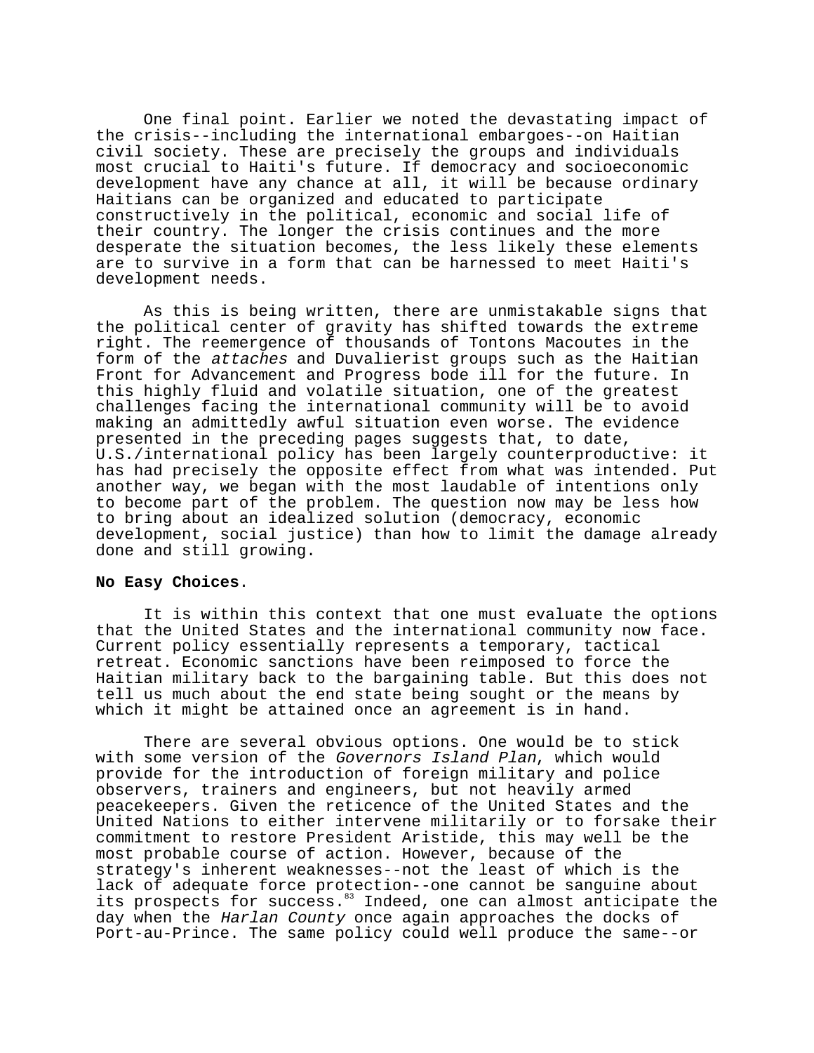One final point. Earlier we noted the devastating impact of the crisis--including the international embargoes--on Haitian civil society. These are precisely the groups and individuals most crucial to Haiti's future. If democracy and socioeconomic development have any chance at all, it will be because ordinary Haitians can be organized and educated to participate constructively in the political, economic and social life of their country. The longer the crisis continues and the more desperate the situation becomes, the less likely these elements are to survive in a form that can be harnessed to meet Haiti's development needs.

As this is being written, there are unmistakable signs that the political center of gravity has shifted towards the extreme right. The reemergence of thousands of Tontons Macoutes in the form of the *attaches* and Duvalierist groups such as the Haitian Front for Advancement and Progress bode ill for the future. In this highly fluid and volatile situation, one of the greatest challenges facing the international community will be to avoid making an admittedly awful situation even worse. The evidence presented in the preceding pages suggests that, to date, U.S./international policy has been largely counterproductive: it has had precisely the opposite effect from what was intended. Put another way, we began with the most laudable of intentions only to become part of the problem. The question now may be less how to bring about an idealized solution (democracy, economic development, social justice) than how to limit the damage already done and still growing.

**No Easy Choices**.

It is within this context that one must evaluate the options that the United States and the international community now face. Current policy essentially represents a temporary, tactical retreat. Economic sanctions have been reimposed to force the Haitian military back to the bargaining table. But this does not tell us much about the end state being sought or the means by which it might be attained once an agreement is in hand.

There are several obvious options. One would be to stick with some version of the *Governors Island Plan*, which would provide for the introduction of foreign military and police observers, trainers and engineers, but not heavily armed peacekeepers. Given the reticence of the United States and the United Nations to either intervene militarily or to forsake their commitment to restore President Aristide, this may well be the most probable course of action. However, because of the strategy's inherent weaknesses--not the least of which is the lack of adequate force protection--one cannot be sanguine about its prospects for success.[83] Indeed, one can almost anticipate the day when the *Harlan County* once again approaches the docks of Port-au-Prince. The same policy could well produce the same--or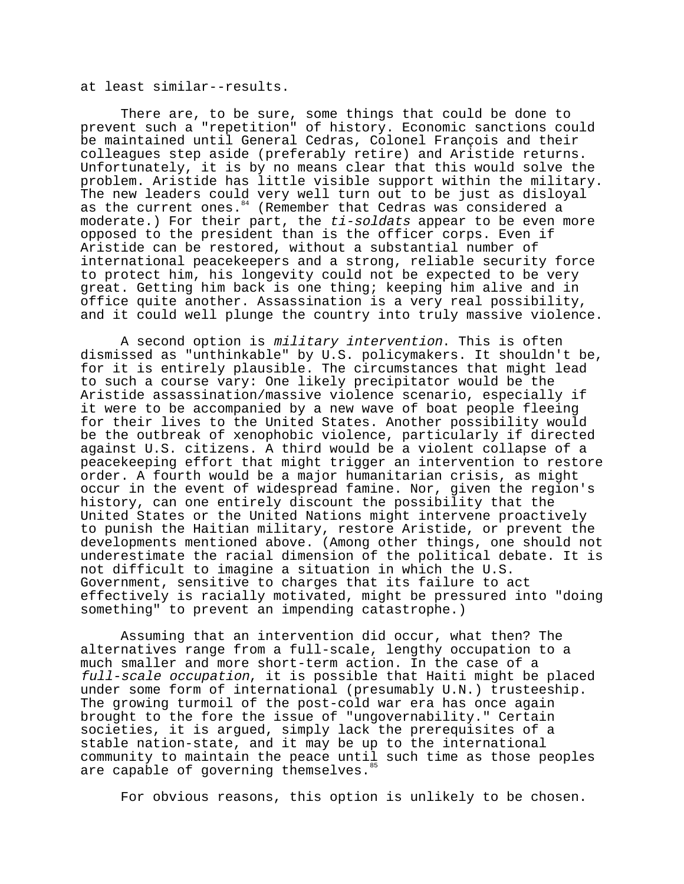at least similar--results.

There are, to be sure, some things that could be done to prevent such a "repetition" of history. Economic sanctions could be maintained until General Cedras, Colonel François and their colleagues step aside (preferably retire) and Aristide returns. Unfortunately, it is by no means clear that this would solve the problem. Aristide has little visible support within the military. The new leaders could very well turn out to be just as disloyal as the current ones.[84] (Remember that Cedras was considered a moderate.) For their part, the *ti-soldats* appear to be even more opposed to the president than is the officer corps. Even if Aristide can be restored, without a substantial number of international peacekeepers and a strong, reliable security force to protect him, his longevity could not be expected to be very great. Getting him back is one thing; keeping him alive and in office quite another. Assassination is a very real possibility, and it could well plunge the country into truly massive violence.

A second option is *military intervention*. This is often dismissed as "unthinkable" by U.S. policymakers. It shouldn't be, for it is entirely plausible. The circumstances that might lead to such a course vary: One likely precipitator would be the Aristide assassination/massive violence scenario, especially if it were to be accompanied by a new wave of boat people fleeing for their lives to the United States. Another possibility would be the outbreak of xenophobic violence, particularly if directed against U.S. citizens. A third would be a violent collapse of a peacekeeping effort that might trigger an intervention to restore order. A fourth would be a major humanitarian crisis, as might occur in the event of widespread famine. Nor, given the region's history, can one entirely discount the possibility that the United States or the United Nations might intervene proactively to punish the Haitian military, restore Aristide, or prevent the developments mentioned above. (Among other things, one should not underestimate the racial dimension of the political debate. It is not difficult to imagine a situation in which the U.S. Government, sensitive to charges that its failure to act effectively is racially motivated, might be pressured into "doing something" to prevent an impending catastrophe.)

Assuming that an intervention did occur, what then? The alternatives range from a full-scale, lengthy occupation to a much smaller and more short-term action. In the case of a *full-scale occupation*, it is possible that Haiti might be placed under some form of international (presumably U.N.) trusteeship. The growing turmoil of the post-cold war era has once again brought to the fore the issue of "ungovernability." Certain societies, it is argued, simply lack the prerequisites of a stable nation-state, and it may be up to the international community to maintain the peace until such time as those peoples are capable of governing themselves.[85]

For obvious reasons, this option is unlikely to be chosen.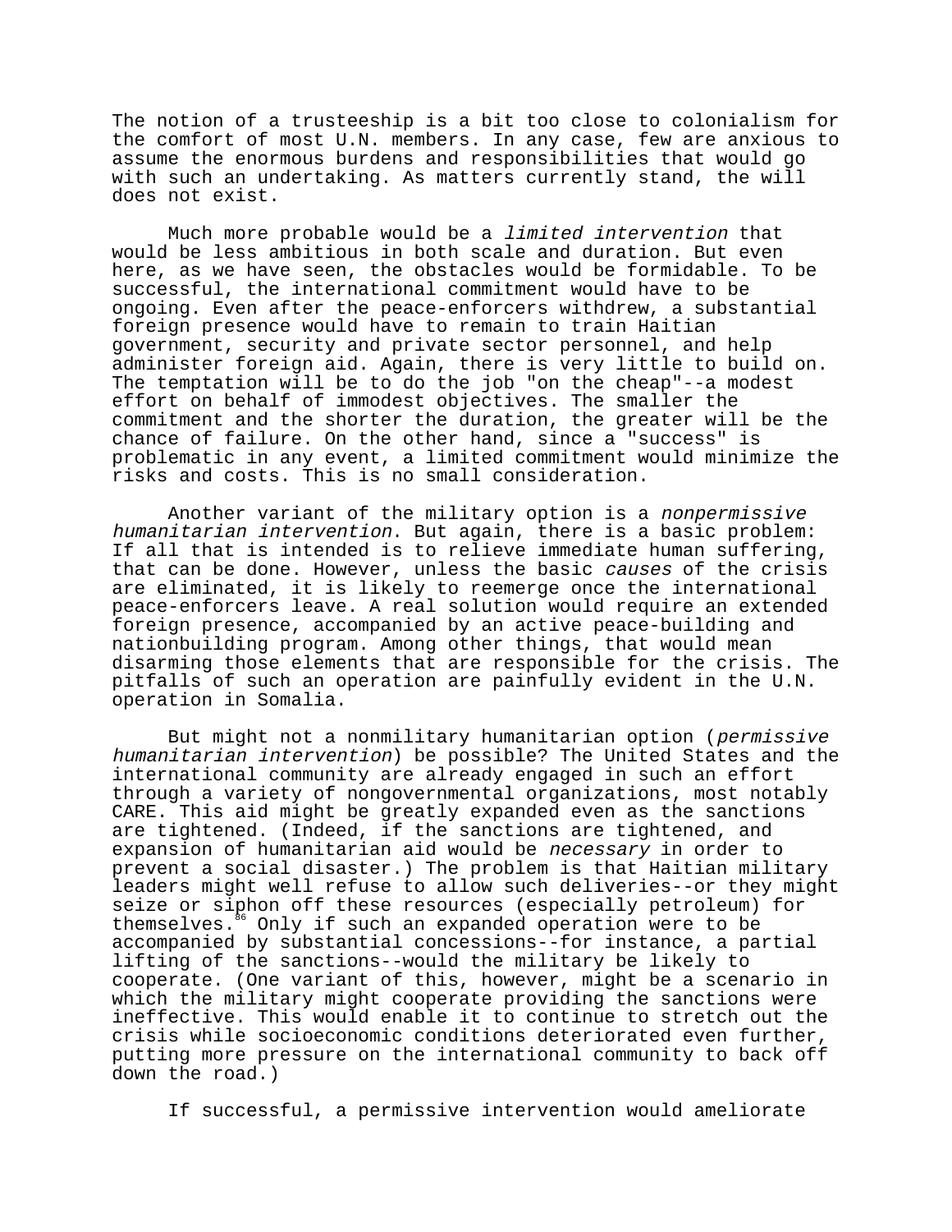The notion of a trusteeship is a bit too close to colonialism for the comfort of most U.N. members. In any case, few are anxious to assume the enormous burdens and responsibilities that would go with such an undertaking. As matters currently stand, the will does not exist.

Much more probable would be a *limited intervention* that would be less ambitious in both scale and duration. But even here, as we have seen, the obstacles would be formidable. To be successful, the international commitment would have to be ongoing. Even after the peace-enforcers withdrew, a substantial foreign presence would have to remain to train Haitian government, security and private sector personnel, and help administer foreign aid. Again, there is very little to build on. The temptation will be to do the job "on the cheap"--a modest effort on behalf of immodest objectives. The smaller the commitment and the shorter the duration, the greater will be the chance of failure. On the other hand, since a "success" is problematic in any event, a limited commitment would minimize the risks and costs. This is no small consideration.

Another variant of the military option is a *nonpermissive humanitarian intervention*. But again, there is a basic problem: If all that is intended is to relieve immediate human suffering, that can be done. However, unless the basic *causes* of the crisis are eliminated, it is likely to reemerge once the international peace-enforcers leave. A real solution would require an extended foreign presence, accompanied by an active peace-building and nationbuilding program. Among other things, that would mean disarming those elements that are responsible for the crisis. The pitfalls of such an operation are painfully evident in the U.N. operation in Somalia.

But might not a nonmilitary humanitarian option (*permissive humanitarian intervention*) be possible? The United States and the international community are already engaged in such an effort through a variety of nongovernmental organizations, most notably CARE. This aid might be greatly expanded even as the sanctions are tightened. (Indeed, if the sanctions are tightened, and expansion of humanitarian aid would be *necessary* in order to prevent a social disaster.) The problem is that Haitian military leaders might well refuse to allow such deliveries--or they might seize or siphon off these resources (especially petroleum) for themselves.[86] Only if such an expanded operation were to be accompanied by substantial concessions--for instance, a partial lifting of the sanctions--would the military be likely to cooperate. (One variant of this, however, might be a scenario in which the military might cooperate providing the sanctions were ineffective. This would enable it to continue to stretch out the crisis while socioeconomic conditions deteriorated even further, putting more pressure on the international community to back off down the road.)

If successful, a permissive intervention would ameliorate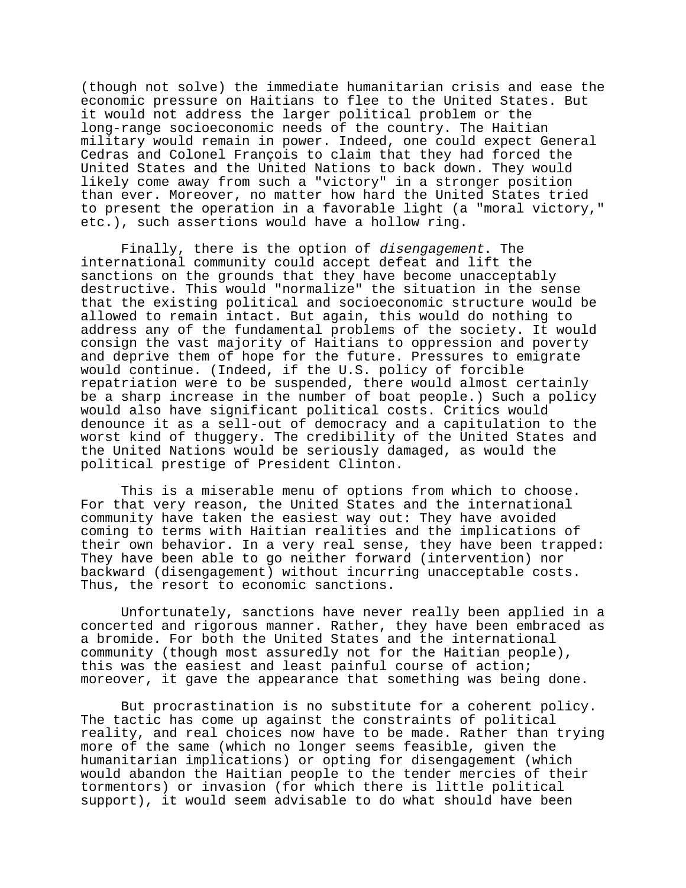(though not solve) the immediate humanitarian crisis and ease the economic pressure on Haitians to flee to the United States. But it would not address the larger political problem or the long-range socioeconomic needs of the country. The Haitian military would remain in power. Indeed, one could expect General Cedras and Colonel François to claim that they had forced the United States and the United Nations to back down. They would likely come away from such a "victory" in a stronger position than ever. Moreover, no matter how hard the United States tried to present the operation in a favorable light (a "moral victory," etc.), such assertions would have a hollow ring.

Finally, there is the option of *disengagement*. The international community could accept defeat and lift the sanctions on the grounds that they have become unacceptably destructive. This would "normalize" the situation in the sense that the existing political and socioeconomic structure would be allowed to remain intact. But again, this would do nothing to address any of the fundamental problems of the society. It would consign the vast majority of Haitians to oppression and poverty and deprive them of hope for the future. Pressures to emigrate would continue. (Indeed, if the U.S. policy of forcible repatriation were to be suspended, there would almost certainly be a sharp increase in the number of boat people.) Such a policy would also have significant political costs. Critics would denounce it as a sell-out of democracy and a capitulation to the worst kind of thuggery. The credibility of the United States and the United Nations would be seriously damaged, as would the political prestige of President Clinton.

This is a miserable menu of options from which to choose. For that very reason, the United States and the international community have taken the easiest way out: They have avoided coming to terms with Haitian realities and the implications of their own behavior. In a very real sense, they have been trapped: They have been able to go neither forward (intervention) nor backward (disengagement) without incurring unacceptable costs. Thus, the resort to economic sanctions.

Unfortunately, sanctions have never really been applied in a concerted and rigorous manner. Rather, they have been embraced as a bromide. For both the United States and the international community (though most assuredly not for the Haitian people), this was the easiest and least painful course of action; moreover, it gave the appearance that something was being done.

But procrastination is no substitute for a coherent policy. The tactic has come up against the constraints of political reality, and real choices now have to be made. Rather than trying more of the same (which no longer seems feasible, given the humanitarian implications) or opting for disengagement (which would abandon the Haitian people to the tender mercies of their tormentors) or invasion (for which there is little political support), it would seem advisable to do what should have been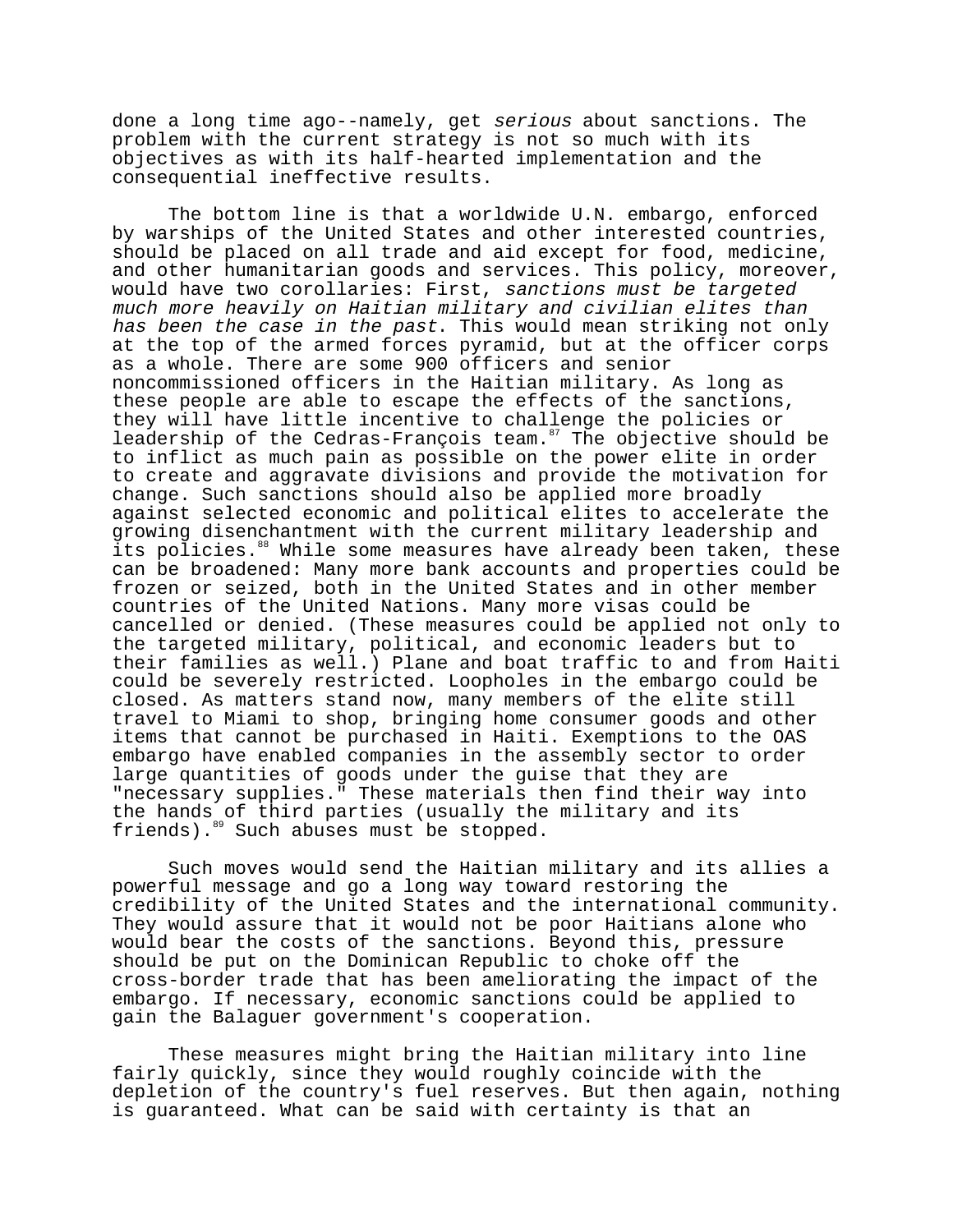done a long time ago--namely, get *serious* about sanctions. The problem with the current strategy is not so much with its objectives as with its half-hearted implementation and the consequential ineffective results.

The bottom line is that a worldwide U.N. embargo, enforced by warships of the United States and other interested countries, should be placed on all trade and aid except for food, medicine, and other humanitarian goods and services. This policy, moreover, would have two corollaries: First, *sanctions must be targeted much more heavily on Haitian military and civilian elites than has been the case in the past*. This would mean striking not only at the top of the armed forces pyramid, but at the officer corps as a whole. There are some 900 officers and senior noncommissioned officers in the Haitian military. As long as these people are able to escape the effects of the sanctions, they will have little incentive to challenge the policies or leadership of the Cedras-François team.[87] The objective should be to inflict as much pain as possible on the power elite in order to create and aggravate divisions and provide the motivation for change. Such sanctions should also be applied more broadly against selected economic and political elites to accelerate the growing disenchantment with the current military leadership and its policies.[88] While some measures have already been taken, these can be broadened: Many more bank accounts and properties could be frozen or seized, both in the United States and in other member countries of the United Nations. Many more visas could be cancelled or denied. (These measures could be applied not only to the targeted military, political, and economic leaders but to their families as well.) Plane and boat traffic to and from Haiti could be severely restricted. Loopholes in the embargo could be closed. As matters stand now, many members of the elite still travel to Miami to shop, bringing home consumer goods and other items that cannot be purchased in Haiti. Exemptions to the OAS embargo have enabled companies in the assembly sector to order large quantities of goods under the guise that they are "necessary supplies." These materials then find their way into the hands of third parties (usually the military and its friends).[89] Such abuses must be stopped.

Such moves would send the Haitian military and its allies a powerful message and go a long way toward restoring the credibility of the United States and the international community. They would assure that it would not be poor Haitians alone who would bear the costs of the sanctions. Beyond this, pressure should be put on the Dominican Republic to choke off the cross-border trade that has been ameliorating the impact of the embargo. If necessary, economic sanctions could be applied to gain the Balaguer government's cooperation.

These measures might bring the Haitian military into line fairly quickly, since they would roughly coincide with the depletion of the country's fuel reserves. But then again, nothing is guaranteed. What can be said with certainty is that an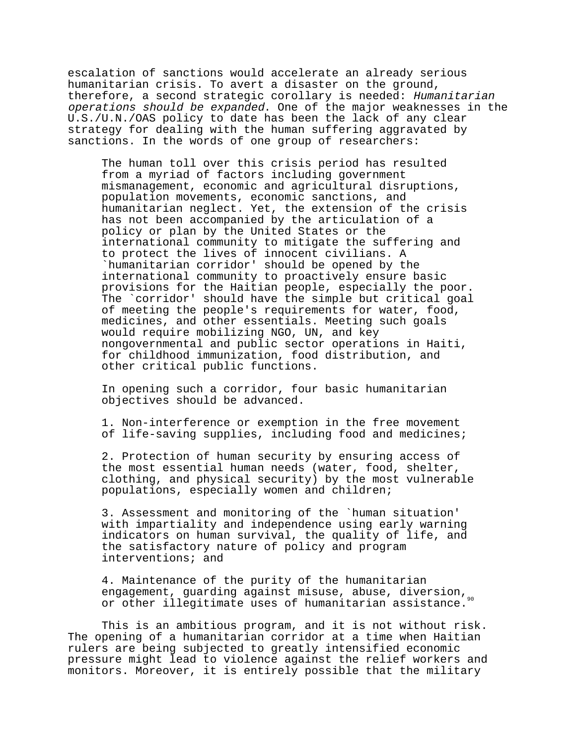escalation of sanctions would accelerate an already serious humanitarian crisis. To avert a disaster on the ground, therefore, a second strategic corollary is needed: *Humanitarian operations should be expanded*. One of the major weaknesses in the U.S./U.N./OAS policy to date has been the lack of any clear strategy for dealing with the human suffering aggravated by sanctions. In the words of one group of researchers:

> The human toll over this crisis period has resulted from a myriad of factors including government mismanagement, economic and agricultural disruptions, population movements, economic sanctions, and humanitarian neglect. Yet, the extension of the crisis has not been accompanied by the articulation of a policy or plan by the United States or the international community to mitigate the suffering and to protect the lives of innocent civilians. A `humanitarian corridor' should be opened by the international community to proactively ensure basic provisions for the Haitian people, especially the poor. The `corridor' should have the simple but critical goal of meeting the people's requirements for water, food, medicines, and other essentials. Meeting such goals would require mobilizing NGO, UN, and key nongovernmental and public sector operations in Haiti, for childhood immunization, food distribution, and other critical public functions.
>
> In opening such a corridor, four basic humanitarian objectives should be advanced.
>
> 1. Non-interference or exemption in the free movement of life-saving supplies, including food and medicines;
>
> 2. Protection of human security by ensuring access of the most essential human needs (water, food, shelter, clothing, and physical security) by the most vulnerable populations, especially women and children;
>
> 3. Assessment and monitoring of the `human situation' with impartiality and independence using early warning indicators on human survival, the quality of life, and the satisfactory nature of policy and program interventions; and
>
> 4. Maintenance of the purity of the humanitarian engagement, guarding against misuse, abuse, diversion, or other illegitimate uses of humanitarian assistance.[90]

This is an ambitious program, and it is not without risk. The opening of a humanitarian corridor at a time when Haitian rulers are being subjected to greatly intensified economic pressure might lead to violence against the relief workers and monitors. Moreover, it is entirely possible that the military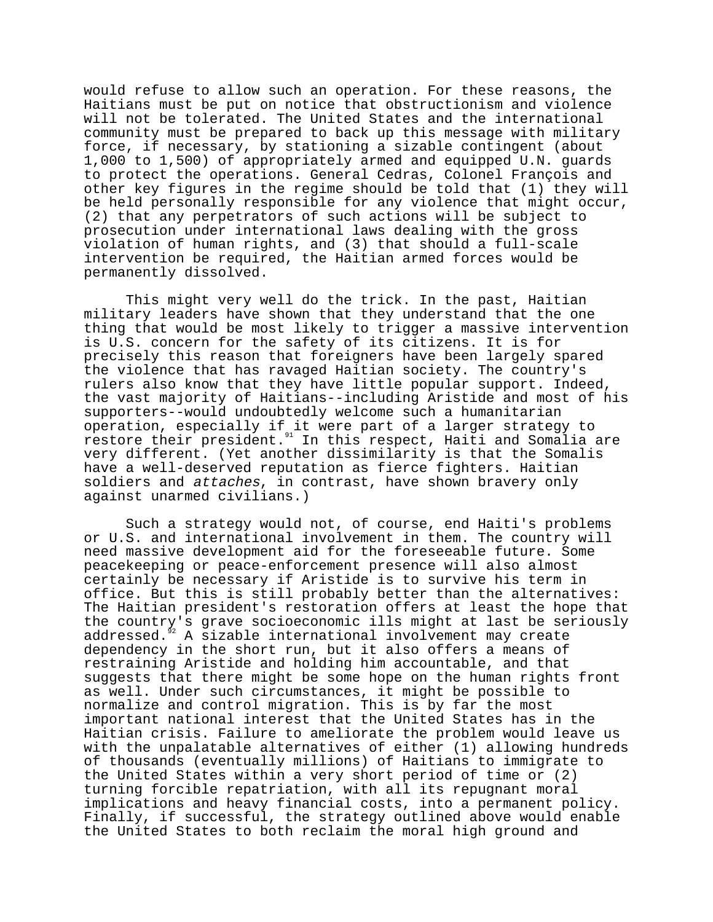would refuse to allow such an operation. For these reasons, the Haitians must be put on notice that obstructionism and violence will not be tolerated. The United States and the international community must be prepared to back up this message with military force, if necessary, by stationing a sizable contingent (about 1,000 to 1,500) of appropriately armed and equipped U.N. guards to protect the operations. General Cedras, Colonel François and other key figures in the regime should be told that (1) they will be held personally responsible for any violence that might occur, (2) that any perpetrators of such actions will be subject to prosecution under international laws dealing with the gross violation of human rights, and (3) that should a full-scale intervention be required, the Haitian armed forces would be permanently dissolved.

This might very well do the trick. In the past, Haitian military leaders have shown that they understand that the one thing that would be most likely to trigger a massive intervention is U.S. concern for the safety of its citizens. It is for precisely this reason that foreigners have been largely spared the violence that has ravaged Haitian society. The country's rulers also know that they have little popular support. Indeed, the vast majority of Haitians--including Aristide and most of his supporters--would undoubtedly welcome such a humanitarian operation, especially if it were part of a larger strategy to restore their president.[91] In this respect, Haiti and Somalia are very different. (Yet another dissimilarity is that the Somalis have a well-deserved reputation as fierce fighters. Haitian soldiers and *attaches*, in contrast, have shown bravery only against unarmed civilians.)

Such a strategy would not, of course, end Haiti's problems or U.S. and international involvement in them. The country will need massive development aid for the foreseeable future. Some peacekeeping or peace-enforcement presence will also almost certainly be necessary if Aristide is to survive his term in office. But this is still probably better than the alternatives: The Haitian president's restoration offers at least the hope that the country's grave socioeconomic ills might at last be seriously addressed.[92] A sizable international involvement may create dependency in the short run, but it also offers a means of restraining Aristide and holding him accountable, and that suggests that there might be some hope on the human rights front as well. Under such circumstances, it might be possible to normalize and control migration. This is by far the most important national interest that the United States has in the Haitian crisis. Failure to ameliorate the problem would leave us with the unpalatable alternatives of either (1) allowing hundreds of thousands (eventually millions) of Haitians to immigrate to the United States within a very short period of time or (2) turning forcible repatriation, with all its repugnant moral implications and heavy financial costs, into a permanent policy. Finally, if successful, the strategy outlined above would enable the United States to both reclaim the moral high ground and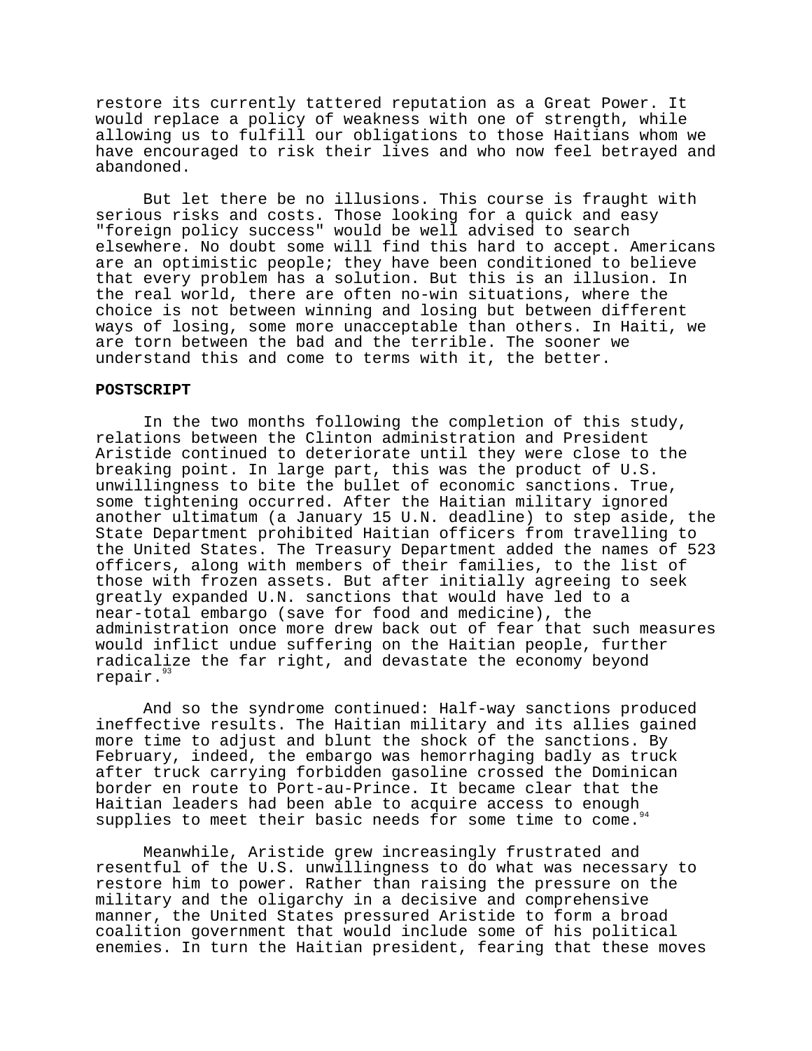restore its currently tattered reputation as a Great Power. It would replace a policy of weakness with one of strength, while allowing us to fulfill our obligations to those Haitians whom we have encouraged to risk their lives and who now feel betrayed and abandoned.

But let there be no illusions. This course is fraught with serious risks and costs. Those looking for a quick and easy "foreign policy success" would be well advised to search elsewhere. No doubt some will find this hard to accept. Americans are an optimistic people; they have been conditioned to believe that every problem has a solution. But this is an illusion. In the real world, there are often no-win situations, where the choice is not between winning and losing but between different ways of losing, some more unacceptable than others. In Haiti, we are torn between the bad and the terrible. The sooner we understand this and come to terms with it, the better.

**POSTSCRIPT**

In the two months following the completion of this study, relations between the Clinton administration and President Aristide continued to deteriorate until they were close to the breaking point. In large part, this was the product of U.S. unwillingness to bite the bullet of economic sanctions. True, some tightening occurred. After the Haitian military ignored another ultimatum (a January 15 U.N. deadline) to step aside, the State Department prohibited Haitian officers from travelling to the United States. The Treasury Department added the names of 523 officers, along with members of their families, to the list of those with frozen assets. But after initially agreeing to seek greatly expanded U.N. sanctions that would have led to a near-total embargo (save for food and medicine), the administration once more drew back out of fear that such measures would inflict undue suffering on the Haitian people, further radicalize the far right, and devastate the economy beyond repair.[93]

And so the syndrome continued: Half-way sanctions produced ineffective results. The Haitian military and its allies gained more time to adjust and blunt the shock of the sanctions. By February, indeed, the embargo was hemorrhaging badly as truck after truck carrying forbidden gasoline crossed the Dominican border en route to Port-au-Prince. It became clear that the Haitian leaders had been able to acquire access to enough supplies to meet their basic needs for some time to come.[94]

Meanwhile, Aristide grew increasingly frustrated and resentful of the U.S. unwillingness to do what was necessary to restore him to power. Rather than raising the pressure on the military and the oligarchy in a decisive and comprehensive manner, the United States pressured Aristide to form a broad coalition government that would include some of his political enemies. In turn the Haitian president, fearing that these moves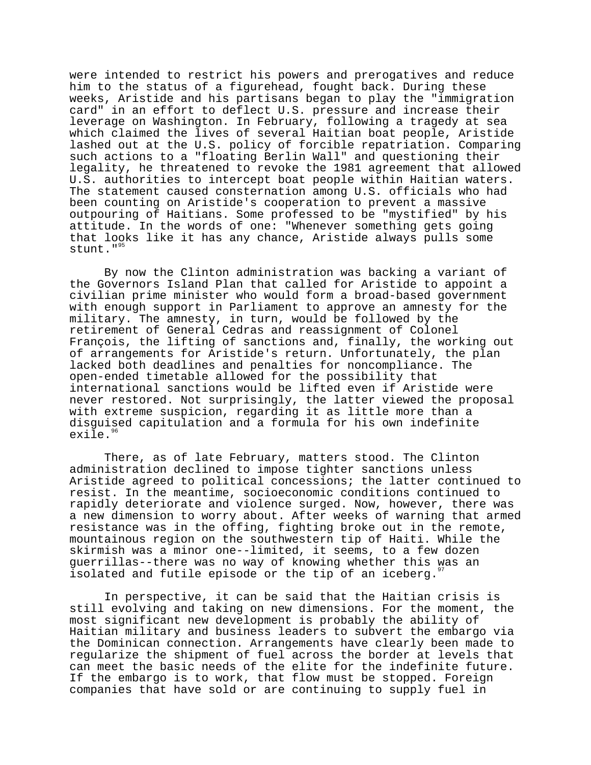were intended to restrict his powers and prerogatives and reduce him to the status of a figurehead, fought back. During these weeks, Aristide and his partisans began to play the "immigration card" in an effort to deflect U.S. pressure and increase their leverage on Washington. In February, following a tragedy at sea which claimed the lives of several Haitian boat people, Aristide lashed out at the U.S. policy of forcible repatriation. Comparing such actions to a "floating Berlin Wall" and questioning their legality, he threatened to revoke the 1981 agreement that allowed U.S. authorities to intercept boat people within Haitian waters. The statement caused consternation among U.S. officials who had been counting on Aristide's cooperation to prevent a massive outpouring of Haitians. Some professed to be "mystified" by his attitude. In the words of one: "Whenever something gets going that looks like it has any chance, Aristide always pulls some stunt."[95]

By now the Clinton administration was backing a variant of the Governors Island Plan that called for Aristide to appoint a civilian prime minister who would form a broad-based government with enough support in Parliament to approve an amnesty for the military. The amnesty, in turn, would be followed by the retirement of General Cedras and reassignment of Colonel François, the lifting of sanctions and, finally, the working out of arrangements for Aristide's return. Unfortunately, the plan lacked both deadlines and penalties for noncompliance. The open-ended timetable allowed for the possibility that international sanctions would be lifted even if Aristide were never restored. Not surprisingly, the latter viewed the proposal with extreme suspicion, regarding it as little more than a disguised capitulation and a formula for his own indefinite exile.[96]

There, as of late February, matters stood. The Clinton administration declined to impose tighter sanctions unless Aristide agreed to political concessions; the latter continued to resist. In the meantime, socioeconomic conditions continued to rapidly deteriorate and violence surged. Now, however, there was a new dimension to worry about. After weeks of warning that armed resistance was in the offing, fighting broke out in the remote, mountainous region on the southwestern tip of Haiti. While the skirmish was a minor one--limited, it seems, to a few dozen guerrillas--there was no way of knowing whether this was an isolated and futile episode or the tip of an iceberg.[97]

In perspective, it can be said that the Haitian crisis is still evolving and taking on new dimensions. For the moment, the most significant new development is probably the ability of Haitian military and business leaders to subvert the embargo via the Dominican connection. Arrangements have clearly been made to regularize the shipment of fuel across the border at levels that can meet the basic needs of the elite for the indefinite future. If the embargo is to work, that flow must be stopped. Foreign companies that have sold or are continuing to supply fuel in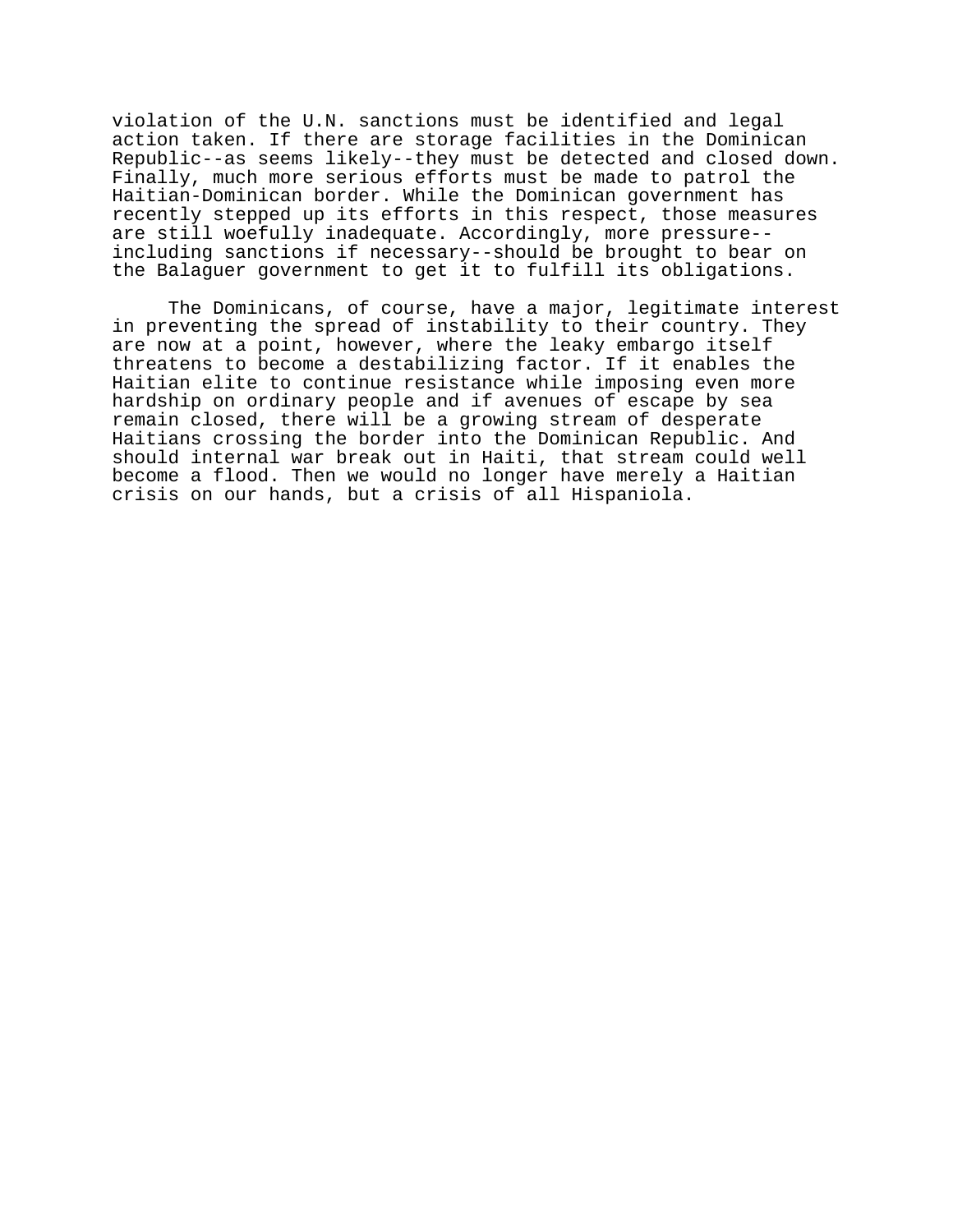violation of the U.N. sanctions must be identified and legal action taken. If there are storage facilities in the Dominican Republic--as seems likely--they must be detected and closed down. Finally, much more serious efforts must be made to patrol the Haitian-Dominican border. While the Dominican government has recently stepped up its efforts in this respect, those measures are still woefully inadequate. Accordingly, more pressure--including sanctions if necessary--should be brought to bear on the Balaguer government to get it to fulfill its obligations.

The Dominicans, of course, have a major, legitimate interest in preventing the spread of instability to their country. They are now at a point, however, where the leaky embargo itself threatens to become a destabilizing factor. If it enables the Haitian elite to continue resistance while imposing even more hardship on ordinary people and if avenues of escape by sea remain closed, there will be a growing stream of desperate Haitians crossing the border into the Dominican Republic. And should internal war break out in Haiti, that stream could well become a flood. Then we would no longer have merely a Haitian crisis on our hands, but a crisis of all Hispaniola.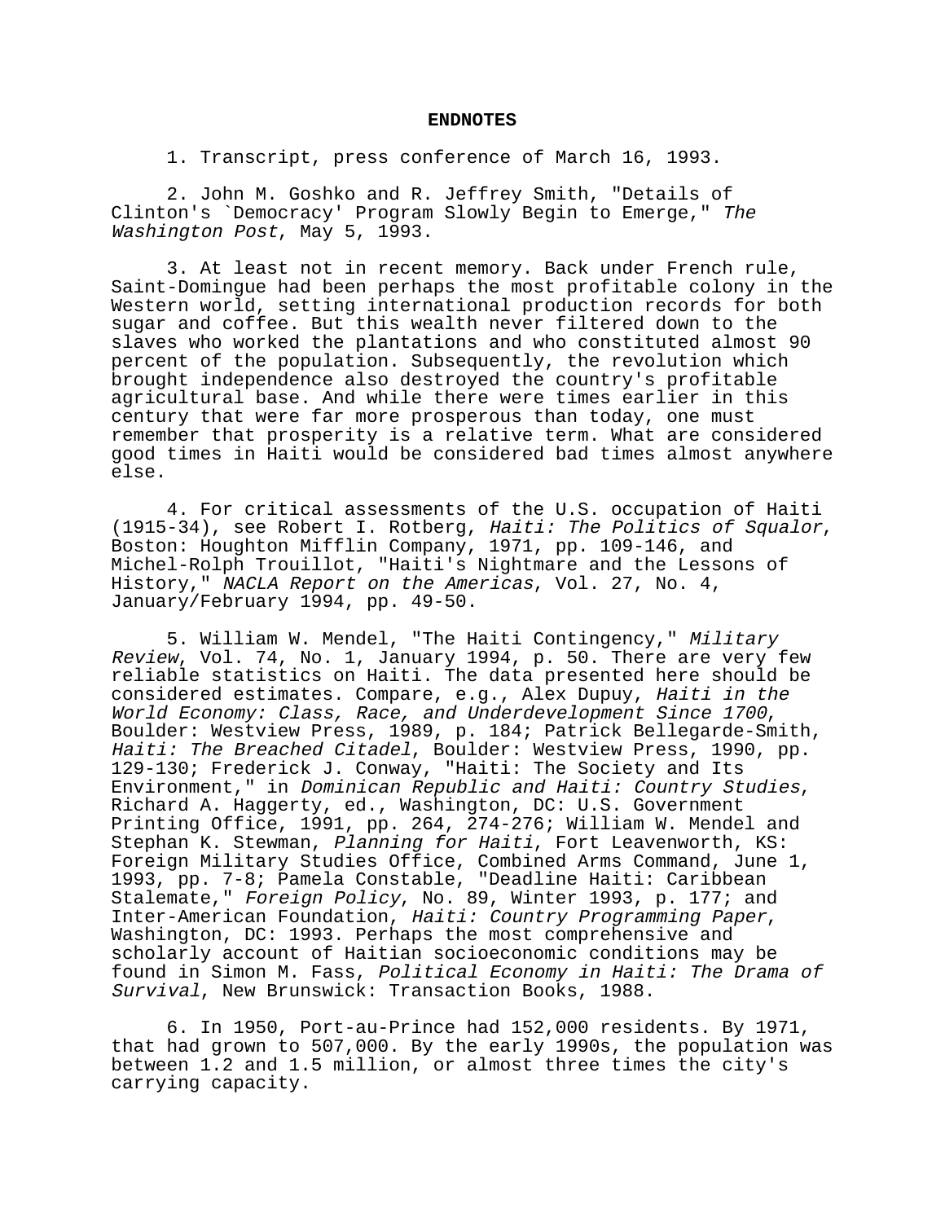**ENDNOTES**

1. Transcript, press conference of March 16, 1993.

2. John M. Goshko and R. Jeffrey Smith, "Details of Clinton's `Democracy' Program Slowly Begin to Emerge," *The Washington Post*, May 5, 1993.

3. At least not in recent memory. Back under French rule, Saint-Domingue had been perhaps the most profitable colony in the Western world, setting international production records for both sugar and coffee. But this wealth never filtered down to the slaves who worked the plantations and who constituted almost 90 percent of the population. Subsequently, the revolution which brought independence also destroyed the country's profitable agricultural base. And while there were times earlier in this century that were far more prosperous than today, one must remember that prosperity is a relative term. What are considered good times in Haiti would be considered bad times almost anywhere else.

4. For critical assessments of the U.S. occupation of Haiti (1915-34), see Robert I. Rotberg, *Haiti: The Politics of Squalor*, Boston: Houghton Mifflin Company, 1971, pp. 109-146, and Michel-Rolph Trouillot, "Haiti's Nightmare and the Lessons of History," *NACLA Report on the Americas*, Vol. 27, No. 4, January/February 1994, pp. 49-50.

5. William W. Mendel, "The Haiti Contingency," *Military Review*, Vol. 74, No. 1, January 1994, p. 50. There are very few reliable statistics on Haiti. The data presented here should be considered estimates. Compare, e.g., Alex Dupuy, *Haiti in the World Economy: Class, Race, and Underdevelopment Since 1700*, Boulder: Westview Press, 1989, p. 184; Patrick Bellegarde-Smith, *Haiti: The Breached Citadel*, Boulder: Westview Press, 1990, pp. 129-130; Frederick J. Conway, "Haiti: The Society and Its Environment," in *Dominican Republic and Haiti: Country Studies*, Richard A. Haggerty, ed., Washington, DC: U.S. Government Printing Office, 1991, pp. 264, 274-276; William W. Mendel and Stephan K. Stewman, *Planning for Haiti*, Fort Leavenworth, KS: Foreign Military Studies Office, Combined Arms Command, June 1, 1993, pp. 7-8; Pamela Constable, "Deadline Haiti: Caribbean Stalemate," *Foreign Policy*, No. 89, Winter 1993, p. 177; and Inter-American Foundation, *Haiti: Country Programming Paper*, Washington, DC: 1993. Perhaps the most comprehensive and scholarly account of Haitian socioeconomic conditions may be found in Simon M. Fass, *Political Economy in Haiti: The Drama of Survival*, New Brunswick: Transaction Books, 1988.

6. In 1950, Port-au-Prince had 152,000 residents. By 1971, that had grown to 507,000. By the early 1990s, the population was between 1.2 and 1.5 million, or almost three times the city's carrying capacity.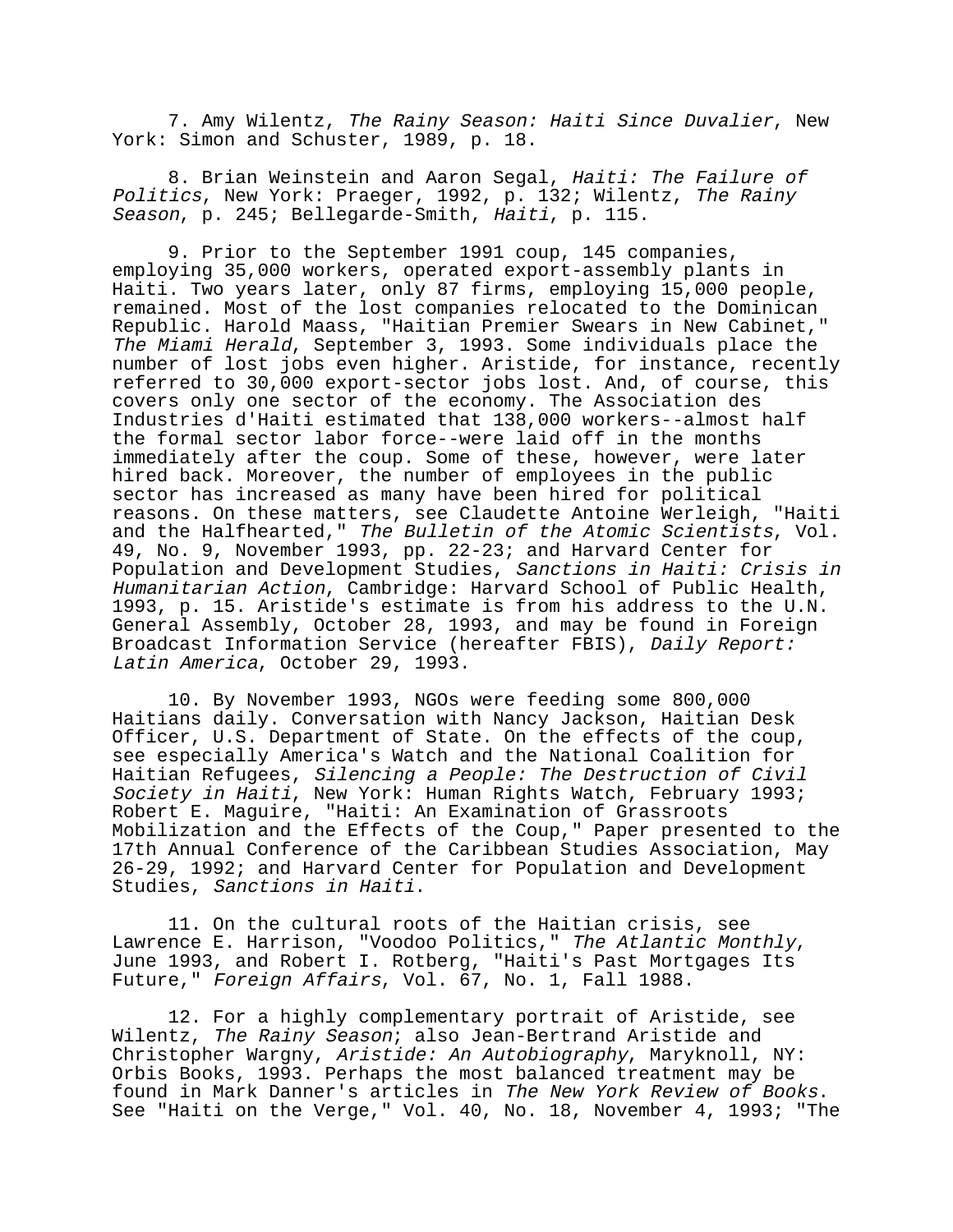7. Amy Wilentz, *The Rainy Season: Haiti Since Duvalier*, New York: Simon and Schuster, 1989, p. 18.

8. Brian Weinstein and Aaron Segal, *Haiti: The Failure of Politics*, New York: Praeger, 1992, p. 132; Wilentz, *The Rainy Season*, p. 245; Bellegarde-Smith, *Haiti*, p. 115.

9. Prior to the September 1991 coup, 145 companies, employing 35,000 workers, operated export-assembly plants in Haiti. Two years later, only 87 firms, employing 15,000 people, remained. Most of the lost companies relocated to the Dominican Republic. Harold Maass, "Haitian Premier Swears in New Cabinet," *The Miami Herald*, September 3, 1993. Some individuals place the number of lost jobs even higher. Aristide, for instance, recently referred to 30,000 export-sector jobs lost. And, of course, this covers only one sector of the economy. The Association des Industries d'Haiti estimated that 138,000 workers--almost half the formal sector labor force--were laid off in the months immediately after the coup. Some of these, however, were later hired back. Moreover, the number of employees in the public sector has increased as many have been hired for political reasons. On these matters, see Claudette Antoine Werleigh, "Haiti and the Halfhearted," *The Bulletin of the Atomic Scientists*, Vol. 49, No. 9, November 1993, pp. 22-23; and Harvard Center for Population and Development Studies, *Sanctions in Haiti: Crisis in Humanitarian Action*, Cambridge: Harvard School of Public Health, 1993, p. 15. Aristide's estimate is from his address to the U.N. General Assembly, October 28, 1993, and may be found in Foreign Broadcast Information Service (hereafter FBIS), *Daily Report: Latin America*, October 29, 1993.

10. By November 1993, NGOs were feeding some 800,000 Haitians daily. Conversation with Nancy Jackson, Haitian Desk Officer, U.S. Department of State. On the effects of the coup, see especially America's Watch and the National Coalition for Haitian Refugees, *Silencing a People: The Destruction of Civil Society in Haiti*, New York: Human Rights Watch, February 1993; Robert E. Maguire, "Haiti: An Examination of Grassroots Mobilization and the Effects of the Coup," Paper presented to the 17th Annual Conference of the Caribbean Studies Association, May 26-29, 1992; and Harvard Center for Population and Development Studies, *Sanctions in Haiti*.

11. On the cultural roots of the Haitian crisis, see Lawrence E. Harrison, "Voodoo Politics," *The Atlantic Monthly*, June 1993, and Robert I. Rotberg, "Haiti's Past Mortgages Its Future," *Foreign Affairs*, Vol. 67, No. 1, Fall 1988.

12. For a highly complementary portrait of Aristide, see Wilentz, *The Rainy Season*; also Jean-Bertrand Aristide and Christopher Wargny, *Aristide: An Autobiography*, Maryknoll, NY: Orbis Books, 1993. Perhaps the most balanced treatment may be found in Mark Danner's articles in *The New York Review of Books*. See "Haiti on the Verge," Vol. 40, No. 18, November 4, 1993; "The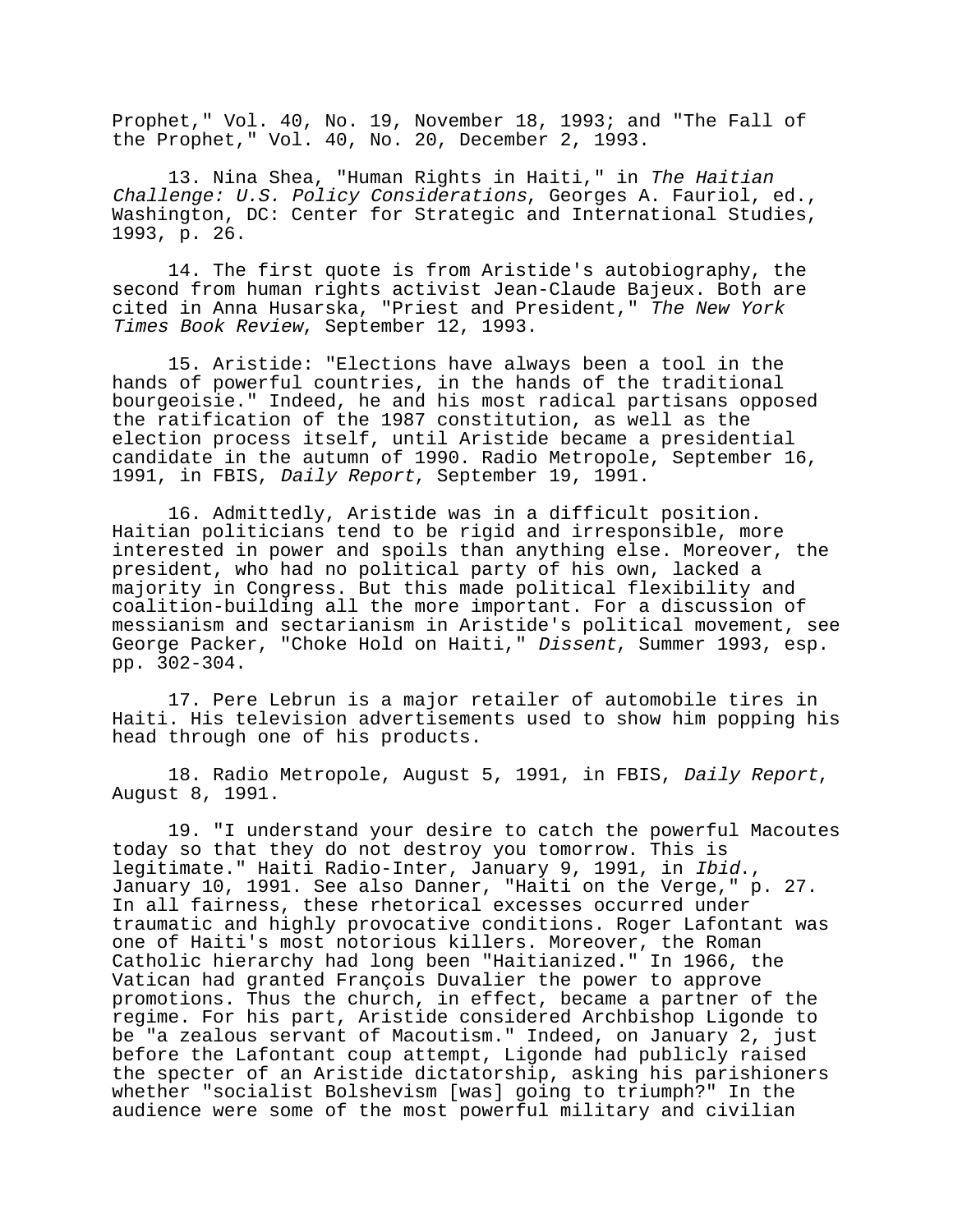Prophet," Vol. 40, No. 19, November 18, 1993; and "The Fall of the Prophet," Vol. 40, No. 20, December 2, 1993.

13. Nina Shea, "Human Rights in Haiti," in *The Haitian Challenge: U.S. Policy Considerations*, Georges A. Fauriol, ed., Washington, DC: Center for Strategic and International Studies, 1993, p. 26.

14. The first quote is from Aristide's autobiography, the second from human rights activist Jean-Claude Bajeux. Both are cited in Anna Husarska, "Priest and President," *The New York Times Book Review*, September 12, 1993.

15. Aristide: "Elections have always been a tool in the hands of powerful countries, in the hands of the traditional bourgeoisie." Indeed, he and his most radical partisans opposed the ratification of the 1987 constitution, as well as the election process itself, until Aristide became a presidential candidate in the autumn of 1990. Radio Metropole, September 16, 1991, in FBIS, *Daily Report*, September 19, 1991.

16. Admittedly, Aristide was in a difficult position. Haitian politicians tend to be rigid and irresponsible, more interested in power and spoils than anything else. Moreover, the president, who had no political party of his own, lacked a majority in Congress. But this made political flexibility and coalition-building all the more important. For a discussion of messianism and sectarianism in Aristide's political movement, see George Packer, "Choke Hold on Haiti," *Dissent*, Summer 1993, esp. pp. 302-304.

17. Pere Lebrun is a major retailer of automobile tires in Haiti. His television advertisements used to show him popping his head through one of his products.

18. Radio Metropole, August 5, 1991, in FBIS, *Daily Report*, August 8, 1991.

19. "I understand your desire to catch the powerful Macoutes today so that they do not destroy you tomorrow. This is legitimate." Haiti Radio-Inter, January 9, 1991, in *Ibid*., January 10, 1991. See also Danner, "Haiti on the Verge," p. 27. In all fairness, these rhetorical excesses occurred under traumatic and highly provocative conditions. Roger Lafontant was one of Haiti's most notorious killers. Moreover, the Roman Catholic hierarchy had long been "Haitianized." In 1966, the Vatican had granted François Duvalier the power to approve promotions. Thus the church, in effect, became a partner of the regime. For his part, Aristide considered Archbishop Ligonde to be "a zealous servant of Macoutism." Indeed, on January 2, just before the Lafontant coup attempt, Ligonde had publicly raised the specter of an Aristide dictatorship, asking his parishioners whether "socialist Bolshevism [was] going to triumph?" In the audience were some of the most powerful military and civilian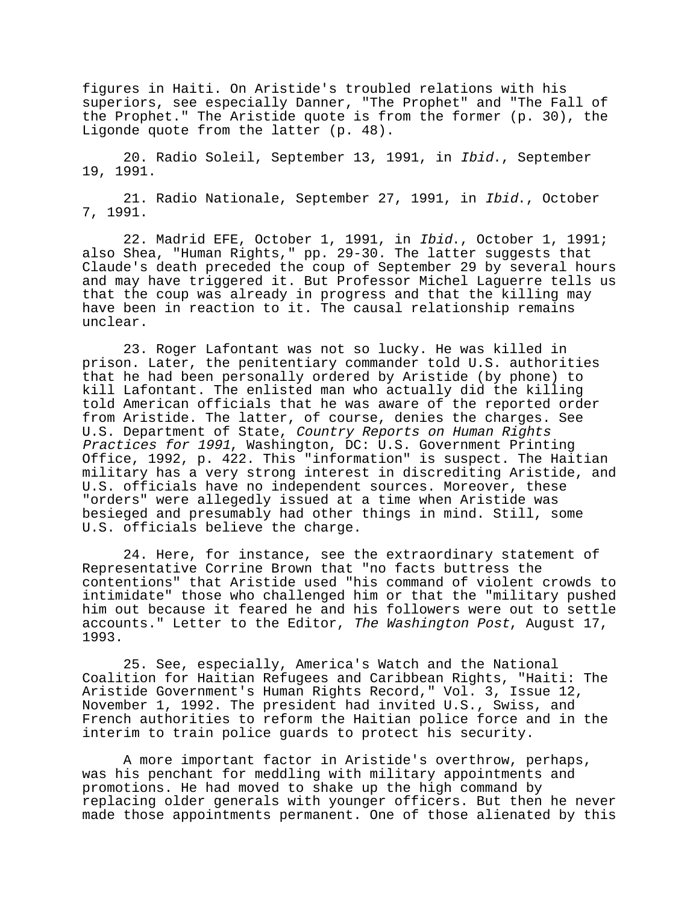figures in Haiti. On Aristide's troubled relations with his superiors, see especially Danner, "The Prophet" and "The Fall of the Prophet." The Aristide quote is from the former (p. 30), the Ligonde quote from the latter (p. 48).

20. Radio Soleil, September 13, 1991, in *Ibid*., September 19, 1991.

21. Radio Nationale, September 27, 1991, in *Ibid*., October 7, 1991.

22. Madrid EFE, October 1, 1991, in *Ibid*., October 1, 1991; also Shea, "Human Rights," pp. 29-30. The latter suggests that Claude's death preceded the coup of September 29 by several hours and may have triggered it. But Professor Michel Laguerre tells us that the coup was already in progress and that the killing may have been in reaction to it. The causal relationship remains unclear.

23. Roger Lafontant was not so lucky. He was killed in prison. Later, the penitentiary commander told U.S. authorities that he had been personally ordered by Aristide (by phone) to kill Lafontant. The enlisted man who actually did the killing told American officials that he was aware of the reported order from Aristide. The latter, of course, denies the charges. See U.S. Department of State, *Country Reports on Human Rights Practices for 1991*, Washington, DC: U.S. Government Printing Office, 1992, p. 422. This "information" is suspect. The Haitian military has a very strong interest in discrediting Aristide, and U.S. officials have no independent sources. Moreover, these "orders" were allegedly issued at a time when Aristide was besieged and presumably had other things in mind. Still, some U.S. officials believe the charge.

24. Here, for instance, see the extraordinary statement of Representative Corrine Brown that "no facts buttress the contentions" that Aristide used "his command of violent crowds to intimidate" those who challenged him or that the "military pushed him out because it feared he and his followers were out to settle accounts." Letter to the Editor, *The Washington Post*, August 17, 1993.

25. See, especially, America's Watch and the National Coalition for Haitian Refugees and Caribbean Rights, "Haiti: The Aristide Government's Human Rights Record," Vol. 3, Issue 12, November 1, 1992. The president had invited U.S., Swiss, and French authorities to reform the Haitian police force and in the interim to train police guards to protect his security.

A more important factor in Aristide's overthrow, perhaps, was his penchant for meddling with military appointments and promotions. He had moved to shake up the high command by replacing older generals with younger officers. But then he never made those appointments permanent. One of those alienated by this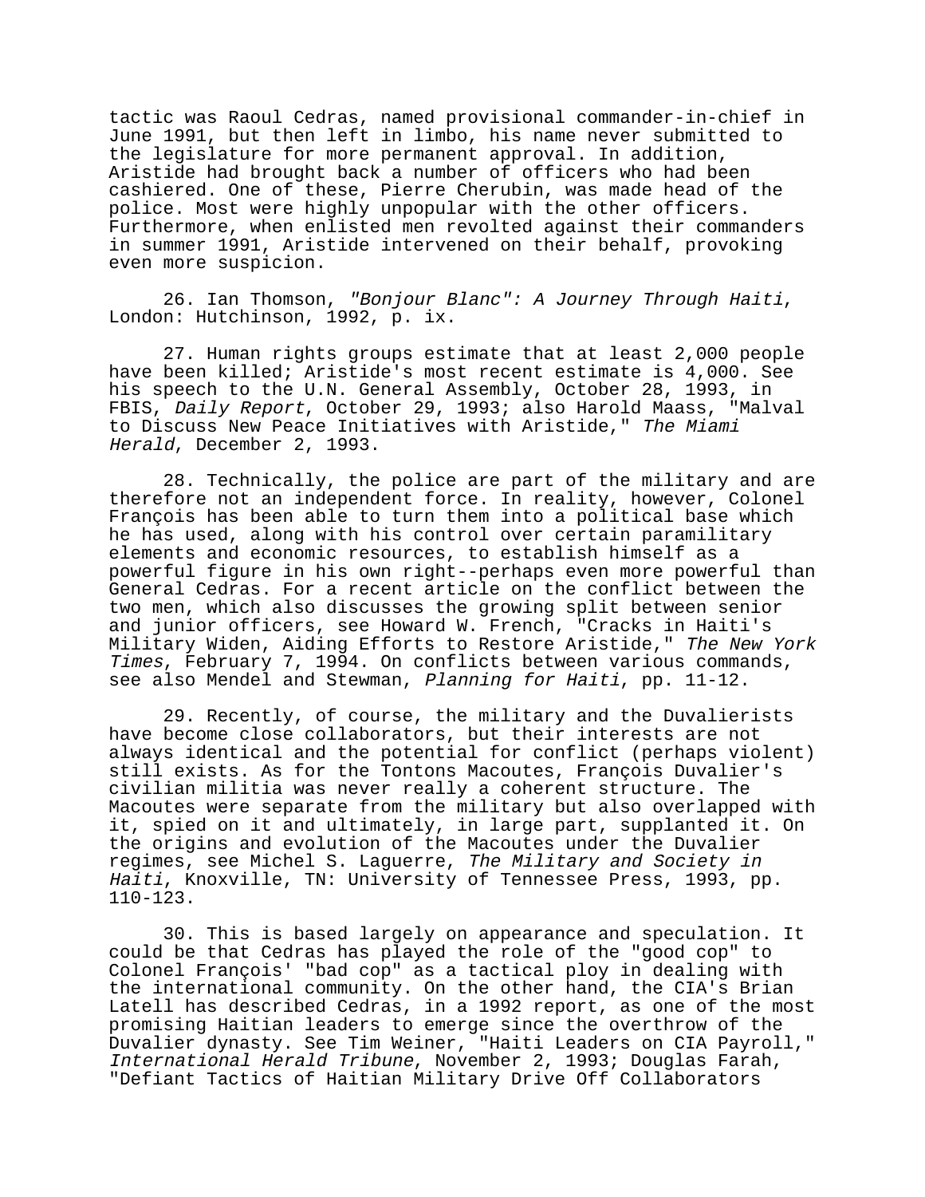tactic was Raoul Cedras, named provisional commander-in-chief in June 1991, but then left in limbo, his name never submitted to the legislature for more permanent approval. In addition, Aristide had brought back a number of officers who had been cashiered. One of these, Pierre Cherubin, was made head of the police. Most were highly unpopular with the other officers. Furthermore, when enlisted men revolted against their commanders in summer 1991, Aristide intervened on their behalf, provoking even more suspicion.

26. Ian Thomson, *"Bonjour Blanc": A Journey Through Haiti*, London: Hutchinson, 1992, p. ix.

27. Human rights groups estimate that at least 2,000 people have been killed; Aristide's most recent estimate is 4,000. See his speech to the U.N. General Assembly, October 28, 1993, in FBIS, *Daily Report*, October 29, 1993; also Harold Maass, "Malval to Discuss New Peace Initiatives with Aristide," *The Miami Herald*, December 2, 1993.

28. Technically, the police are part of the military and are therefore not an independent force. In reality, however, Colonel François has been able to turn them into a political base which he has used, along with his control over certain paramilitary elements and economic resources, to establish himself as a powerful figure in his own right--perhaps even more powerful than General Cedras. For a recent article on the conflict between the two men, which also discusses the growing split between senior and junior officers, see Howard W. French, "Cracks in Haiti's Military Widen, Aiding Efforts to Restore Aristide," *The New York Times*, February 7, 1994. On conflicts between various commands, see also Mendel and Stewman, *Planning for Haiti*, pp. 11-12.

29. Recently, of course, the military and the Duvalierists have become close collaborators, but their interests are not always identical and the potential for conflict (perhaps violent) still exists. As for the Tontons Macoutes, François Duvalier's civilian militia was never really a coherent structure. The Macoutes were separate from the military but also overlapped with it, spied on it and ultimately, in large part, supplanted it. On the origins and evolution of the Macoutes under the Duvalier regimes, see Michel S. Laguerre, *The Military and Society in Haiti*, Knoxville, TN: University of Tennessee Press, 1993, pp. 110-123.

30. This is based largely on appearance and speculation. It could be that Cedras has played the role of the "good cop" to Colonel François' "bad cop" as a tactical ploy in dealing with the international community. On the other hand, the CIA's Brian Latell has described Cedras, in a 1992 report, as one of the most promising Haitian leaders to emerge since the overthrow of the Duvalier dynasty. See Tim Weiner, "Haiti Leaders on CIA Payroll," *International Herald Tribune*, November 2, 1993; Douglas Farah, "Defiant Tactics of Haitian Military Drive Off Collaborators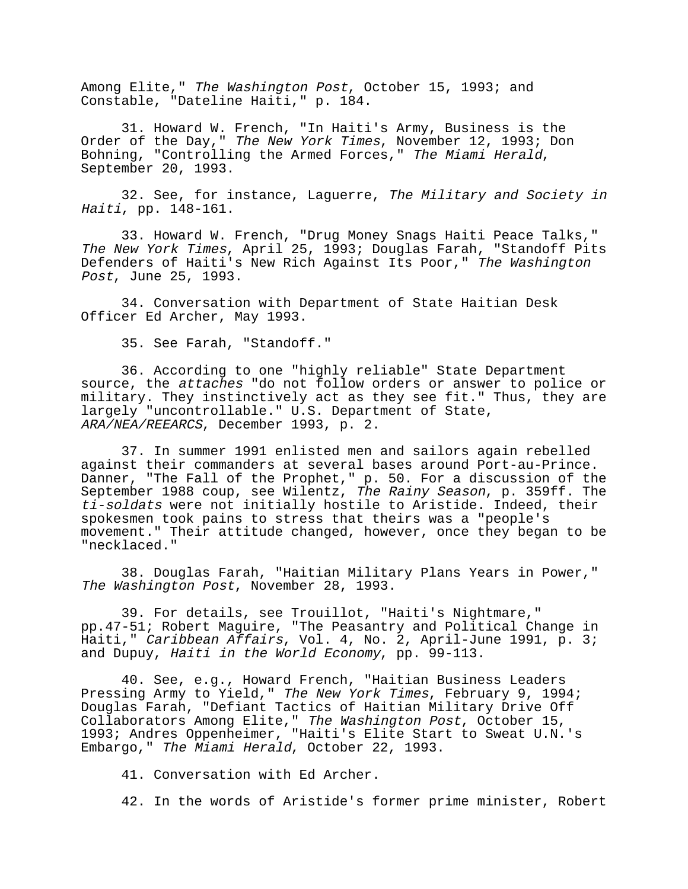Among Elite," *The Washington Post*, October 15, 1993; and Constable, "Dateline Haiti," p. 184.

31. Howard W. French, "In Haiti's Army, Business is the Order of the Day," *The New York Times*, November 12, 1993; Don Bohning, "Controlling the Armed Forces," *The Miami Herald*, September 20, 1993.

32. See, for instance, Laguerre, *The Military and Society in Haiti*, pp. 148-161.

33. Howard W. French, "Drug Money Snags Haiti Peace Talks," *The New York Times*, April 25, 1993; Douglas Farah, "Standoff Pits Defenders of Haiti's New Rich Against Its Poor," *The Washington Post*, June 25, 1993.

34. Conversation with Department of State Haitian Desk Officer Ed Archer, May 1993.

35. See Farah, "Standoff."

36. According to one "highly reliable" State Department source, the *attaches* "do not follow orders or answer to police or military. They instinctively act as they see fit." Thus, they are largely "uncontrollable." U.S. Department of State, *ARA/NEA/REEARCS*, December 1993, p. 2.

37. In summer 1991 enlisted men and sailors again rebelled against their commanders at several bases around Port-au-Prince. Danner, "The Fall of the Prophet," p. 50. For a discussion of the September 1988 coup, see Wilentz, *The Rainy Season*, p. 359ff. The *ti-soldats* were not initially hostile to Aristide. Indeed, their spokesmen took pains to stress that theirs was a "people's movement." Their attitude changed, however, once they began to be "necklaced."

38. Douglas Farah, "Haitian Military Plans Years in Power," *The Washington Post*, November 28, 1993.

39. For details, see Trouillot, "Haiti's Nightmare," pp.47-51; Robert Maguire, "The Peasantry and Political Change in Haiti," *Caribbean Affairs*, Vol. 4, No. 2, April-June 1991, p. 3; and Dupuy, *Haiti in the World Economy*, pp. 99-113.

40. See, e.g., Howard French, "Haitian Business Leaders Pressing Army to Yield," *The New York Times*, February 9, 1994; Douglas Farah, "Defiant Tactics of Haitian Military Drive Off Collaborators Among Elite," *The Washington Post*, October 15, 1993; Andres Oppenheimer, "Haiti's Elite Start to Sweat U.N.'s Embargo," *The Miami Herald*, October 22, 1993.

41. Conversation with Ed Archer.

42. In the words of Aristide's former prime minister, Robert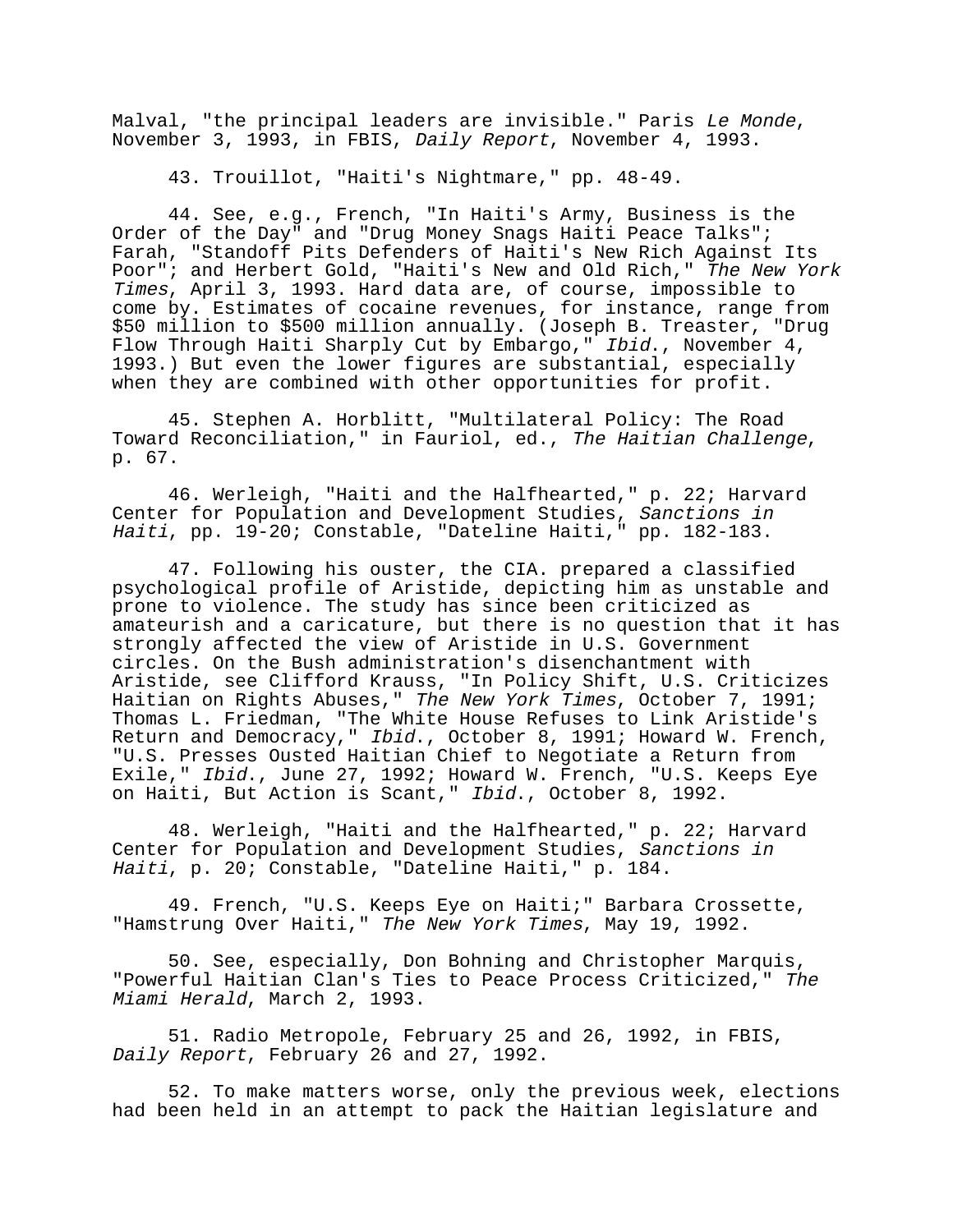Malval, "the principal leaders are invisible." Paris *Le Monde*, November 3, 1993, in FBIS, *Daily Report*, November 4, 1993.

43. Trouillot, "Haiti's Nightmare," pp. 48-49.

44. See, e.g., French, "In Haiti's Army, Business is the Order of the Day" and "Drug Money Snags Haiti Peace Talks"; Farah, "Standoff Pits Defenders of Haiti's New Rich Against Its Poor"; and Herbert Gold, "Haiti's New and Old Rich," *The New York Times*, April 3, 1993. Hard data are, of course, impossible to come by. Estimates of cocaine revenues, for instance, range from $50 million to $500 million annually. (Joseph B. Treaster, "Drug Flow Through Haiti Sharply Cut by Embargo," *Ibid*., November 4, 1993.) But even the lower figures are substantial, especially when they are combined with other opportunities for profit.

45. Stephen A. Horblitt, "Multilateral Policy: The Road Toward Reconciliation," in Fauriol, ed., *The Haitian Challenge*, p. 67.

46. Werleigh, "Haiti and the Halfhearted," p. 22; Harvard Center for Population and Development Studies, *Sanctions in Haiti*, pp. 19-20; Constable, "Dateline Haiti," pp. 182-183.

47. Following his ouster, the CIA. prepared a classified psychological profile of Aristide, depicting him as unstable and prone to violence. The study has since been criticized as amateurish and a caricature, but there is no question that it has strongly affected the view of Aristide in U.S. Government circles. On the Bush administration's disenchantment with Aristide, see Clifford Krauss, "In Policy Shift, U.S. Criticizes Haitian on Rights Abuses," *The New York Times*, October 7, 1991; Thomas L. Friedman, "The White House Refuses to Link Aristide's Return and Democracy," *Ibid*., October 8, 1991; Howard W. French, "U.S. Presses Ousted Haitian Chief to Negotiate a Return from Exile," *Ibid*., June 27, 1992; Howard W. French, "U.S. Keeps Eye on Haiti, But Action is Scant," *Ibid*., October 8, 1992.

48. Werleigh, "Haiti and the Halfhearted," p. 22; Harvard Center for Population and Development Studies, *Sanctions in Haiti*, p. 20; Constable, "Dateline Haiti," p. 184.

49. French, "U.S. Keeps Eye on Haiti;" Barbara Crossette, "Hamstrung Over Haiti," *The New York Times*, May 19, 1992.

50. See, especially, Don Bohning and Christopher Marquis, "Powerful Haitian Clan's Ties to Peace Process Criticized," *The Miami Herald*, March 2, 1993.

51. Radio Metropole, February 25 and 26, 1992, in FBIS, *Daily Report*, February 26 and 27, 1992.

52. To make matters worse, only the previous week, elections had been held in an attempt to pack the Haitian legislature and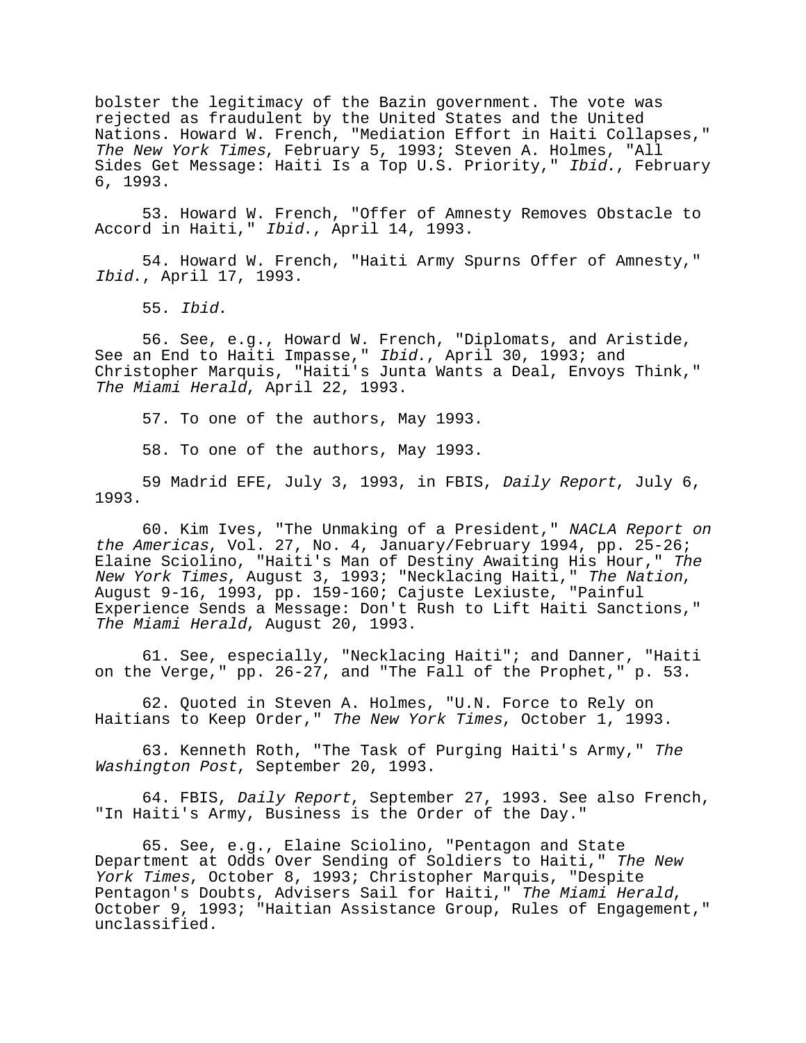bolster the legitimacy of the Bazin government. The vote was rejected as fraudulent by the United States and the United Nations. Howard W. French, "Mediation Effort in Haiti Collapses," *The New York Times*, February 5, 1993; Steven A. Holmes, "All Sides Get Message: Haiti Is a Top U.S. Priority," *Ibid*., February 6, 1993.

53. Howard W. French, "Offer of Amnesty Removes Obstacle to Accord in Haiti," *Ibid*., April 14, 1993.

54. Howard W. French, "Haiti Army Spurns Offer of Amnesty," *Ibid*., April 17, 1993.

55. *Ibid*.

56. See, e.g., Howard W. French, "Diplomats, and Aristide, See an End to Haiti Impasse," *Ibid*., April 30, 1993; and Christopher Marquis, "Haiti's Junta Wants a Deal, Envoys Think," *The Miami Herald*, April 22, 1993.

57. To one of the authors, May 1993.

58. To one of the authors, May 1993.

59 Madrid EFE, July 3, 1993, in FBIS, *Daily Report*, July 6, 1993.

60. Kim Ives, "The Unmaking of a President," *NACLA Report on the Americas*, Vol. 27, No. 4, January/February 1994, pp. 25-26; Elaine Sciolino, "Haiti's Man of Destiny Awaiting His Hour," *The New York Times*, August 3, 1993; "Necklacing Haiti," *The Nation*, August 9-16, 1993, pp. 159-160; Cajuste Lexiuste, "Painful Experience Sends a Message: Don't Rush to Lift Haiti Sanctions," *The Miami Herald*, August 20, 1993.

61. See, especially, "Necklacing Haiti"; and Danner, "Haiti on the Verge," pp. 26-27, and "The Fall of the Prophet," p. 53.

62. Quoted in Steven A. Holmes, "U.N. Force to Rely on Haitians to Keep Order," *The New York Times*, October 1, 1993.

63. Kenneth Roth, "The Task of Purging Haiti's Army," *The Washington Post*, September 20, 1993.

64. FBIS, *Daily Report*, September 27, 1993. See also French, "In Haiti's Army, Business is the Order of the Day."

65. See, e.g., Elaine Sciolino, "Pentagon and State Department at Odds Over Sending of Soldiers to Haiti," *The New York Times*, October 8, 1993; Christopher Marquis, "Despite Pentagon's Doubts, Advisers Sail for Haiti," *The Miami Herald*, October 9, 1993; "Haitian Assistance Group, Rules of Engagement," unclassified.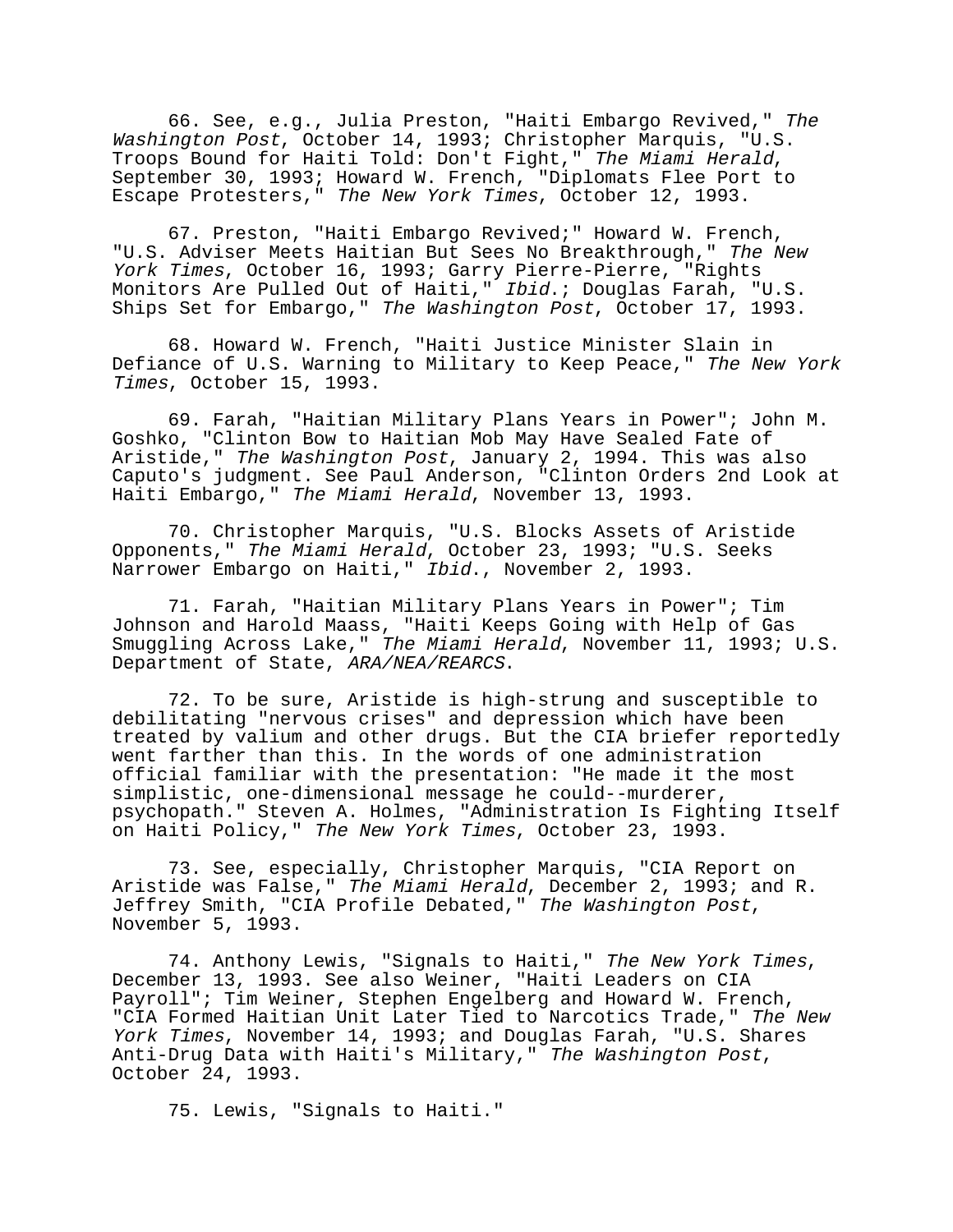66. See, e.g., Julia Preston, "Haiti Embargo Revived," *The Washington Post*, October 14, 1993; Christopher Marquis, "U.S. Troops Bound for Haiti Told: Don't Fight," *The Miami Herald*, September 30, 1993; Howard W. French, "Diplomats Flee Port to Escape Protesters," *The New York Times*, October 12, 1993.

67. Preston, "Haiti Embargo Revived;" Howard W. French, "U.S. Adviser Meets Haitian But Sees No Breakthrough," *The New York Times*, October 16, 1993; Garry Pierre-Pierre, "Rights Monitors Are Pulled Out of Haiti," *Ibid*.; Douglas Farah, "U.S. Ships Set for Embargo," *The Washington Post*, October 17, 1993.

68. Howard W. French, "Haiti Justice Minister Slain in Defiance of U.S. Warning to Military to Keep Peace," *The New York Times*, October 15, 1993.

69. Farah, "Haitian Military Plans Years in Power"; John M. Goshko, "Clinton Bow to Haitian Mob May Have Sealed Fate of Aristide," *The Washington Post*, January 2, 1994. This was also Caputo's judgment. See Paul Anderson, "Clinton Orders 2nd Look at Haiti Embargo," *The Miami Herald*, November 13, 1993.

70. Christopher Marquis, "U.S. Blocks Assets of Aristide Opponents," *The Miami Herald*, October 23, 1993; "U.S. Seeks Narrower Embargo on Haiti," *Ibid*., November 2, 1993.

71. Farah, "Haitian Military Plans Years in Power"; Tim Johnson and Harold Maass, "Haiti Keeps Going with Help of Gas Smuggling Across Lake," *The Miami Herald*, November 11, 1993; U.S. Department of State, *ARA/NEA/REARCS*.

72. To be sure, Aristide is high-strung and susceptible to debilitating "nervous crises" and depression which have been treated by valium and other drugs. But the CIA briefer reportedly went farther than this. In the words of one administration official familiar with the presentation: "He made it the most simplistic, one-dimensional message he could--murderer, psychopath." Steven A. Holmes, "Administration Is Fighting Itself on Haiti Policy," *The New York Times*, October 23, 1993.

73. See, especially, Christopher Marquis, "CIA Report on Aristide was False," *The Miami Herald*, December 2, 1993; and R. Jeffrey Smith, "CIA Profile Debated," *The Washington Post*, November 5, 1993.

74. Anthony Lewis, "Signals to Haiti," *The New York Times*, December 13, 1993. See also Weiner, "Haiti Leaders on CIA Payroll"; Tim Weiner, Stephen Engelberg and Howard W. French, "CIA Formed Haitian Unit Later Tied to Narcotics Trade," *The New York Times*, November 14, 1993; and Douglas Farah, "U.S. Shares Anti-Drug Data with Haiti's Military," *The Washington Post*, October 24, 1993.

75. Lewis, "Signals to Haiti."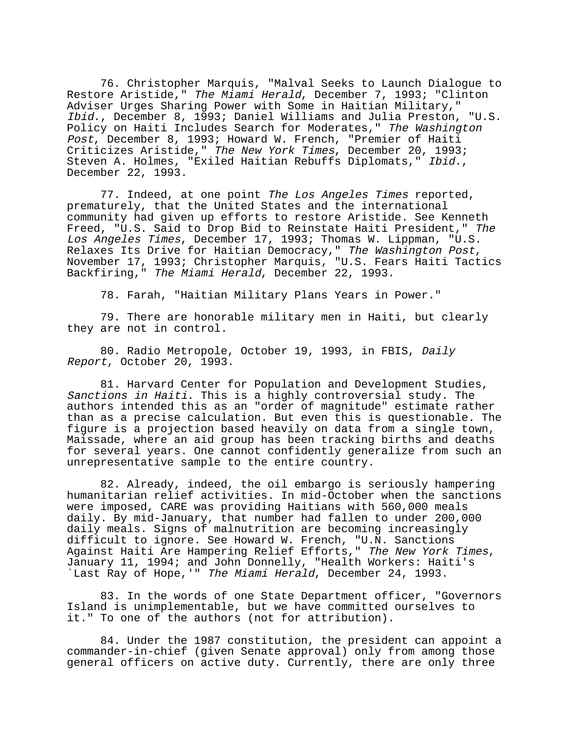76. Christopher Marquis, "Malval Seeks to Launch Dialogue to Restore Aristide," *The Miami Herald*, December 7, 1993; "Clinton Adviser Urges Sharing Power with Some in Haitian Military," *Ibid*., December 8, 1993; Daniel Williams and Julia Preston, "U.S. Policy on Haiti Includes Search for Moderates," *The Washington Post*, December 8, 1993; Howard W. French, "Premier of Haiti Criticizes Aristide," *The New York Times*, December 20, 1993; Steven A. Holmes, "Exiled Haitian Rebuffs Diplomats," *Ibid*., December 22, 1993.

77. Indeed, at one point *The Los Angeles Times* reported, prematurely, that the United States and the international community had given up efforts to restore Aristide. See Kenneth Freed, "U.S. Said to Drop Bid to Reinstate Haiti President," *The Los Angeles Times*, December 17, 1993; Thomas W. Lippman, "U.S. Relaxes Its Drive for Haitian Democracy," *The Washington Post*, November 17, 1993; Christopher Marquis, "U.S. Fears Haiti Tactics Backfiring," *The Miami Herald*, December 22, 1993.

78. Farah, "Haitian Military Plans Years in Power."

79. There are honorable military men in Haiti, but clearly they are not in control.

80. Radio Metropole, October 19, 1993, in FBIS, *Daily Report*, October 20, 1993.

81. Harvard Center for Population and Development Studies, *Sanctions in Haiti*. This is a highly controversial study. The authors intended this as an "order of magnitude" estimate rather than as a precise calculation. But even this is questionable. The figure is a projection based heavily on data from a single town, Maissade, where an aid group has been tracking births and deaths for several years. One cannot confidently generalize from such an unrepresentative sample to the entire country.

82. Already, indeed, the oil embargo is seriously hampering humanitarian relief activities. In mid-October when the sanctions were imposed, CARE was providing Haitians with 560,000 meals daily. By mid-January, that number had fallen to under 200,000 daily meals. Signs of malnutrition are becoming increasingly difficult to ignore. See Howard W. French, "U.N. Sanctions Against Haiti Are Hampering Relief Efforts," *The New York Times*, January 11, 1994; and John Donnelly, "Health Workers: Haiti's `Last Ray of Hope,'" *The Miami Herald*, December 24, 1993.

83. In the words of one State Department officer, "Governors Island is unimplementable, but we have committed ourselves to it." To one of the authors (not for attribution).

84. Under the 1987 constitution, the president can appoint a commander-in-chief (given Senate approval) only from among those general officers on active duty. Currently, there are only three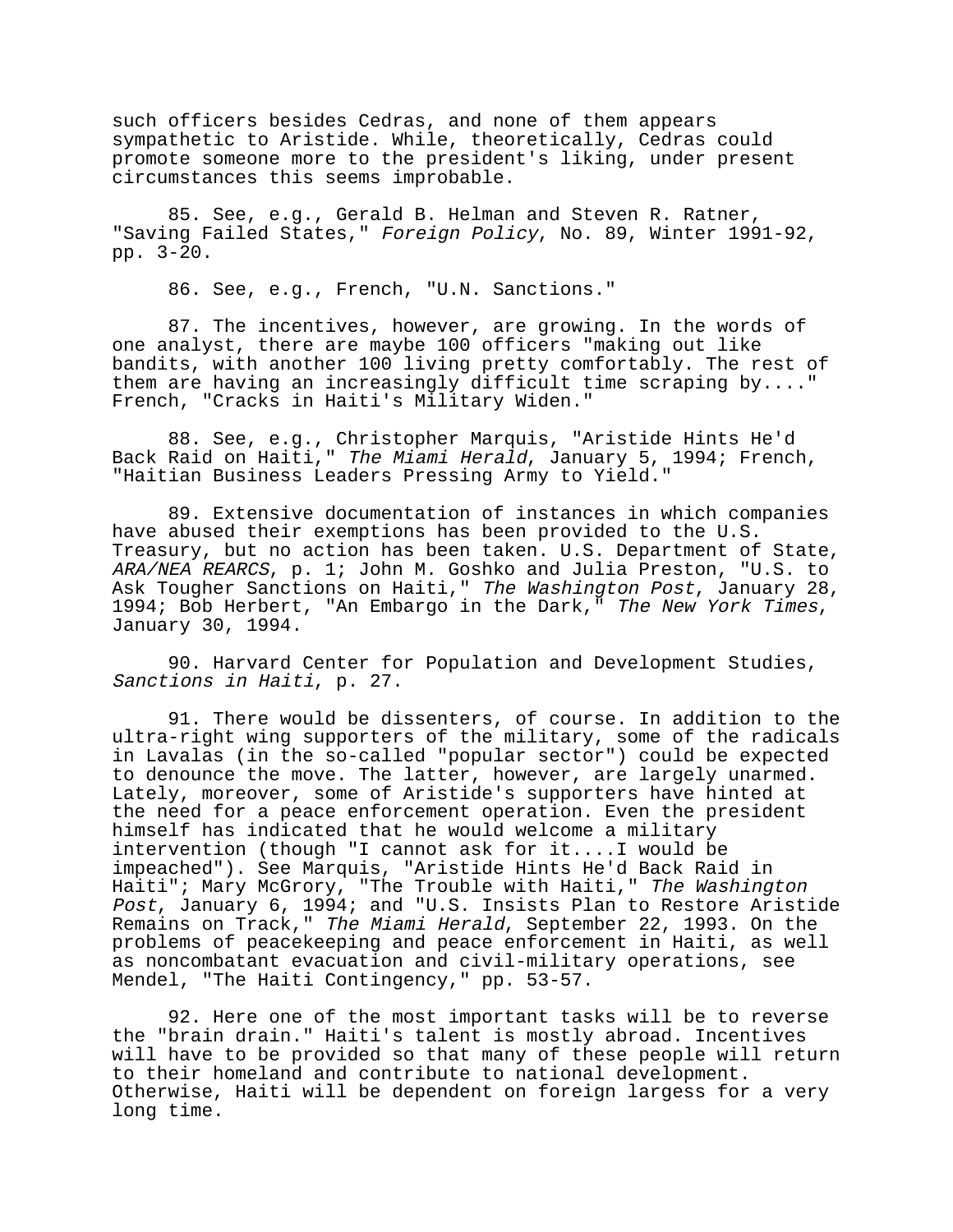such officers besides Cedras, and none of them appears sympathetic to Aristide. While, theoretically, Cedras could promote someone more to the president's liking, under present circumstances this seems improbable.

85. See, e.g., Gerald B. Helman and Steven R. Ratner, "Saving Failed States," *Foreign Policy*, No. 89, Winter 1991-92, pp. 3-20.

86. See, e.g., French, "U.N. Sanctions."

87. The incentives, however, are growing. In the words of one analyst, there are maybe 100 officers "making out like bandits, with another 100 living pretty comfortably. The rest of them are having an increasingly difficult time scraping by...." French, "Cracks in Haiti's Military Widen."

88. See, e.g., Christopher Marquis, "Aristide Hints He'd Back Raid on Haiti," *The Miami Herald*, January 5, 1994; French, "Haitian Business Leaders Pressing Army to Yield."

89. Extensive documentation of instances in which companies have abused their exemptions has been provided to the U.S. Treasury, but no action has been taken. U.S. Department of State, *ARA/NEA REARCS*, p. 1; John M. Goshko and Julia Preston, "U.S. to Ask Tougher Sanctions on Haiti," *The Washington Post*, January 28, 1994; Bob Herbert, "An Embargo in the Dark," *The New York Times*, January 30, 1994.

90. Harvard Center for Population and Development Studies, *Sanctions in Haiti*, p. 27.

91. There would be dissenters, of course. In addition to the ultra-right wing supporters of the military, some of the radicals in Lavalas (in the so-called "popular sector") could be expected to denounce the move. The latter, however, are largely unarmed. Lately, moreover, some of Aristide's supporters have hinted at the need for a peace enforcement operation. Even the president himself has indicated that he would welcome a military intervention (though "I cannot ask for it....I would be impeached"). See Marquis, "Aristide Hints He'd Back Raid in Haiti"; Mary McGrory, "The Trouble with Haiti," *The Washington Post*, January 6, 1994; and "U.S. Insists Plan to Restore Aristide Remains on Track," *The Miami Herald*, September 22, 1993. On the problems of peacekeeping and peace enforcement in Haiti, as well as noncombatant evacuation and civil-military operations, see Mendel, "The Haiti Contingency," pp. 53-57.

92. Here one of the most important tasks will be to reverse the "brain drain." Haiti's talent is mostly abroad. Incentives will have to be provided so that many of these people will return to their homeland and contribute to national development. Otherwise, Haiti will be dependent on foreign largess for a very long time.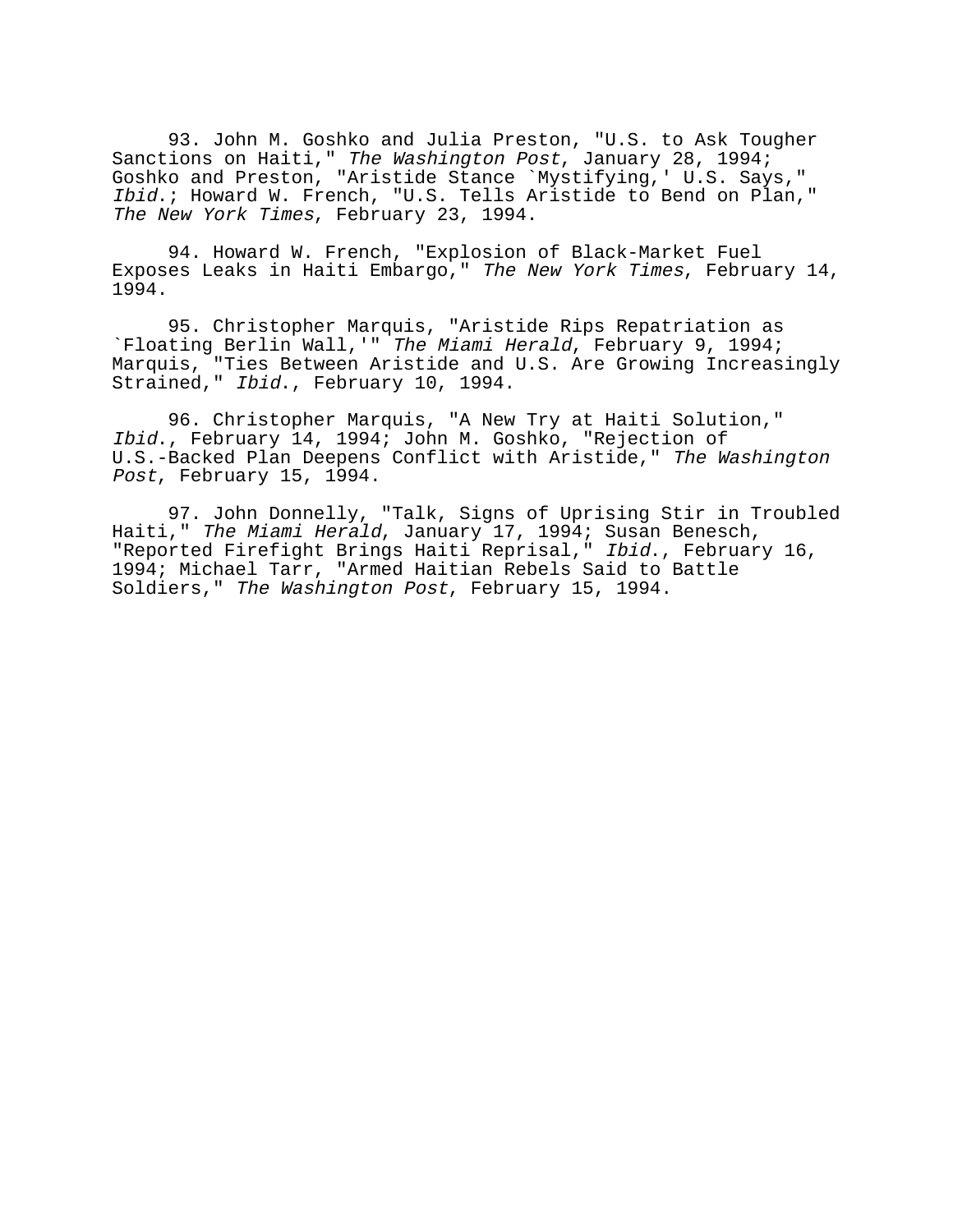93. John M. Goshko and Julia Preston, "U.S. to Ask Tougher Sanctions on Haiti," *The Washington Post*, January 28, 1994; Goshko and Preston, "Aristide Stance `Mystifying,' U.S. Says," *Ibid*.; Howard W. French, "U.S. Tells Aristide to Bend on Plan," *The New York Times*, February 23, 1994.

94. Howard W. French, "Explosion of Black-Market Fuel Exposes Leaks in Haiti Embargo," *The New York Times*, February 14, 1994.

95. Christopher Marquis, "Aristide Rips Repatriation as `Floating Berlin Wall,'" *The Miami Herald*, February 9, 1994; Marquis, "Ties Between Aristide and U.S. Are Growing Increasingly Strained," *Ibid*., February 10, 1994.

96. Christopher Marquis, "A New Try at Haiti Solution," *Ibid*., February 14, 1994; John M. Goshko, "Rejection of U.S.-Backed Plan Deepens Conflict with Aristide," *The Washington Post*, February 15, 1994.

97. John Donnelly, "Talk, Signs of Uprising Stir in Troubled Haiti," *The Miami Herald*, January 17, 1994; Susan Benesch, "Reported Firefight Brings Haiti Reprisal," *Ibid*., February 16, 1994; Michael Tarr, "Armed Haitian Rebels Said to Battle Soldiers," *The Washington Post*, February 15, 1994.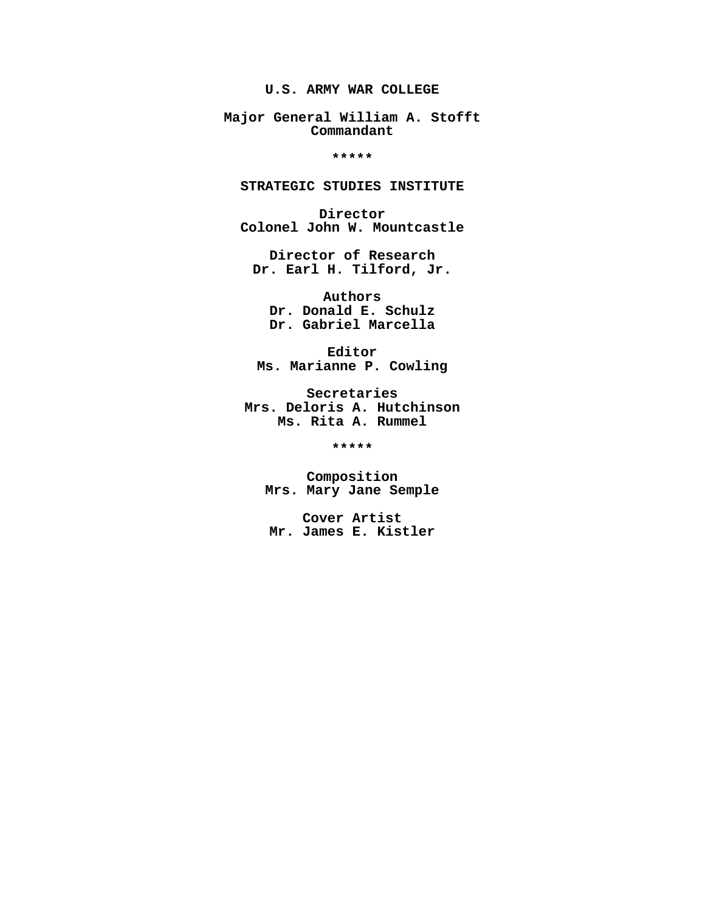**U.S. ARMY WAR COLLEGE**

**Major General William A. Stofft**
**Commandant**

*****

**STRATEGIC STUDIES INSTITUTE**

**Director**
**Colonel John W. Mountcastle**

**Director of Research**
**Dr. Earl H. Tilford, Jr.**

**Authors**
**Dr. Donald E. Schulz**
**Dr. Gabriel Marcella**

**Editor**
**Ms. Marianne P. Cowling**

**Secretaries**
**Mrs. Deloris A. Hutchinson**
**Ms. Rita A. Rummel**

*****

**Composition**
**Mrs. Mary Jane Semple**

**Cover Artist**
**Mr. James E. Kistler**